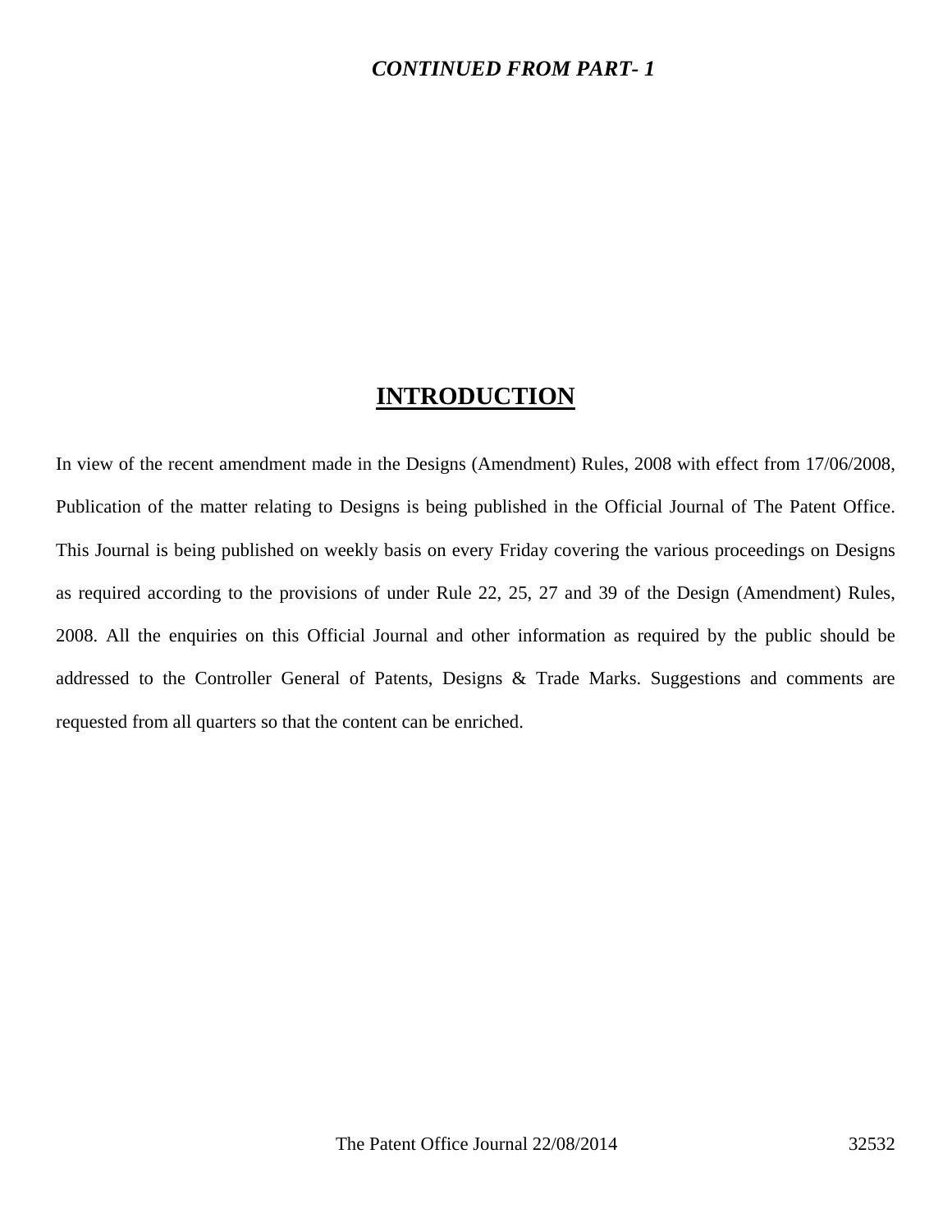***CONTINUED FROM PART- 1***

# INTRODUCTION

In view of the recent amendment made in the Designs (Amendment) Rules, 2008 with effect from 17/06/2008, Publication of the matter relating to Designs is being published in the Official Journal of The Patent Office. This Journal is being published on weekly basis on every Friday covering the various proceedings on Designs as required according to the provisions of under Rule 22, 25, 27 and 39 of the Design (Amendment) Rules, 2008. All the enquiries on this Official Journal and other information as required by the public should be addressed to the Controller General of Patents, Designs & Trade Marks. Suggestions and comments are requested from all quarters so that the content can be enriched.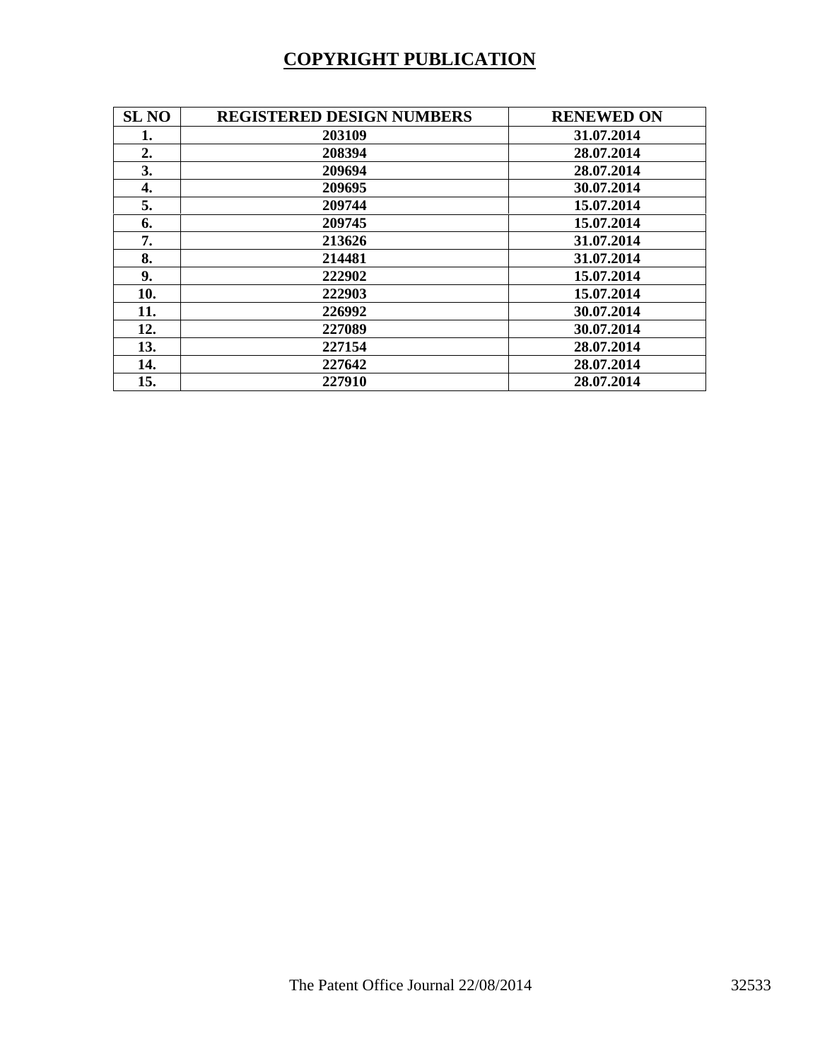# COPYRIGHT PUBLICATION

| SL NO | REGISTERED DESIGN NUMBERS | RENEWED ON |
|---|---|---|
| 1. | 203109 | 31.07.2014 |
| 2. | 208394 | 28.07.2014 |
| 3. | 209694 | 28.07.2014 |
| 4. | 209695 | 30.07.2014 |
| 5. | 209744 | 15.07.2014 |
| 6. | 209745 | 15.07.2014 |
| 7. | 213626 | 31.07.2014 |
| 8. | 214481 | 31.07.2014 |
| 9. | 222902 | 15.07.2014 |
| 10. | 222903 | 15.07.2014 |
| 11. | 226992 | 30.07.2014 |
| 12. | 227089 | 30.07.2014 |
| 13. | 227154 | 28.07.2014 |
| 14. | 227642 | 28.07.2014 |
| 15. | 227910 | 28.07.2014 |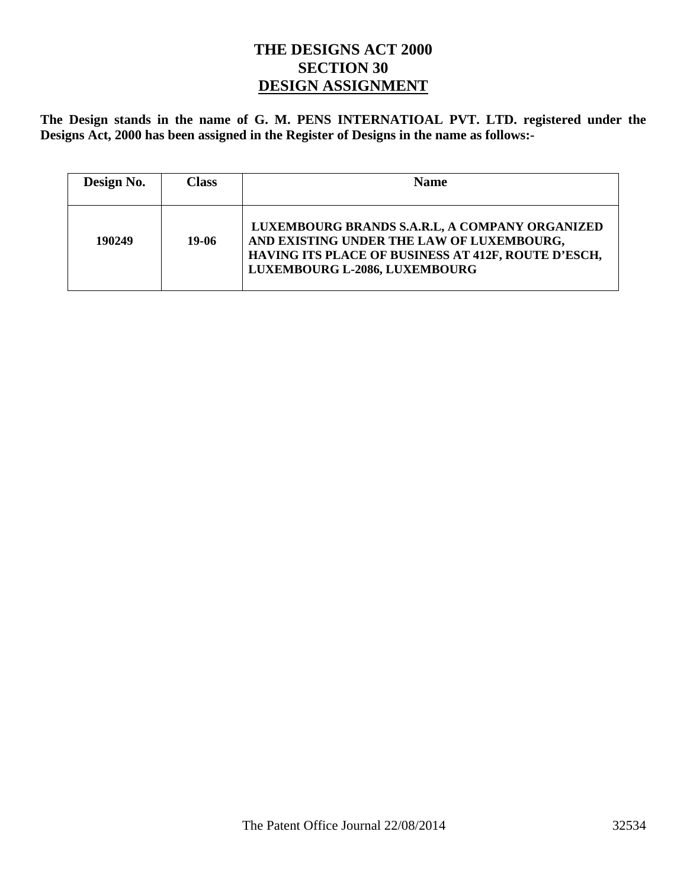# THE DESIGNS ACT 2000
## SECTION 30
## DESIGN ASSIGNMENT

**The Design stands in the name of G. M. PENS INTERNATIOAL PVT. LTD. registered under the Designs Act, 2000 has been assigned in the Register of Designs in the name as follows:-**

| Design No. | Class | Name |
|---|---|---|
| 190249 | 19-06 | LUXEMBOURG BRANDS S.A.R.L, A COMPANY ORGANIZED AND EXISTING UNDER THE LAW OF LUXEMBOURG, HAVING ITS PLACE OF BUSINESS AT 412F, ROUTE D'ESCH, LUXEMBOURG L-2086, LUXEMBOURG |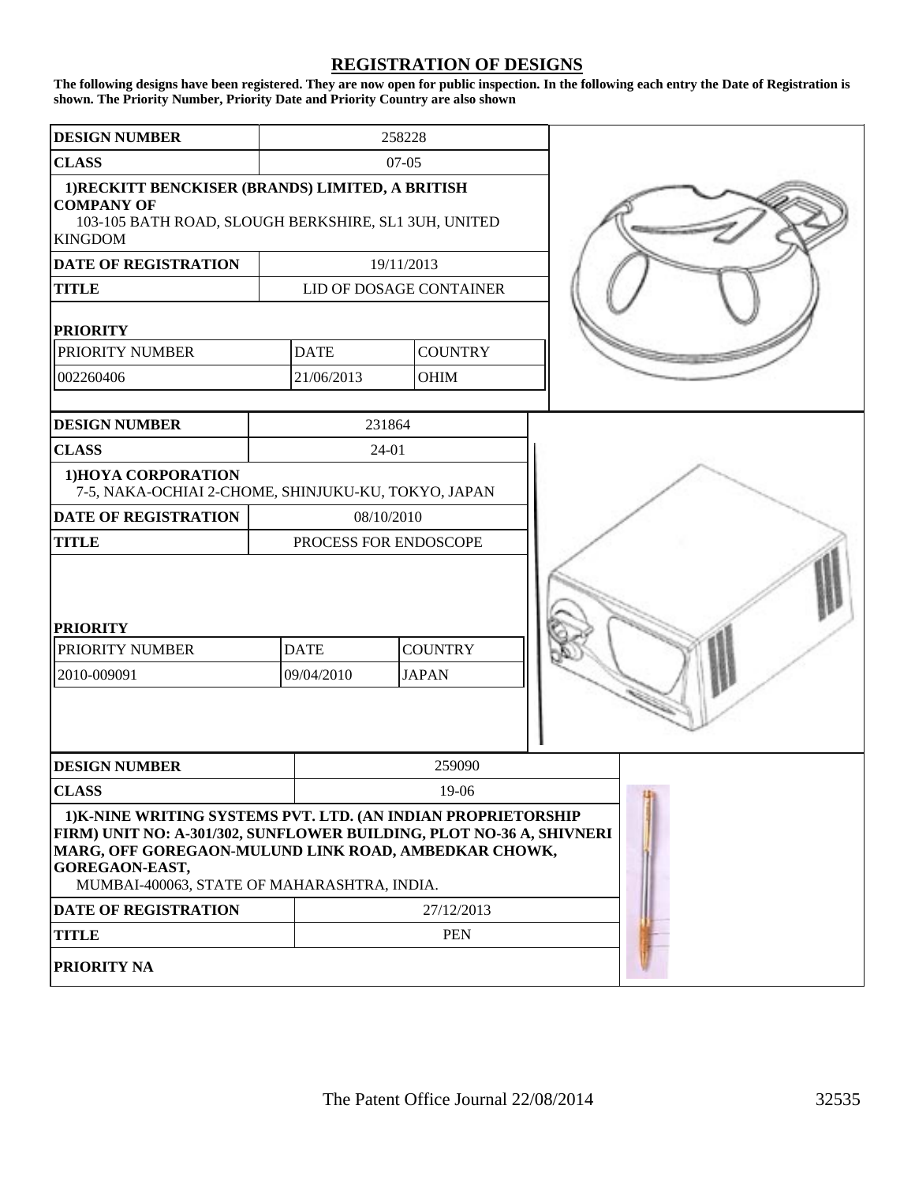# REGISTRATION OF DESIGNS

**The following designs have been registered. They are now open for public inspection. In the following each entry the Date of Registration is shown. The Priority Number, Priority Date and Priority Country are also shown**

| **DESIGN NUMBER** | 258228 | |
|---|---|---|
| **CLASS** | 07-05 | |

**1)RECKITT BENCKISER (BRANDS) LIMITED, A BRITISH COMPANY OF**
103-105 BATH ROAD, SLOUGH BERKSHIRE, SL1 3UH, UNITED KINGDOM

| **DATE OF REGISTRATION** | 19/11/2013 |
|---|---|
| **TITLE** | LID OF DOSAGE CONTAINER |

**PRIORITY**

| PRIORITY NUMBER | DATE | COUNTRY |
|---|---|---|
| 002260406 | 21/06/2013 | OHIM |

| **DESIGN NUMBER** | 231864 |
|---|---|
| **CLASS** | 24-01 |

**1)HOYA CORPORATION**
7-5, NAKA-OCHIAI 2-CHOME, SHINJUKU-KU, TOKYO, JAPAN

| **DATE OF REGISTRATION** | 08/10/2010 |
|---|---|
| **TITLE** | PROCESS FOR ENDOSCOPE |

**PRIORITY**

| PRIORITY NUMBER | DATE | COUNTRY |
|---|---|---|
| 2010-009091 | 09/04/2010 | JAPAN |

| **DESIGN NUMBER** | 259090 |
|---|---|
| **CLASS** | 19-06 |

**1)K-NINE WRITING SYSTEMS PVT. LTD. (AN INDIAN PROPRIETORSHIP FIRM) UNIT NO: A-301/302, SUNFLOWER BUILDING, PLOT NO-36 A, SHIVNERI MARG, OFF GOREGAON-MULUND LINK ROAD, AMBEDKAR CHOWK, GOREGAON-EAST,**
MUMBAI-400063, STATE OF MAHARASHTRA, INDIA.

| **DATE OF REGISTRATION** | 27/12/2013 |
|---|---|
| **TITLE** | PEN |

**PRIORITY NA**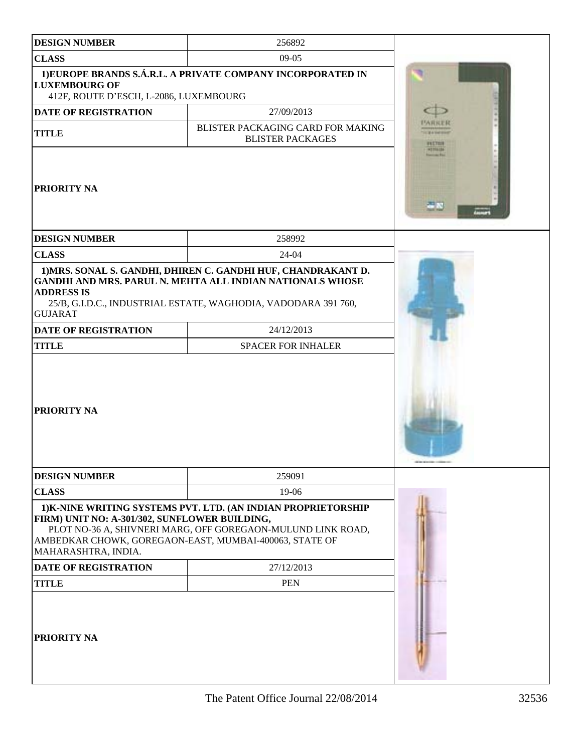| DESIGN NUMBER | 256892 |
|---|---|
| CLASS | 09-05 |
| 1)EUROPE BRANDS S.Á.R.L. A PRIVATE COMPANY INCORPORATED IN LUXEMBOURG OF 412F, ROUTE D'ESCH, L-2086, LUXEMBOURG | |
| DATE OF REGISTRATION | 27/09/2013 |
| TITLE | BLISTER PACKAGING CARD FOR MAKING BLISTER PACKAGES |
| PRIORITY NA | |

| DESIGN NUMBER | 258992 |
|---|---|
| CLASS | 24-04 |
| 1)MRS. SONAL S. GANDHI, DHIREN C. GANDHI HUF, CHANDRAKANT D. GANDHI AND MRS. PARUL N. MEHTA ALL INDIAN NATIONALS WHOSE ADDRESS IS 25/B, G.I.D.C., INDUSTRIAL ESTATE, WAGHODIA, VADODARA 391 760, GUJARAT | |
| DATE OF REGISTRATION | 24/12/2013 |
| TITLE | SPACER FOR INHALER |
| PRIORITY NA | |

| DESIGN NUMBER | 259091 |
|---|---|
| CLASS | 19-06 |
| 1)K-NINE WRITING SYSTEMS PVT. LTD. (AN INDIAN PROPRIETORSHIP FIRM) UNIT NO: A-301/302, SUNFLOWER BUILDING, PLOT NO-36 A, SHIVNERI MARG, OFF GOREGAON-MULUND LINK ROAD, AMBEDKAR CHOWK, GOREGAON-EAST, MUMBAI-400063, STATE OF MAHARASHTRA, INDIA. | |
| DATE OF REGISTRATION | 27/12/2013 |
| TITLE | PEN |
| PRIORITY NA | |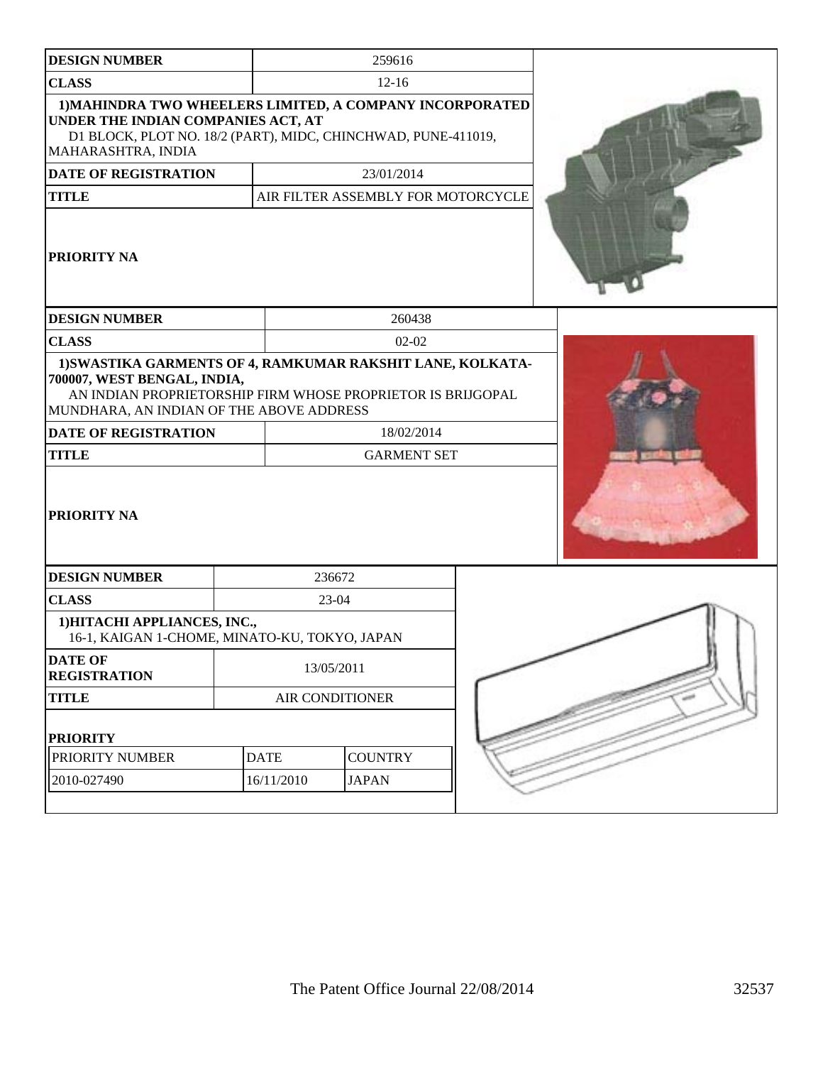| DESIGN NUMBER | 259616 |
|---|---|
| CLASS | 12-16 |
| 1)MAHINDRA TWO WHEELERS LIMITED, A COMPANY INCORPORATED UNDER THE INDIAN COMPANIES ACT, AT D1 BLOCK, PLOT NO. 18/2 (PART), MIDC, CHINCHWAD, PUNE-411019, MAHARASHTRA, INDIA | |
| DATE OF REGISTRATION | 23/01/2014 |
| TITLE | AIR FILTER ASSEMBLY FOR MOTORCYCLE |
| PRIORITY NA | |

| DESIGN NUMBER | 260438 |
|---|---|
| CLASS | 02-02 |
| 1)SWASTIKA GARMENTS OF 4, RAMKUMAR RAKSHIT LANE, KOLKATA-700007, WEST BENGAL, INDIA, AN INDIAN PROPRIETORSHIP FIRM WHOSE PROPRIETOR IS BRIJGOPAL MUNDHARA, AN INDIAN OF THE ABOVE ADDRESS | |
| DATE OF REGISTRATION | 18/02/2014 |
| TITLE | GARMENT SET |
| PRIORITY NA | |

| DESIGN NUMBER | 236672 |
|---|---|
| CLASS | 23-04 |
| 1)HITACHI APPLIANCES, INC., 16-1, KAIGAN 1-CHOME, MINATO-KU, TOKYO, JAPAN | |
| DATE OF REGISTRATION | 13/05/2011 |
| TITLE | AIR CONDITIONER |

**PRIORITY**

| PRIORITY NUMBER | DATE | COUNTRY |
|---|---|---|
| 2010-027490 | 16/11/2010 | JAPAN |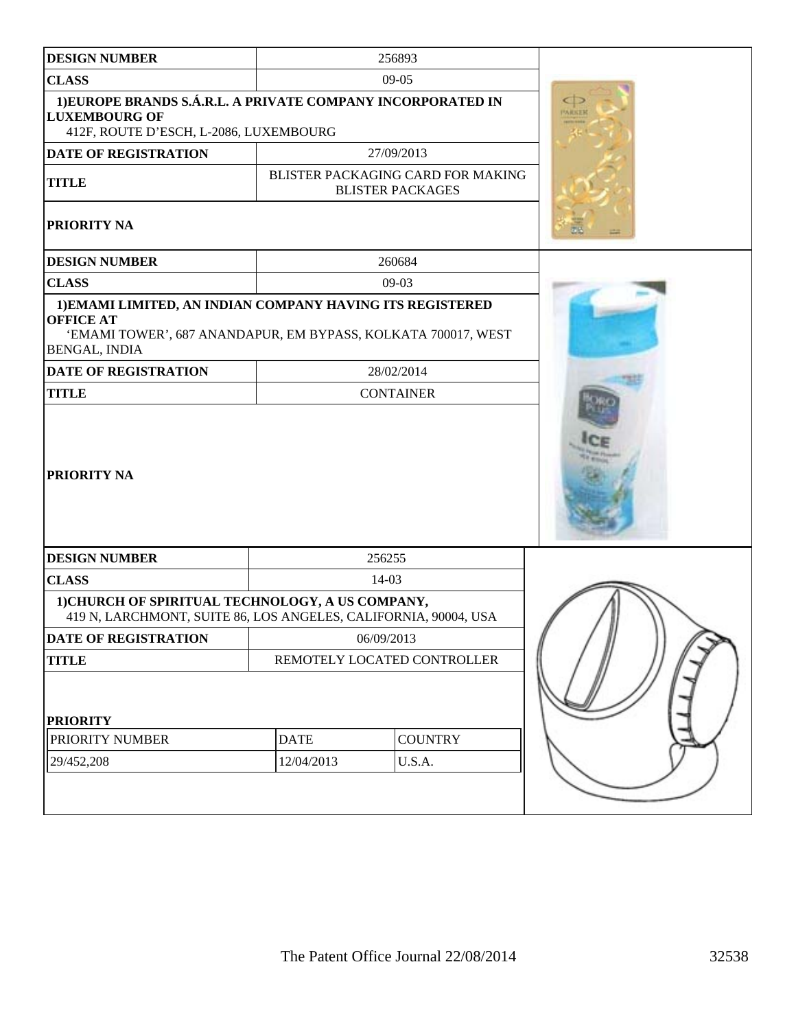| DESIGN NUMBER | 256893 |
|---|---|
| CLASS | 09-05 |
| 1)EUROPE BRANDS S.Á.R.L. A PRIVATE COMPANY INCORPORATED IN LUXEMBOURG OF 412F, ROUTE D'ESCH, L-2086, LUXEMBOURG | |
| DATE OF REGISTRATION | 27/09/2013 |
| TITLE | BLISTER PACKAGING CARD FOR MAKING BLISTER PACKAGES |
| PRIORITY NA | |

| DESIGN NUMBER | 260684 |
|---|---|
| CLASS | 09-03 |
| 1)EMAMI LIMITED, AN INDIAN COMPANY HAVING ITS REGISTERED OFFICE AT 'EMAMI TOWER', 687 ANANDAPUR, EM BYPASS, KOLKATA 700017, WEST BENGAL, INDIA | |
| DATE OF REGISTRATION | 28/02/2014 |
| TITLE | CONTAINER |
| PRIORITY NA | |

| DESIGN NUMBER | 256255 | |
|---|---|---|
| CLASS | 14-03 | |
| 1)CHURCH OF SPIRITUAL TECHNOLOGY, A US COMPANY, 419 N, LARCHMONT, SUITE 86, LOS ANGELES, CALIFORNIA, 90004, USA | | |
| DATE OF REGISTRATION | 06/09/2013 | |
| TITLE | REMOTELY LOCATED CONTROLLER | |
| PRIORITY | | |
| PRIORITY NUMBER | DATE | COUNTRY |
| 29/452,208 | 12/04/2013 | U.S.A. |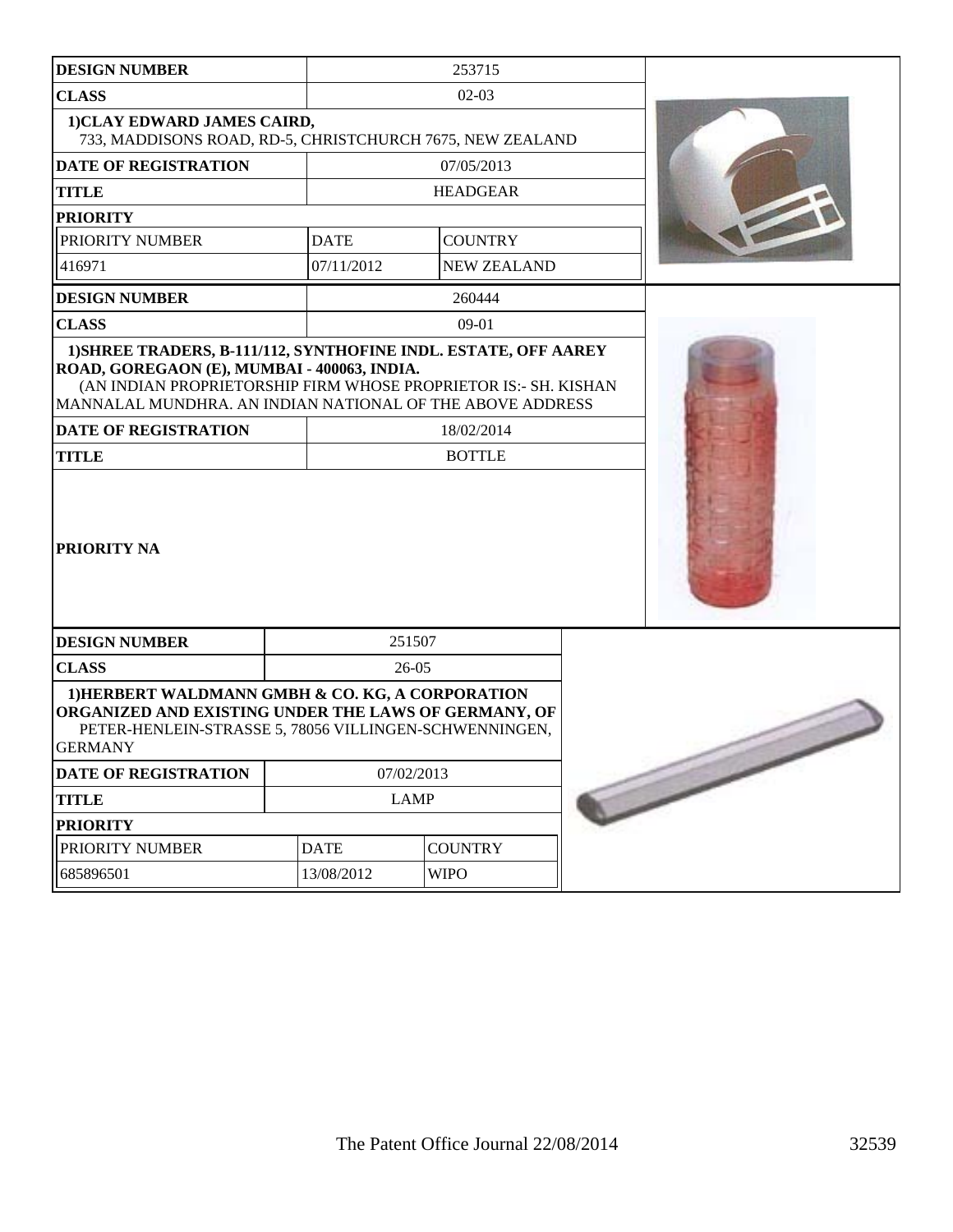| DESIGN NUMBER | 253715 | |
|---|---|---|
| CLASS | 02-03 | |
| 1)CLAY EDWARD JAMES CAIRD, 733, MADDISONS ROAD, RD-5, CHRISTCHURCH 7675, NEW ZEALAND | | |
| DATE OF REGISTRATION | 07/05/2013 | |
| TITLE | HEADGEAR | |
| PRIORITY | | |
| PRIORITY NUMBER | DATE | COUNTRY |
| 416971 | 07/11/2012 | NEW ZEALAND |

| DESIGN NUMBER | 260444 |
|---|---|
| CLASS | 09-01 |
| 1)SHREE TRADERS, B-111/112, SYNTHOFINE INDL. ESTATE, OFF AAREY ROAD, GOREGAON (E), MUMBAI - 400063, INDIA. (AN INDIAN PROPRIETORSHIP FIRM WHOSE PROPRIETOR IS:- SH. KISHAN MANNALAL MUNDHRA. AN INDIAN NATIONAL OF THE ABOVE ADDRESS | |
| DATE OF REGISTRATION | 18/02/2014 |
| TITLE | BOTTLE |
| PRIORITY NA | |

| DESIGN NUMBER | 251507 | |
|---|---|---|
| CLASS | 26-05 | |
| 1)HERBERT WALDMANN GMBH & CO. KG, A CORPORATION ORGANIZED AND EXISTING UNDER THE LAWS OF GERMANY, OF PETER-HENLEIN-STRASSE 5, 78056 VILLINGEN-SCHWENNINGEN, GERMANY | | |
| DATE OF REGISTRATION | 07/02/2013 | |
| TITLE | LAMP | |
| PRIORITY | | |
| PRIORITY NUMBER | DATE | COUNTRY |
| 685896501 | 13/08/2012 | WIPO |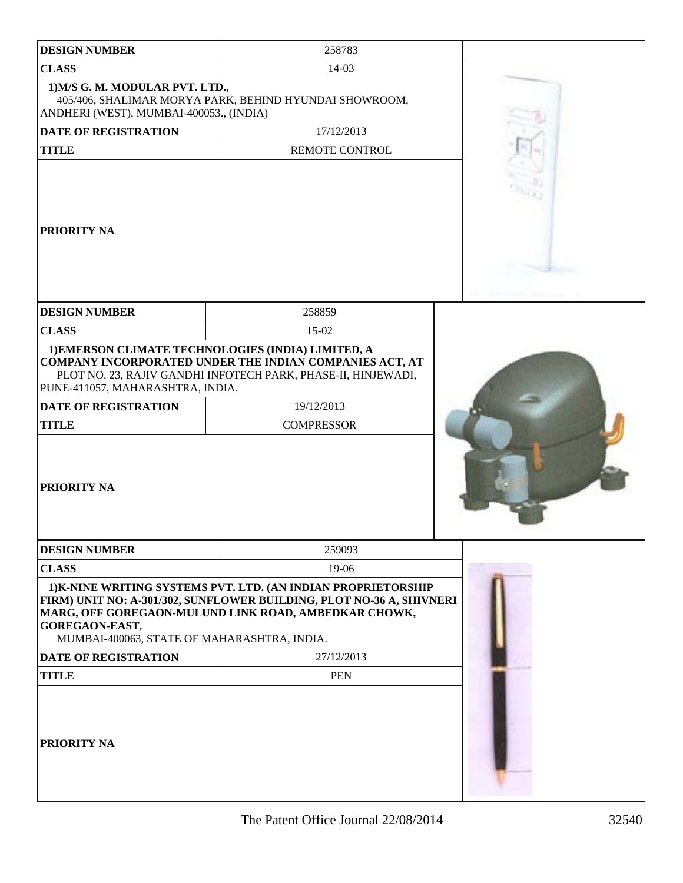| DESIGN NUMBER | 258783 |
|---|---|
| CLASS | 14-03 |
| 1)M/S G. M. MODULAR PVT. LTD., 405/406, SHALIMAR MORYA PARK, BEHIND HYUNDAI SHOWROOM, ANDHERI (WEST), MUMBAI-400053., (INDIA) | |
| DATE OF REGISTRATION | 17/12/2013 |
| TITLE | REMOTE CONTROL |
| PRIORITY NA | |

| DESIGN NUMBER | 258859 |
|---|---|
| CLASS | 15-02 |
| 1)EMERSON CLIMATE TECHNOLOGIES (INDIA) LIMITED, A COMPANY INCORPORATED UNDER THE INDIAN COMPANIES ACT, AT PLOT NO. 23, RAJIV GANDHI INFOTECH PARK, PHASE-II, HINJEWADI, PUNE-411057, MAHARASHTRA, INDIA. | |
| DATE OF REGISTRATION | 19/12/2013 |
| TITLE | COMPRESSOR |
| PRIORITY NA | |

| DESIGN NUMBER | 259093 |
|---|---|
| CLASS | 19-06 |
| 1)K-NINE WRITING SYSTEMS PVT. LTD. (AN INDIAN PROPRIETORSHIP FIRM) UNIT NO: A-301/302, SUNFLOWER BUILDING, PLOT NO-36 A, SHIVNERI MARG, OFF GOREGAON-MULUND LINK ROAD, AMBEDKAR CHOWK, GOREGAON-EAST, MUMBAI-400063, STATE OF MAHARASHTRA, INDIA. | |
| DATE OF REGISTRATION | 27/12/2013 |
| TITLE | PEN |
| PRIORITY NA | |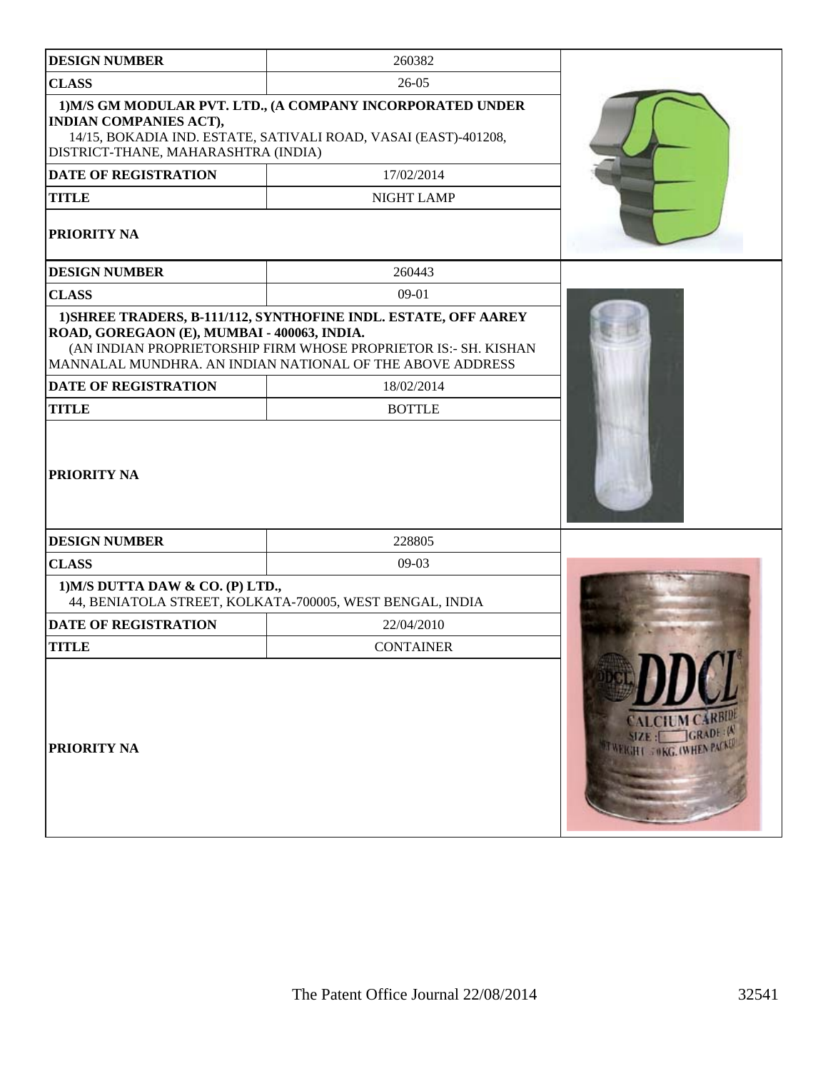| DESIGN NUMBER | 260382 |
|---|---|
| CLASS | 26-05 |
| 1)M/S GM MODULAR PVT. LTD., (A COMPANY INCORPORATED UNDER INDIAN COMPANIES ACT), 14/15, BOKADIA IND. ESTATE, SATIVALI ROAD, VASAI (EAST)-401208, DISTRICT-THANE, MAHARASHTRA (INDIA) | |
| DATE OF REGISTRATION | 17/02/2014 |
| TITLE | NIGHT LAMP |
| PRIORITY NA | |

| DESIGN NUMBER | 260443 |
|---|---|
| CLASS | 09-01 |
| 1)SHREE TRADERS, B-111/112, SYNTHOFINE INDL. ESTATE, OFF AAREY ROAD, GOREGAON (E), MUMBAI - 400063, INDIA. (AN INDIAN PROPRIETORSHIP FIRM WHOSE PROPRIETOR IS:- SH. KISHAN MANNALAL MUNDHRA. AN INDIAN NATIONAL OF THE ABOVE ADDRESS | |
| DATE OF REGISTRATION | 18/02/2014 |
| TITLE | BOTTLE |
| PRIORITY NA | |

| DESIGN NUMBER | 228805 |
|---|---|
| CLASS | 09-03 |
| 1)M/S DUTTA DAW & CO. (P) LTD., 44, BENIATOLA STREET, KOLKATA-700005, WEST BENGAL, INDIA | |
| DATE OF REGISTRATION | 22/04/2010 |
| TITLE | CONTAINER |
| PRIORITY NA | |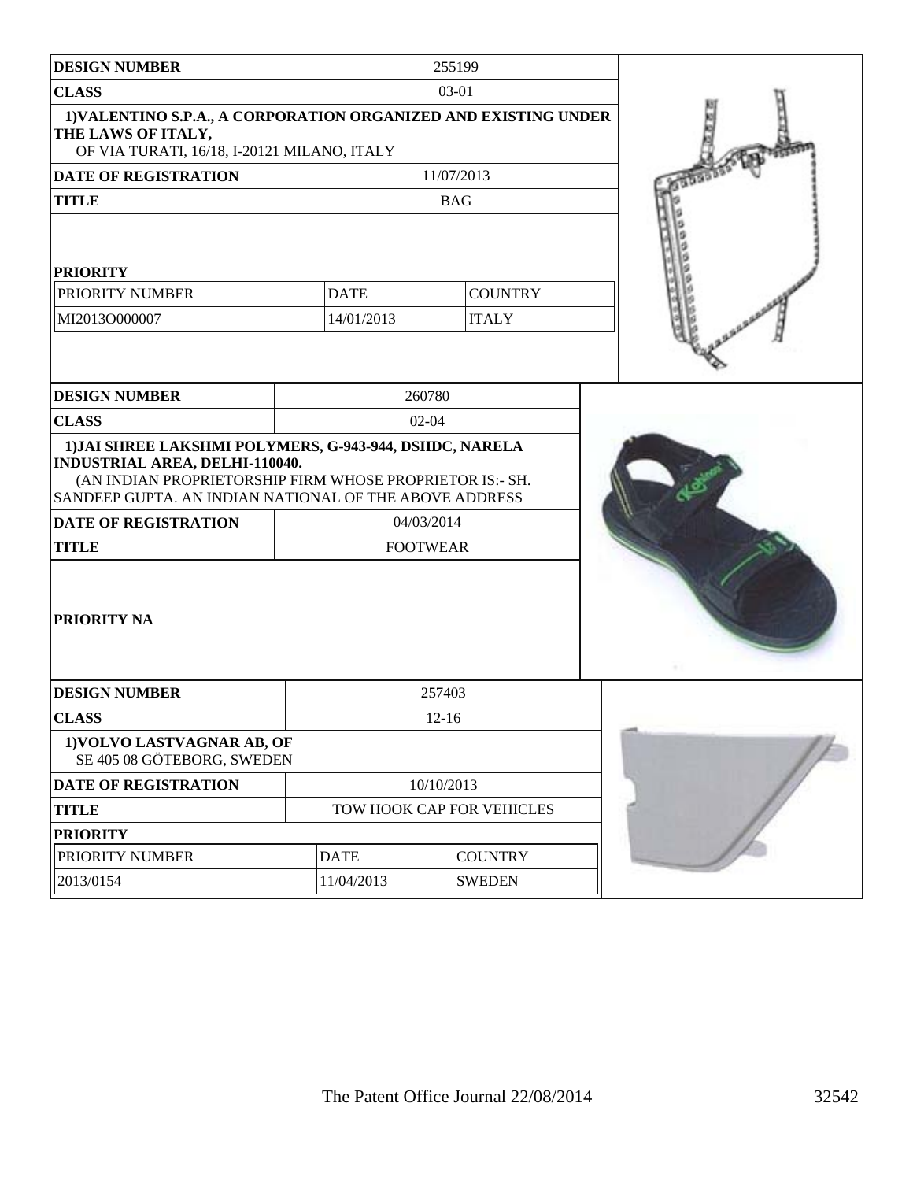| DESIGN NUMBER | 255199 | |
|---|---|---|
| CLASS | 03-01 | |
| 1)VALENTINO S.P.A., A CORPORATION ORGANIZED AND EXISTING UNDER THE LAWS OF ITALY, OF VIA TURATI, 16/18, I-20121 MILANO, ITALY | | |
| DATE OF REGISTRATION | 11/07/2013 | |
| TITLE | BAG | |
| PRIORITY | | |
| PRIORITY NUMBER | DATE | COUNTRY |
| MI2013O000007 | 14/01/2013 | ITALY |

| DESIGN NUMBER | 260780 |
|---|---|
| CLASS | 02-04 |
| 1)JAI SHREE LAKSHMI POLYMERS, G-943-944, DSIIDC, NARELA INDUSTRIAL AREA, DELHI-110040. (AN INDIAN PROPRIETORSHIP FIRM WHOSE PROPRIETOR IS:- SH. SANDEEP GUPTA. AN INDIAN NATIONAL OF THE ABOVE ADDRESS | |
| DATE OF REGISTRATION | 04/03/2014 |
| TITLE | FOOTWEAR |
| PRIORITY NA | |

| DESIGN NUMBER | 257403 | |
|---|---|---|
| CLASS | 12-16 | |
| 1)VOLVO LASTVAGNAR AB, OF SE 405 08 GÖTEBORG, SWEDEN | | |
| DATE OF REGISTRATION | 10/10/2013 | |
| TITLE | TOW HOOK CAP FOR VEHICLES | |
| PRIORITY | | |
| PRIORITY NUMBER | DATE | COUNTRY |
| 2013/0154 | 11/04/2013 | SWEDEN |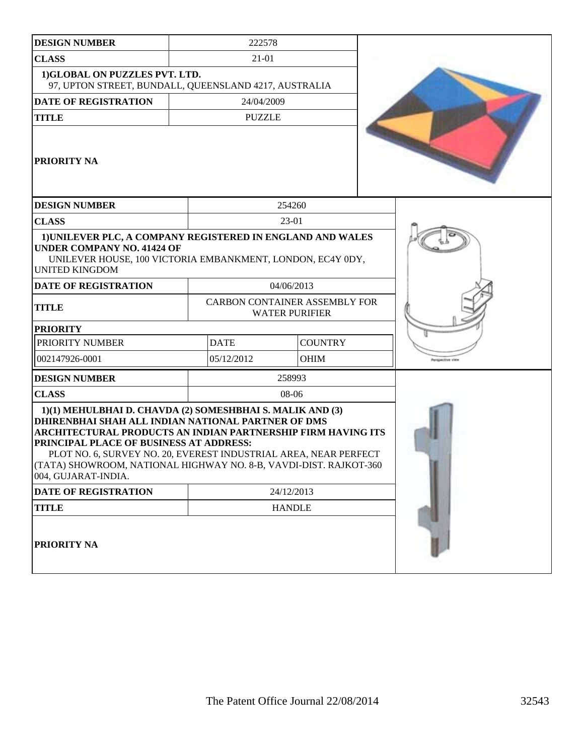| DESIGN NUMBER | 222578 |
| --- | --- |
| CLASS | 21-01 |
| 1)GLOBAL ON PUZZLES PVT. LTD.<br>97, UPTON STREET, BUNDALL, QUEENSLAND 4217, AUSTRALIA | |
| DATE OF REGISTRATION | 24/04/2009 |
| TITLE | PUZZLE |
| PRIORITY NA | |

| DESIGN NUMBER | 254260 | |
| --- | --- | --- |
| CLASS | 23-01 | |
| 1)UNILEVER PLC, A COMPANY REGISTERED IN ENGLAND AND WALES UNDER COMPANY NO. 41424 OF<br>UNILEVER HOUSE, 100 VICTORIA EMBANKMENT, LONDON, EC4Y 0DY, UNITED KINGDOM | | |
| DATE OF REGISTRATION | 04/06/2013 | |
| TITLE | CARBON CONTAINER ASSEMBLY FOR WATER PURIFIER | |
| PRIORITY | | |
| PRIORITY NUMBER | DATE | COUNTRY |
| 002147926-0001 | 05/12/2012 | OHIM |

| DESIGN NUMBER | 258993 |
| --- | --- |
| CLASS | 08-06 |
| 1)(1) MEHULBHAI D. CHAVDA (2) SOMESHBHAI S. MALIK AND (3) DHIRENBHAI SHAH ALL INDIAN NATIONAL PARTNER OF DMS ARCHITECTURAL PRODUCTS AN INDIAN PARTNERSHIP FIRM HAVING ITS PRINCIPAL PLACE OF BUSINESS AT ADDRESS:<br>PLOT NO. 6, SURVEY NO. 20, EVEREST INDUSTRIAL AREA, NEAR PERFECT (TATA) SHOWROOM, NATIONAL HIGHWAY NO. 8-B, VAVDI-DIST. RAJKOT-360 004, GUJARAT-INDIA. | |
| DATE OF REGISTRATION | 24/12/2013 |
| TITLE | HANDLE |
| PRIORITY NA | |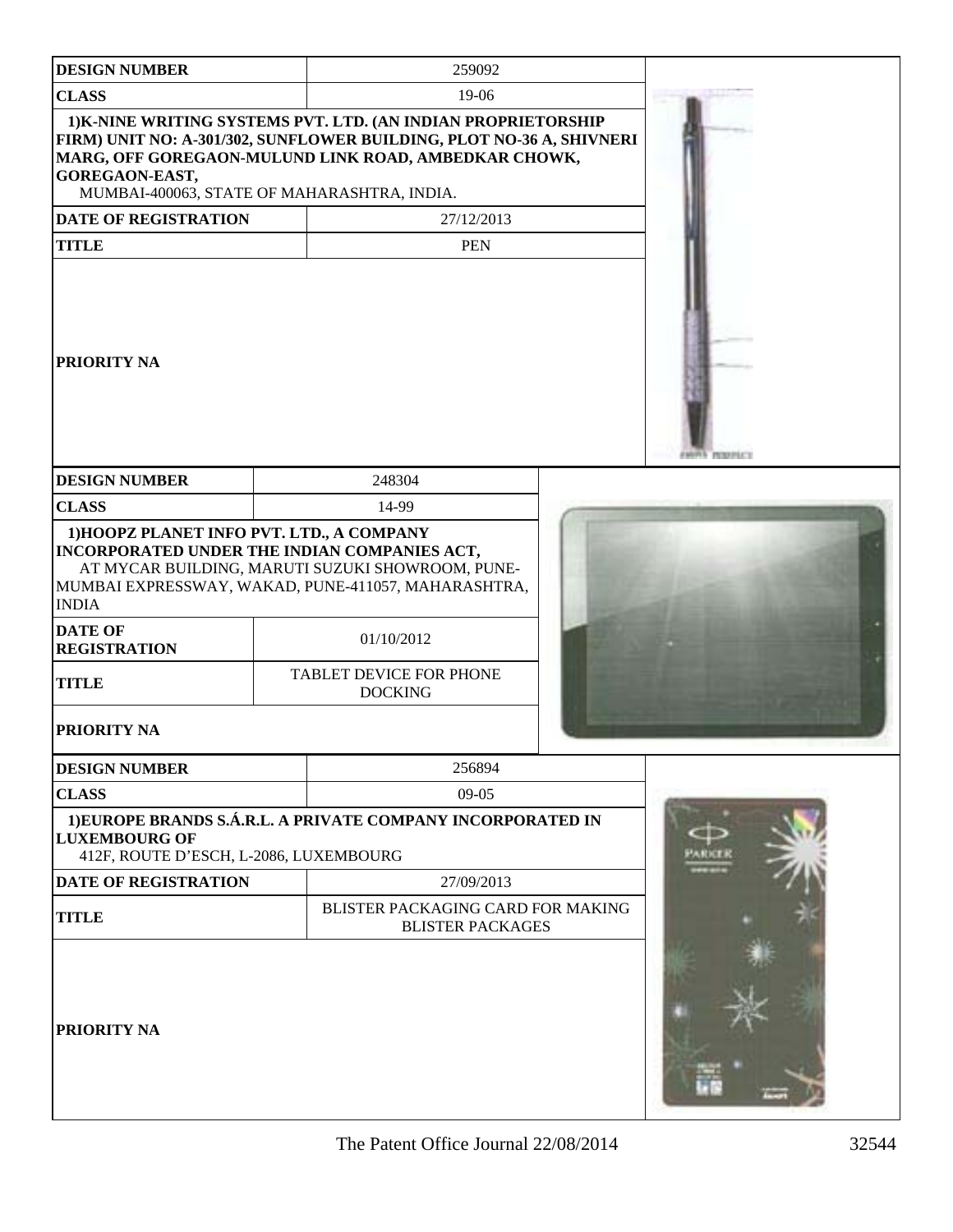| DESIGN NUMBER | 259092 |
| --- | --- |
| CLASS | 19-06 |
| 1)K-NINE WRITING SYSTEMS PVT. LTD. (AN INDIAN PROPRIETORSHIP FIRM) UNIT NO: A-301/302, SUNFLOWER BUILDING, PLOT NO-36 A, SHIVNERI MARG, OFF GOREGAON-MULUND LINK ROAD, AMBEDKAR CHOWK, GOREGAON-EAST, MUMBAI-400063, STATE OF MAHARASHTRA, INDIA. | |
| DATE OF REGISTRATION | 27/12/2013 |
| TITLE | PEN |
| PRIORITY NA | |

| DESIGN NUMBER | 248304 |
| --- | --- |
| CLASS | 14-99 |
| 1)HOOPZ PLANET INFO PVT. LTD., A COMPANY INCORPORATED UNDER THE INDIAN COMPANIES ACT, AT MYCAR BUILDING, MARUTI SUZUKI SHOWROOM, PUNE-MUMBAI EXPRESSWAY, WAKAD, PUNE-411057, MAHARASHTRA, INDIA | |
| DATE OF REGISTRATION | 01/10/2012 |
| TITLE | TABLET DEVICE FOR PHONE DOCKING |
| PRIORITY NA | |

| DESIGN NUMBER | 256894 |
| --- | --- |
| CLASS | 09-05 |
| 1)EUROPE BRANDS S.Á.R.L. A PRIVATE COMPANY INCORPORATED IN LUXEMBOURG OF 412F, ROUTE D'ESCH, L-2086, LUXEMBOURG | |
| DATE OF REGISTRATION | 27/09/2013 |
| TITLE | BLISTER PACKAGING CARD FOR MAKING BLISTER PACKAGES |
| PRIORITY NA | |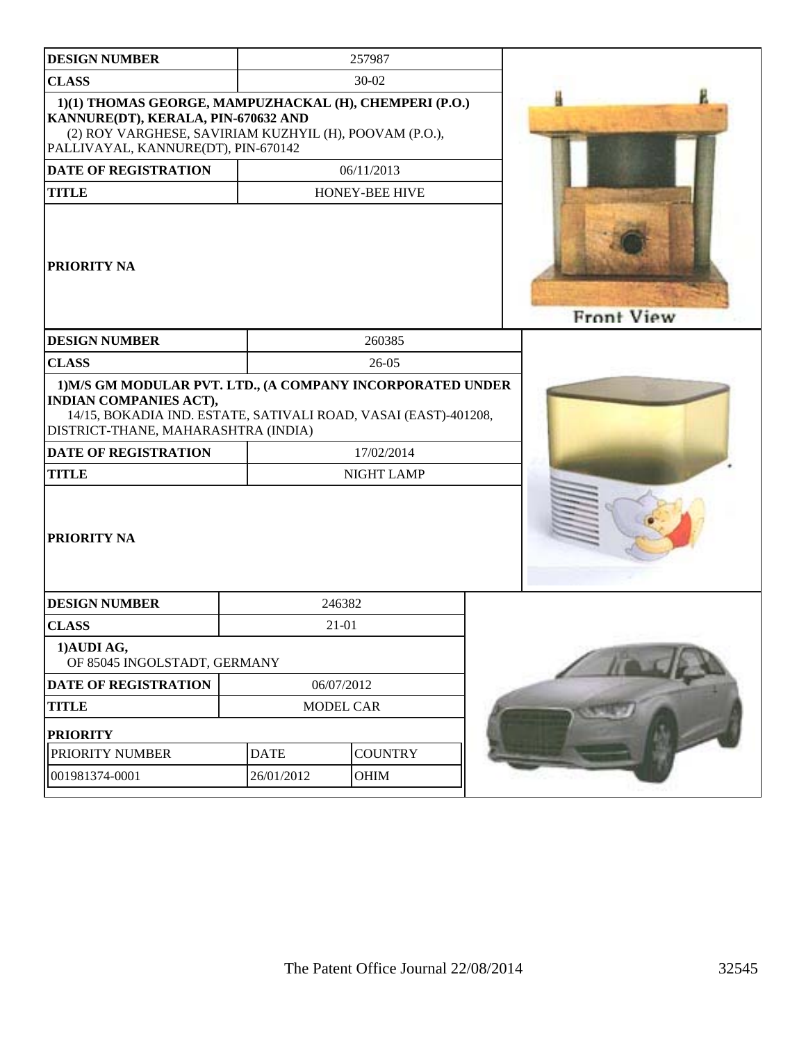| DESIGN NUMBER | 257987 |
|---|---|
| CLASS | 30-02 |
| 1)(1) THOMAS GEORGE, MAMPUZHACKAL (H), CHEMPERI (P.O.) KANNURE(DT), KERALA, PIN-670632 AND (2) ROY VARGHESE, SAVIRIAM KUZHYIL (H), POOVAM (P.O.), PALLIVAYAL, KANNURE(DT), PIN-670142 | |
| DATE OF REGISTRATION | 06/11/2013 |
| TITLE | HONEY-BEE HIVE |
| PRIORITY NA | |

Front View

| DESIGN NUMBER | 260385 |
|---|---|
| CLASS | 26-05 |
| 1)M/S GM MODULAR PVT. LTD., (A COMPANY INCORPORATED UNDER INDIAN COMPANIES ACT), 14/15, BOKADIA IND. ESTATE, SATIVALI ROAD, VASAI (EAST)-401208, DISTRICT-THANE, MAHARASHTRA (INDIA) | |
| DATE OF REGISTRATION | 17/02/2014 |
| TITLE | NIGHT LAMP |
| PRIORITY NA | |

| DESIGN NUMBER | 246382 | |
|---|---|---|
| CLASS | 21-01 | |
| 1)AUDI AG, OF 85045 INGOLSTADT, GERMANY | | |
| DATE OF REGISTRATION | 06/07/2012 | |
| TITLE | MODEL CAR | |
| PRIORITY | | |
| PRIORITY NUMBER | DATE | COUNTRY |
| 001981374-0001 | 26/01/2012 | OHIM |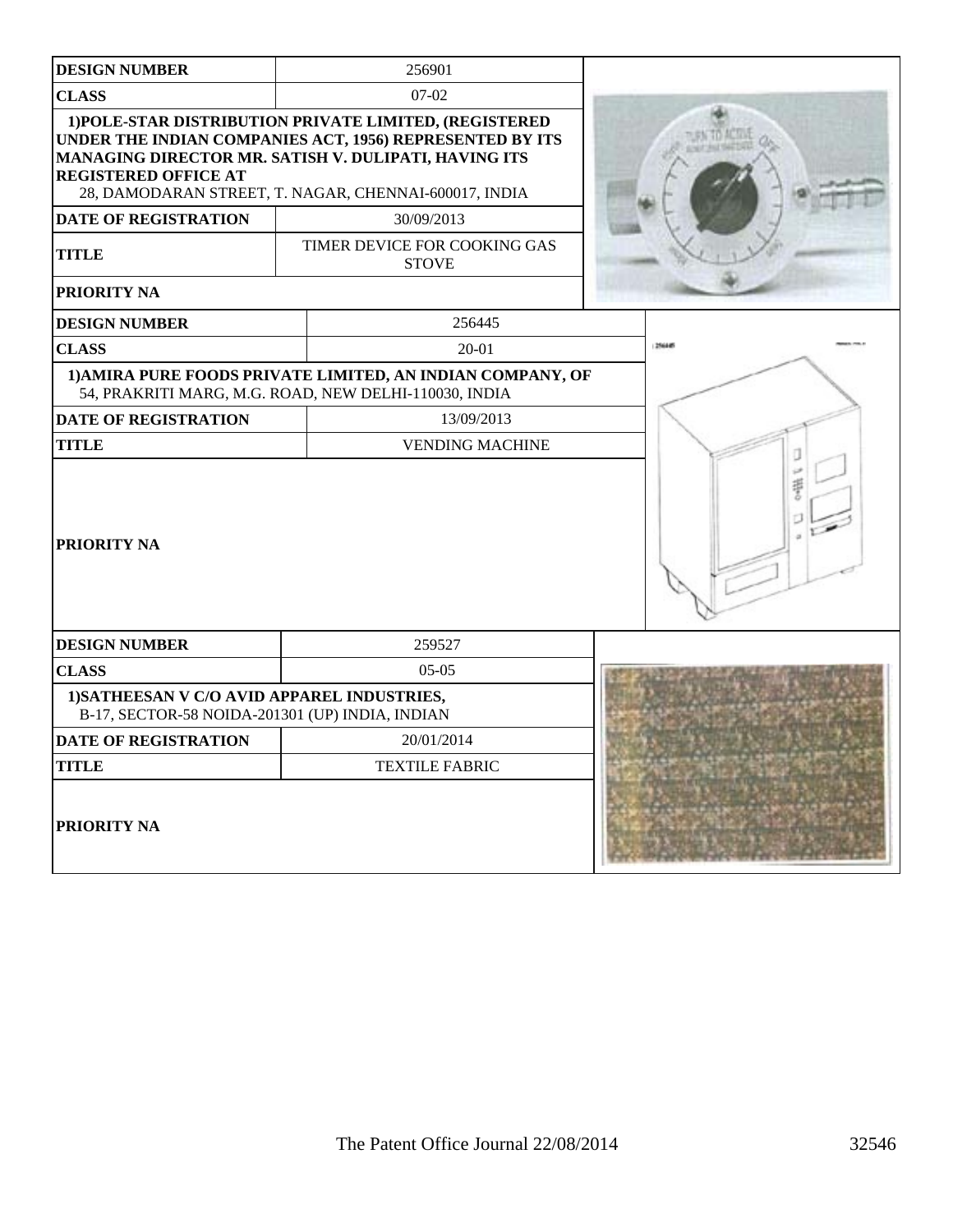| DESIGN NUMBER | 256901 |
| --- | --- |
| CLASS | 07-02 |
| 1)POLE-STAR DISTRIBUTION PRIVATE LIMITED, (REGISTERED UNDER THE INDIAN COMPANIES ACT, 1956) REPRESENTED BY ITS MANAGING DIRECTOR MR. SATISH V. DULIPATI, HAVING ITS REGISTERED OFFICE AT 28, DAMODARAN STREET, T. NAGAR, CHENNAI-600017, INDIA | |
| DATE OF REGISTRATION | 30/09/2013 |
| TITLE | TIMER DEVICE FOR COOKING GAS STOVE |
| PRIORITY NA | |

| DESIGN NUMBER | 256445 |
| --- | --- |
| CLASS | 20-01 |
| 1)AMIRA PURE FOODS PRIVATE LIMITED, AN INDIAN COMPANY, OF 54, PRAKRITI MARG, M.G. ROAD, NEW DELHI-110030, INDIA | |
| DATE OF REGISTRATION | 13/09/2013 |
| TITLE | VENDING MACHINE |
| PRIORITY NA | |

| DESIGN NUMBER | 259527 |
| --- | --- |
| CLASS | 05-05 |
| 1)SATHEESAN V C/O AVID APPAREL INDUSTRIES, B-17, SECTOR-58 NOIDA-201301 (UP) INDIA, INDIAN | |
| DATE OF REGISTRATION | 20/01/2014 |
| TITLE | TEXTILE FABRIC |
| PRIORITY NA | |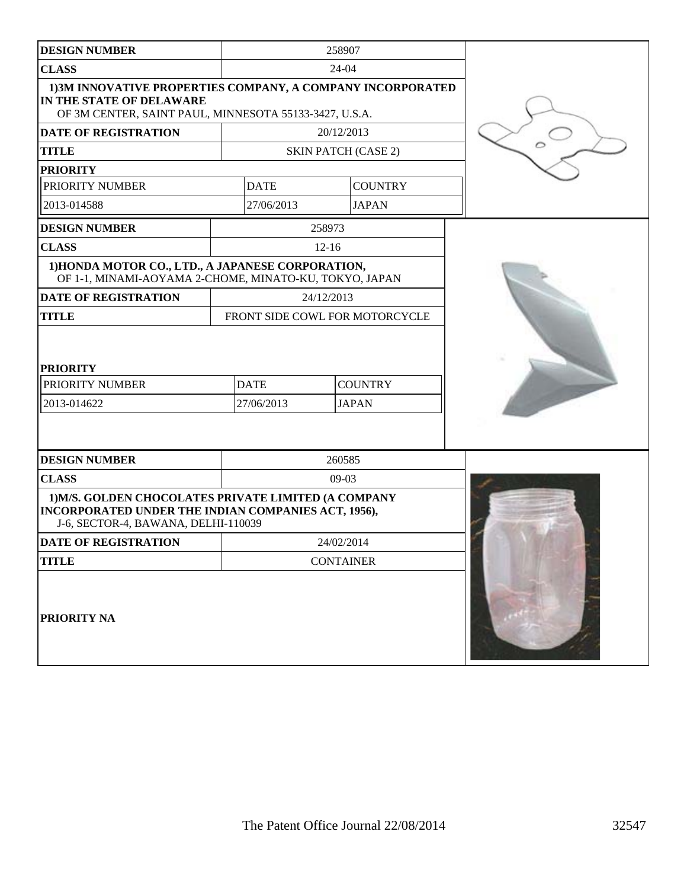| DESIGN NUMBER | 258907 | |
|---|---|---|
| CLASS | 24-04 | |
| 1)3M INNOVATIVE PROPERTIES COMPANY, A COMPANY INCORPORATED IN THE STATE OF DELAWARE OF 3M CENTER, SAINT PAUL, MINNESOTA 55133-3427, U.S.A. | | |
| DATE OF REGISTRATION | 20/12/2013 | |
| TITLE | SKIN PATCH (CASE 2) | |
| PRIORITY | | |
| PRIORITY NUMBER | DATE | COUNTRY |
| 2013-014588 | 27/06/2013 | JAPAN |

| DESIGN NUMBER | 258973 | |
|---|---|---|
| CLASS | 12-16 | |
| 1)HONDA MOTOR CO., LTD., A JAPANESE CORPORATION, OF 1-1, MINAMI-AOYAMA 2-CHOME, MINATO-KU, TOKYO, JAPAN | | |
| DATE OF REGISTRATION | 24/12/2013 | |
| TITLE | FRONT SIDE COWL FOR MOTORCYCLE | |
| PRIORITY | | |
| PRIORITY NUMBER | DATE | COUNTRY |
| 2013-014622 | 27/06/2013 | JAPAN |

| DESIGN NUMBER | 260585 |
|---|---|
| CLASS | 09-03 |
| 1)M/S. GOLDEN CHOCOLATES PRIVATE LIMITED (A COMPANY INCORPORATED UNDER THE INDIAN COMPANIES ACT, 1956), J-6, SECTOR-4, BAWANA, DELHI-110039 | |
| DATE OF REGISTRATION | 24/02/2014 |
| TITLE | CONTAINER |
| PRIORITY NA | |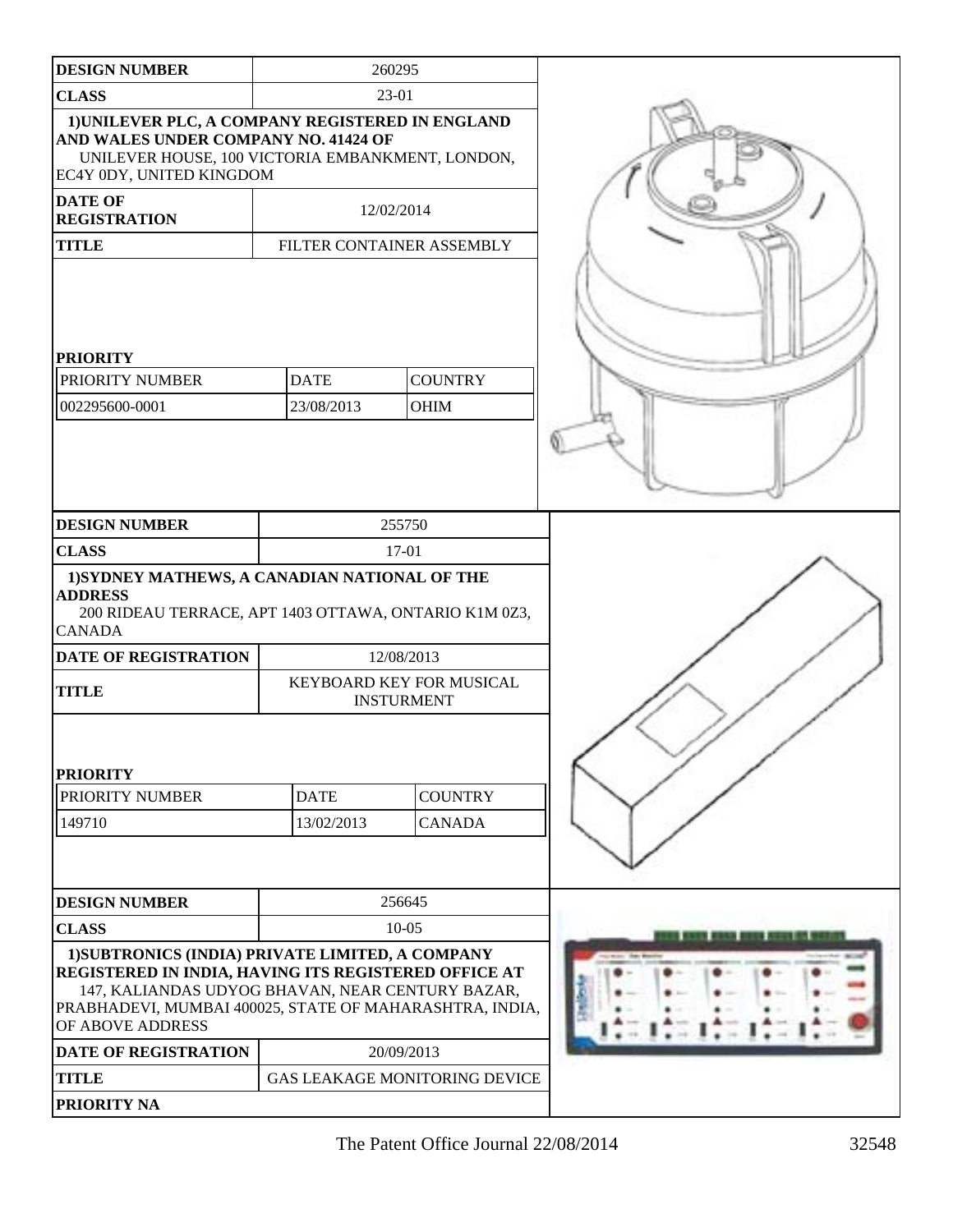| DESIGN NUMBER | 260295 |
| --- | --- |
| CLASS | 23-01 |
| 1)UNILEVER PLC, A COMPANY REGISTERED IN ENGLAND AND WALES UNDER COMPANY NO. 41424 OF UNILEVER HOUSE, 100 VICTORIA EMBANKMENT, LONDON, EC4Y 0DY, UNITED KINGDOM | |
| DATE OF REGISTRATION | 12/02/2014 |
| TITLE | FILTER CONTAINER ASSEMBLY |

**PRIORITY**

| PRIORITY NUMBER | DATE | COUNTRY |
| --- | --- | --- |
| 002295600-0001 | 23/08/2013 | OHIM |

| DESIGN NUMBER | 255750 |
| --- | --- |
| CLASS | 17-01 |
| 1)SYDNEY MATHEWS, A CANADIAN NATIONAL OF THE ADDRESS 200 RIDEAU TERRACE, APT 1403 OTTAWA, ONTARIO K1M 0Z3, CANADA | |
| DATE OF REGISTRATION | 12/08/2013 |
| TITLE | KEYBOARD KEY FOR MUSICAL INSTURMENT |

**PRIORITY**

| PRIORITY NUMBER | DATE | COUNTRY |
| --- | --- | --- |
| 149710 | 13/02/2013 | CANADA |

| DESIGN NUMBER | 256645 |
| --- | --- |
| CLASS | 10-05 |
| 1)SUBTRONICS (INDIA) PRIVATE LIMITED, A COMPANY REGISTERED IN INDIA, HAVING ITS REGISTERED OFFICE AT 147, KALIANDAS UDYOG BHAVAN, NEAR CENTURY BAZAR, PRABHADEVI, MUMBAI 400025, STATE OF MAHARASHTRA, INDIA, OF ABOVE ADDRESS | |
| DATE OF REGISTRATION | 20/09/2013 |
| TITLE | GAS LEAKAGE MONITORING DEVICE |
| PRIORITY NA | |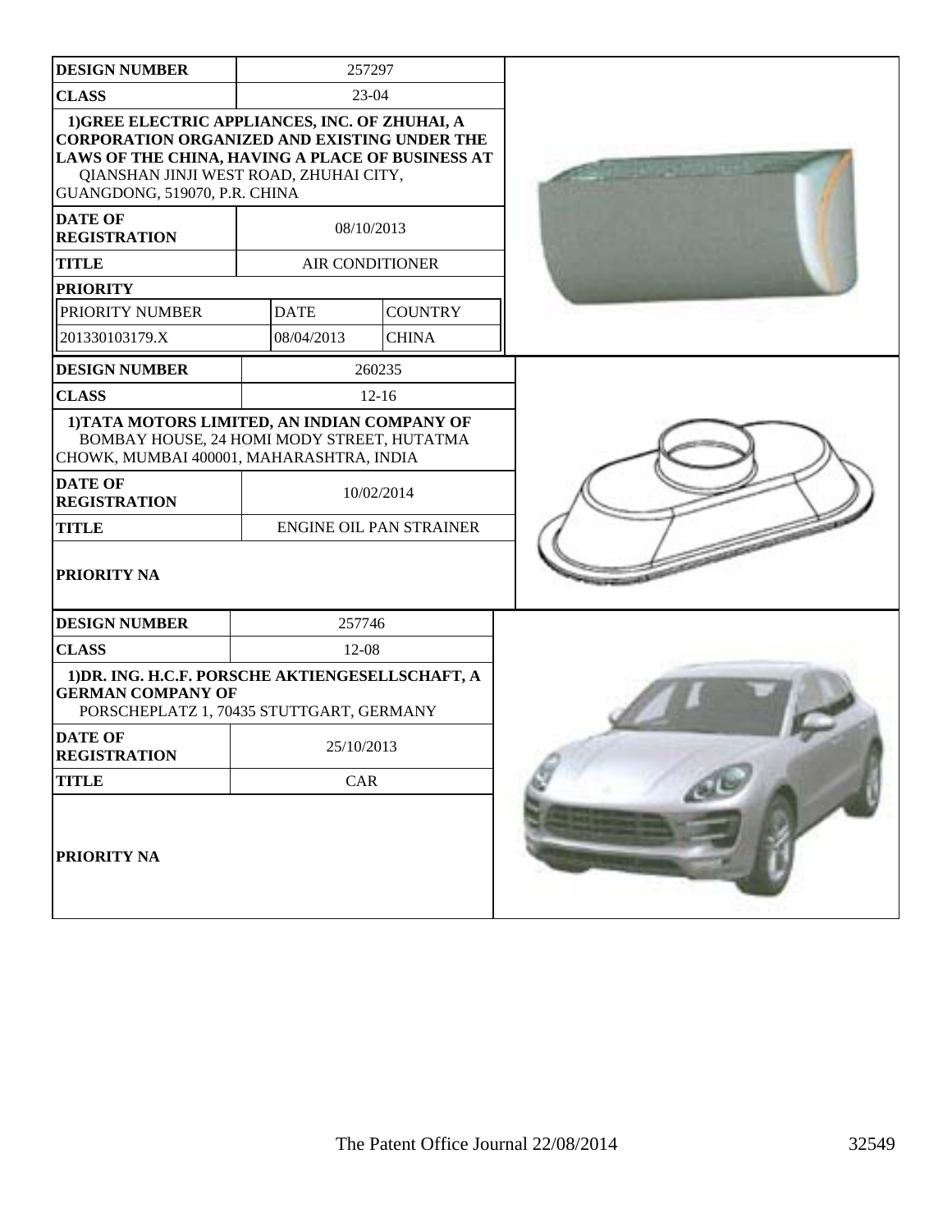| DESIGN NUMBER | 257297 | |
|---|---|---|
| CLASS | 23-04 | |
| 1)GREE ELECTRIC APPLIANCES, INC. OF ZHUHAI, A CORPORATION ORGANIZED AND EXISTING UNDER THE LAWS OF THE CHINA, HAVING A PLACE OF BUSINESS AT QIANSHAN JINJI WEST ROAD, ZHUHAI CITY, GUANGDONG, 519070, P.R. CHINA | | |
| DATE OF REGISTRATION | 08/10/2013 | |
| TITLE | AIR CONDITIONER | |
| PRIORITY | | |
| PRIORITY NUMBER | DATE | COUNTRY |
| 201330103179.X | 08/04/2013 | CHINA |

| DESIGN NUMBER | 260235 |
|---|---|
| CLASS | 12-16 |
| 1)TATA MOTORS LIMITED, AN INDIAN COMPANY OF BOMBAY HOUSE, 24 HOMI MODY STREET, HUTATMA CHOWK, MUMBAI 400001, MAHARASHTRA, INDIA | |
| DATE OF REGISTRATION | 10/02/2014 |
| TITLE | ENGINE OIL PAN STRAINER |
| PRIORITY NA | |

| DESIGN NUMBER | 257746 |
|---|---|
| CLASS | 12-08 |
| 1)DR. ING. H.C.F. PORSCHE AKTIENGESELLSCHAFT, A GERMAN COMPANY OF PORSCHEPLATZ 1, 70435 STUTTGART, GERMANY | |
| DATE OF REGISTRATION | 25/10/2013 |
| TITLE | CAR |
| PRIORITY NA | |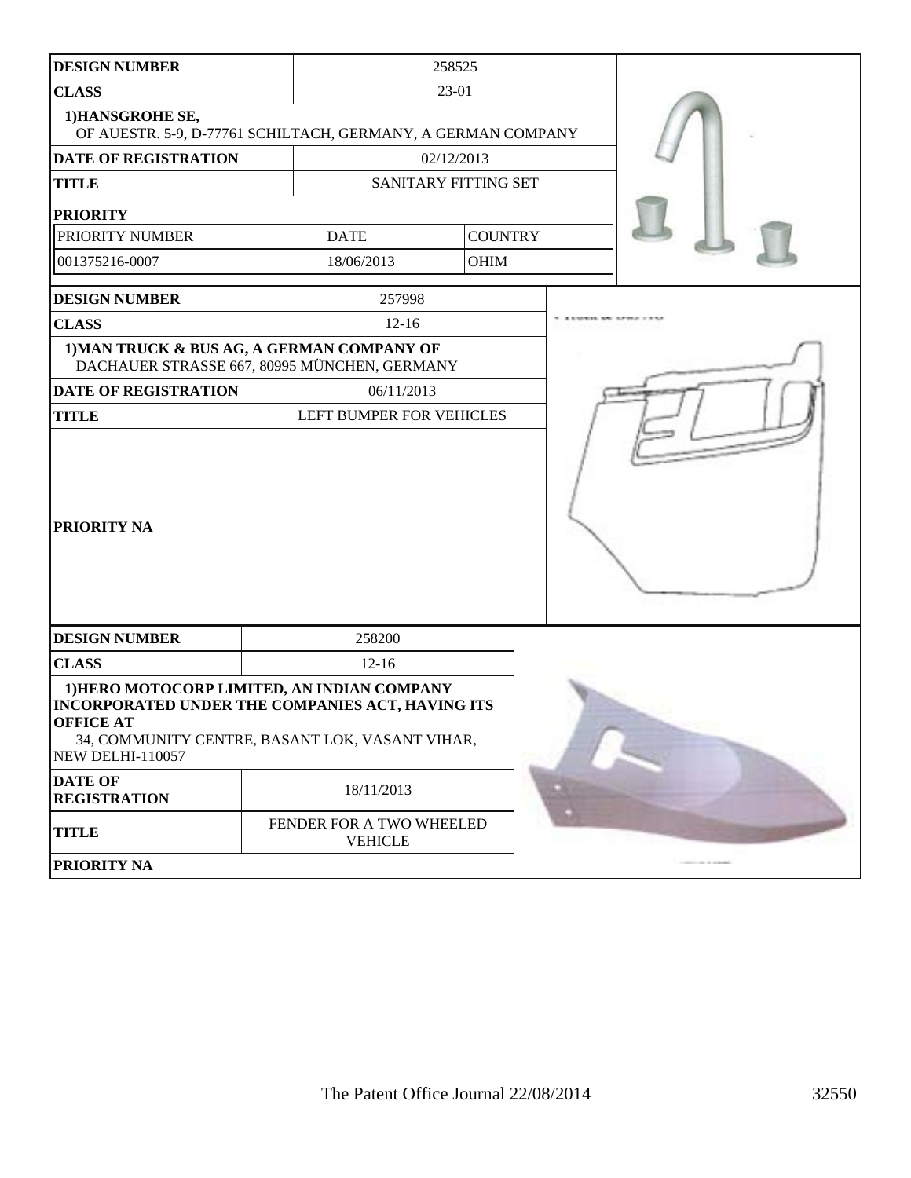| DESIGN NUMBER | 258525 | |
|---|---|---|
| CLASS | 23-01 | |
| 1)HANSGROHE SE, OF AUESTR. 5-9, D-77761 SCHILTACH, GERMANY, A GERMAN COMPANY | | |
| DATE OF REGISTRATION | 02/12/2013 | |
| TITLE | SANITARY FITTING SET | |
| **PRIORITY** | | |
| PRIORITY NUMBER | DATE | COUNTRY |
| 001375216-0007 | 18/06/2013 | OHIM |

| DESIGN NUMBER | 257998 |
|---|---|
| CLASS | 12-16 |
| 1)MAN TRUCK & BUS AG, A GERMAN COMPANY OF DACHAUER STRASSE 667, 80995 MÜNCHEN, GERMANY | |
| DATE OF REGISTRATION | 06/11/2013 |
| TITLE | LEFT BUMPER FOR VEHICLES |
| PRIORITY NA | |

| DESIGN NUMBER | 258200 |
|---|---|
| CLASS | 12-16 |
| 1)HERO MOTOCORP LIMITED, AN INDIAN COMPANY INCORPORATED UNDER THE COMPANIES ACT, HAVING ITS OFFICE AT 34, COMMUNITY CENTRE, BASANT LOK, VASANT VIHAR, NEW DELHI-110057 | |
| DATE OF REGISTRATION | 18/11/2013 |
| TITLE | FENDER FOR A TWO WHEELED VEHICLE |
| PRIORITY NA | |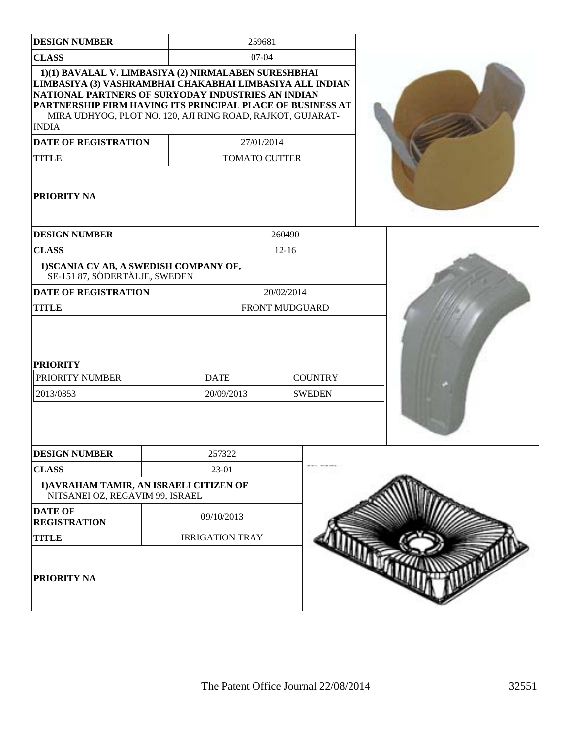| DESIGN NUMBER | 259681 |
|---|---|
| CLASS | 07-04 |
| 1)(1) BAVALAL V. LIMBASIYA (2) NIRMALABEN SURESHBHAI LIMBASIYA (3) VASHRAMBHAI CHAKABHAI LIMBASIYA ALL INDIAN NATIONAL PARTNERS OF SURYODAY INDUSTRIES AN INDIAN PARTNERSHIP FIRM HAVING ITS PRINCIPAL PLACE OF BUSINESS AT MIRA UDHYOG, PLOT NO. 120, AJI RING ROAD, RAJKOT, GUJARAT-INDIA | |
| DATE OF REGISTRATION | 27/01/2014 |
| TITLE | TOMATO CUTTER |
| PRIORITY NA | |

| DESIGN NUMBER | 260490 | |
|---|---|---|
| CLASS | 12-16 | |
| 1)SCANIA CV AB, A SWEDISH COMPANY OF, SE-151 87, SÖDERTÄLJE, SWEDEN | | |
| DATE OF REGISTRATION | 20/02/2014 | |
| TITLE | FRONT MUDGUARD | |
| PRIORITY | | |
| PRIORITY NUMBER | DATE | COUNTRY |
| 2013/0353 | 20/09/2013 | SWEDEN |

| DESIGN NUMBER | 257322 |
|---|---|
| CLASS | 23-01 |
| 1)AVRAHAM TAMIR, AN ISRAELI CITIZEN OF NITSANEI OZ, REGAVIM 99, ISRAEL | |
| DATE OF REGISTRATION | 09/10/2013 |
| TITLE | IRRIGATION TRAY |
| PRIORITY NA | |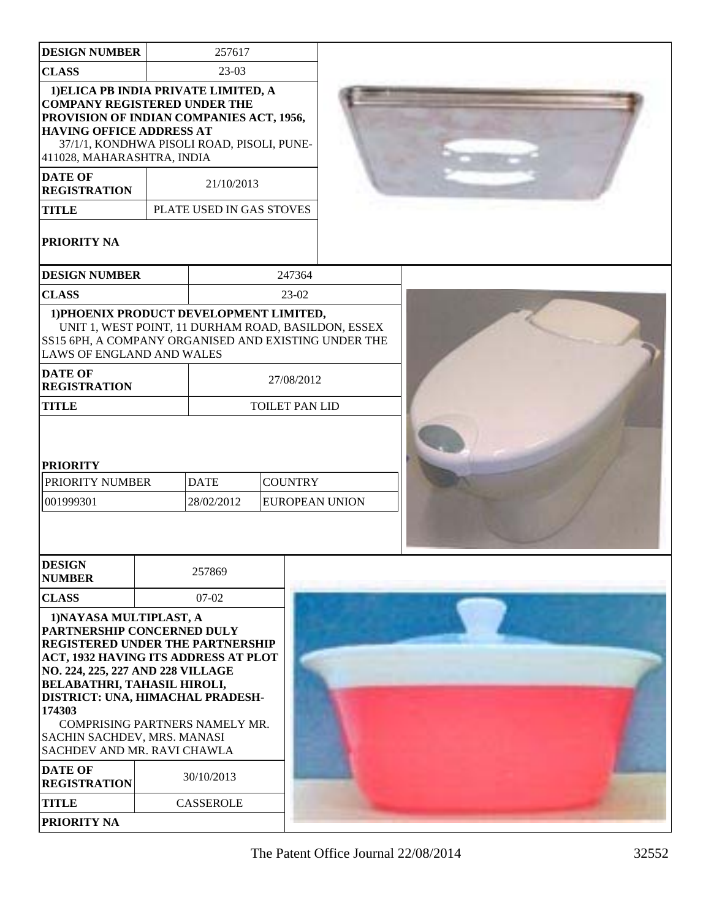| DESIGN NUMBER | 257617 |
| --- | --- |
| CLASS | 23-03 |

**1)ELICA PB INDIA PRIVATE LIMITED, A COMPANY REGISTERED UNDER THE PROVISION OF INDIAN COMPANIES ACT, 1956, HAVING OFFICE ADDRESS AT**
37/1/1, KONDHWA PISOLI ROAD, PISOLI, PUNE-411028, MAHARASHTRA, INDIA

| DATE OF REGISTRATION | 21/10/2013 |
| --- | --- |
| TITLE | PLATE USED IN GAS STOVES |

**PRIORITY NA**

| DESIGN NUMBER | 247364 |
| --- | --- |
| CLASS | 23-02 |

**1)PHOENIX PRODUCT DEVELOPMENT LIMITED,**
UNIT 1, WEST POINT, 11 DURHAM ROAD, BASILDON, ESSEX SS15 6PH, A COMPANY ORGANISED AND EXISTING UNDER THE LAWS OF ENGLAND AND WALES

| DATE OF REGISTRATION | 27/08/2012 |
| --- | --- |
| TITLE | TOILET PAN LID |

**PRIORITY**

| PRIORITY NUMBER | DATE | COUNTRY |
| --- | --- | --- |
| 001999301 | 28/02/2012 | EUROPEAN UNION |

| DESIGN NUMBER | 257869 |
| --- | --- |
| CLASS | 07-02 |

**1)NAYASA MULTIPLAST, A PARTNERSHIP CONCERNED DULY REGISTERED UNDER THE PARTNERSHIP ACT, 1932 HAVING ITS ADDRESS AT PLOT NO. 224, 225, 227 AND 228 VILLAGE BELABATHRI, TAHASIL HIROLI, DISTRICT: UNA, HIMACHAL PRADESH-174303**
COMPRISING PARTNERS NAMELY MR. SACHIN SACHDEV, MRS. MANASI SACHDEV AND MR. RAVI CHAWLA

| DATE OF REGISTRATION | 30/10/2013 |
| --- | --- |
| TITLE | CASSEROLE |

**PRIORITY NA**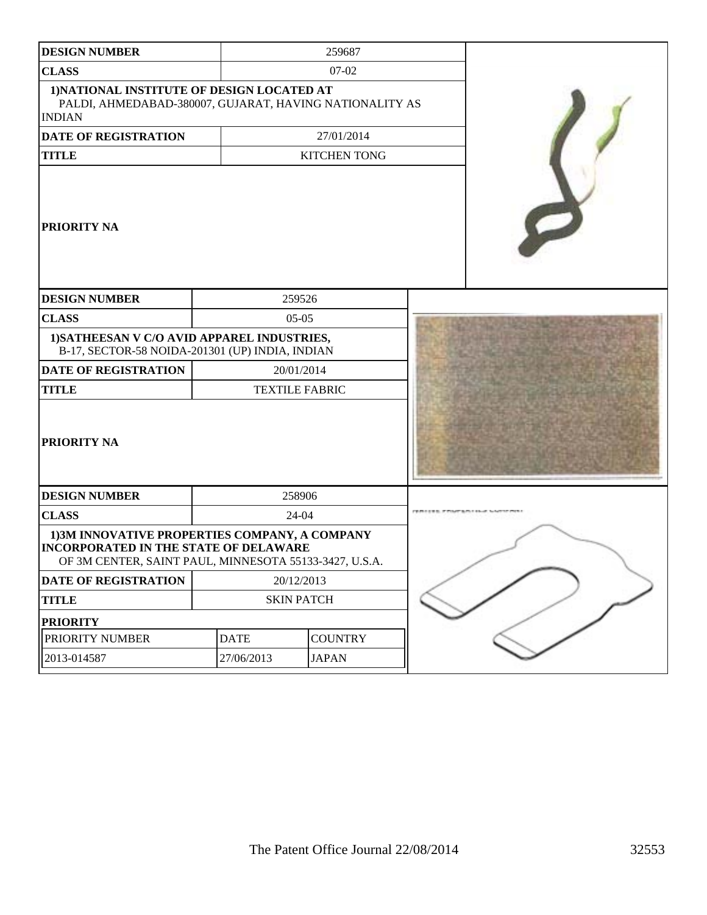| DESIGN NUMBER | 259687 |
|---|---|
| CLASS | 07-02 |
| 1)NATIONAL INSTITUTE OF DESIGN LOCATED AT PALDI, AHMEDABAD-380007, GUJARAT, HAVING NATIONALITY AS INDIAN | |
| DATE OF REGISTRATION | 27/01/2014 |
| TITLE | KITCHEN TONG |
| PRIORITY NA | |

| DESIGN NUMBER | 259526 |
|---|---|
| CLASS | 05-05 |
| 1)SATHEESAN V C/O AVID APPAREL INDUSTRIES, B-17, SECTOR-58 NOIDA-201301 (UP) INDIA, INDIAN | |
| DATE OF REGISTRATION | 20/01/2014 |
| TITLE | TEXTILE FABRIC |
| PRIORITY NA | |

| DESIGN NUMBER | 258906 | |
|---|---|---|
| CLASS | 24-04 | |
| 1)3M INNOVATIVE PROPERTIES COMPANY, A COMPANY INCORPORATED IN THE STATE OF DELAWARE OF 3M CENTER, SAINT PAUL, MINNESOTA 55133-3427, U.S.A. | | |
| DATE OF REGISTRATION | 20/12/2013 | |
| TITLE | SKIN PATCH | |
| PRIORITY | | |
| PRIORITY NUMBER | DATE | COUNTRY |
| 2013-014587 | 27/06/2013 | JAPAN |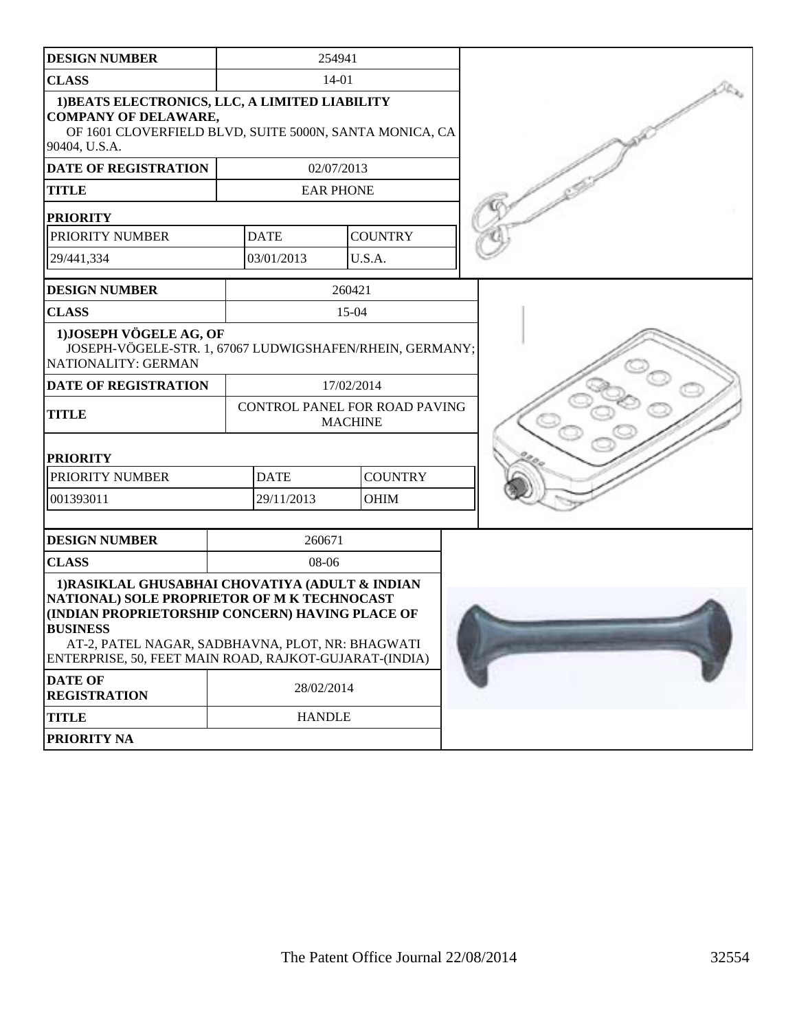| DESIGN NUMBER | 254941 | |
|---|---|---|
| CLASS | 14-01 | |
| **1)BEATS ELECTRONICS, LLC, A LIMITED LIABILITY COMPANY OF DELAWARE,** OF 1601 CLOVERFIELD BLVD, SUITE 5000N, SANTA MONICA, CA 90404, U.S.A. | | |
| DATE OF REGISTRATION | 02/07/2013 | |
| TITLE | EAR PHONE | |
| **PRIORITY** | | |
| PRIORITY NUMBER | DATE | COUNTRY |
| 29/441,334 | 03/01/2013 | U.S.A. |

| DESIGN NUMBER | 260421 | |
|---|---|---|
| CLASS | 15-04 | |
| **1)JOSEPH VÖGELE AG, OF** JOSEPH-VÖGELE-STR. 1, 67067 LUDWIGSHAFEN/RHEIN, GERMANY; NATIONALITY: GERMAN | | |
| DATE OF REGISTRATION | 17/02/2014 | |
| TITLE | CONTROL PANEL FOR ROAD PAVING MACHINE | |
| **PRIORITY** | | |
| PRIORITY NUMBER | DATE | COUNTRY |
| 001393011 | 29/11/2013 | OHIM |

| DESIGN NUMBER | 260671 |
|---|---|
| CLASS | 08-06 |
| **1)RASIKLAL GHUSABHAI CHOVATIYA (ADULT & INDIAN NATIONAL) SOLE PROPRIETOR OF M K TECHNOCAST (INDIAN PROPRIETORSHIP CONCERN) HAVING PLACE OF BUSINESS** AT-2, PATEL NAGAR, SADBHAVNA, PLOT, NR: BHAGWATI ENTERPRISE, 50, FEET MAIN ROAD, RAJKOT-GUJARAT-(INDIA) | |
| DATE OF REGISTRATION | 28/02/2014 |
| TITLE | HANDLE |
| PRIORITY NA | |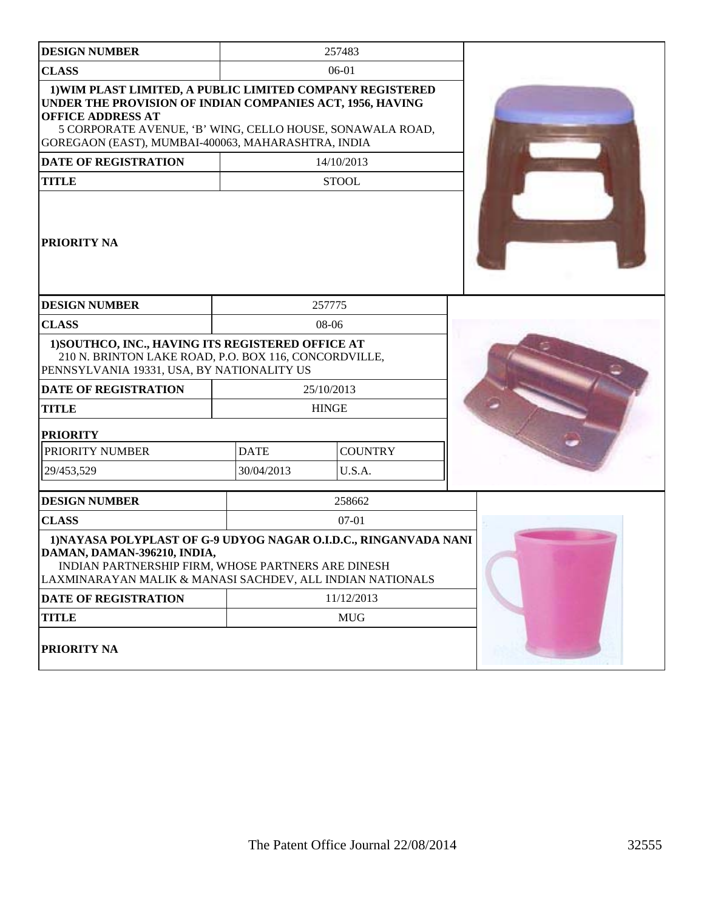| DESIGN NUMBER | 257483 |
| --- | --- |
| CLASS | 06-01 |
| 1)WIM PLAST LIMITED, A PUBLIC LIMITED COMPANY REGISTERED UNDER THE PROVISION OF INDIAN COMPANIES ACT, 1956, HAVING OFFICE ADDRESS AT 5 CORPORATE AVENUE, 'B' WING, CELLO HOUSE, SONAWALA ROAD, GOREGAON (EAST), MUMBAI-400063, MAHARASHTRA, INDIA | |
| DATE OF REGISTRATION | 14/10/2013 |
| TITLE | STOOL |
| PRIORITY NA | |

| DESIGN NUMBER | 257775 | |
| --- | --- | --- |
| CLASS | 08-06 | |
| 1)SOUTHCO, INC., HAVING ITS REGISTERED OFFICE AT 210 N. BRINTON LAKE ROAD, P.O. BOX 116, CONCORDVILLE, PENNSYLVANIA 19331, USA, BY NATIONALITY US | | |
| DATE OF REGISTRATION | 25/10/2013 | |
| TITLE | HINGE | |
| PRIORITY | | |
| PRIORITY NUMBER | DATE | COUNTRY |
| 29/453,529 | 30/04/2013 | U.S.A. |

| DESIGN NUMBER | 258662 |
| --- | --- |
| CLASS | 07-01 |
| 1)NAYASA POLYPLAST OF G-9 UDYOG NAGAR O.I.D.C., RINGANVADA NANI DAMAN, DAMAN-396210, INDIA, INDIAN PARTNERSHIP FIRM, WHOSE PARTNERS ARE DINESH LAXMINARAYAN MALIK & MANASI SACHDEV, ALL INDIAN NATIONALS | |
| DATE OF REGISTRATION | 11/12/2013 |
| TITLE | MUG |
| PRIORITY NA | |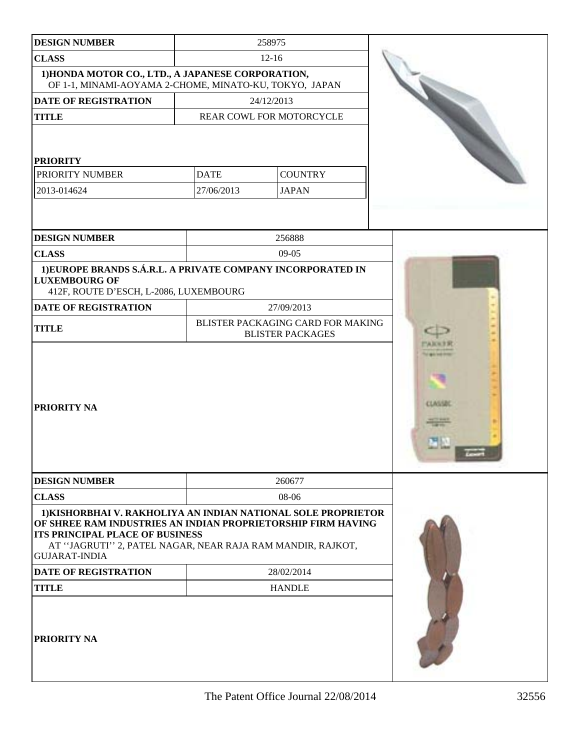| DESIGN NUMBER | 258975 | |
|---|---|---|
| CLASS | 12-16 | |
| 1)HONDA MOTOR CO., LTD., A JAPANESE CORPORATION, OF 1-1, MINAMI-AOYAMA 2-CHOME, MINATO-KU, TOKYO, JAPAN | | |
| DATE OF REGISTRATION | 24/12/2013 | |
| TITLE | REAR COWL FOR MOTORCYCLE | |
| PRIORITY | | |
| PRIORITY NUMBER | DATE | COUNTRY |
| 2013-014624 | 27/06/2013 | JAPAN |

| DESIGN NUMBER | 256888 |
|---|---|
| CLASS | 09-05 |
| 1)EUROPE BRANDS S.Á.R.L. A PRIVATE COMPANY INCORPORATED IN LUXEMBOURG OF 412F, ROUTE D'ESCH, L-2086, LUXEMBOURG | |
| DATE OF REGISTRATION | 27/09/2013 |
| TITLE | BLISTER PACKAGING CARD FOR MAKING BLISTER PACKAGES |
| PRIORITY NA | |

| DESIGN NUMBER | 260677 |
|---|---|
| CLASS | 08-06 |
| 1)KISHORBHAI V. RAKHOLIYA AN INDIAN NATIONAL SOLE PROPRIETOR OF SHREE RAM INDUSTRIES AN INDIAN PROPRIETORSHIP FIRM HAVING ITS PRINCIPAL PLACE OF BUSINESS AT ''JAGRUTI'' 2, PATEL NAGAR, NEAR RAJA RAM MANDIR, RAJKOT, GUJARAT-INDIA | |
| DATE OF REGISTRATION | 28/02/2014 |
| TITLE | HANDLE |
| PRIORITY NA | |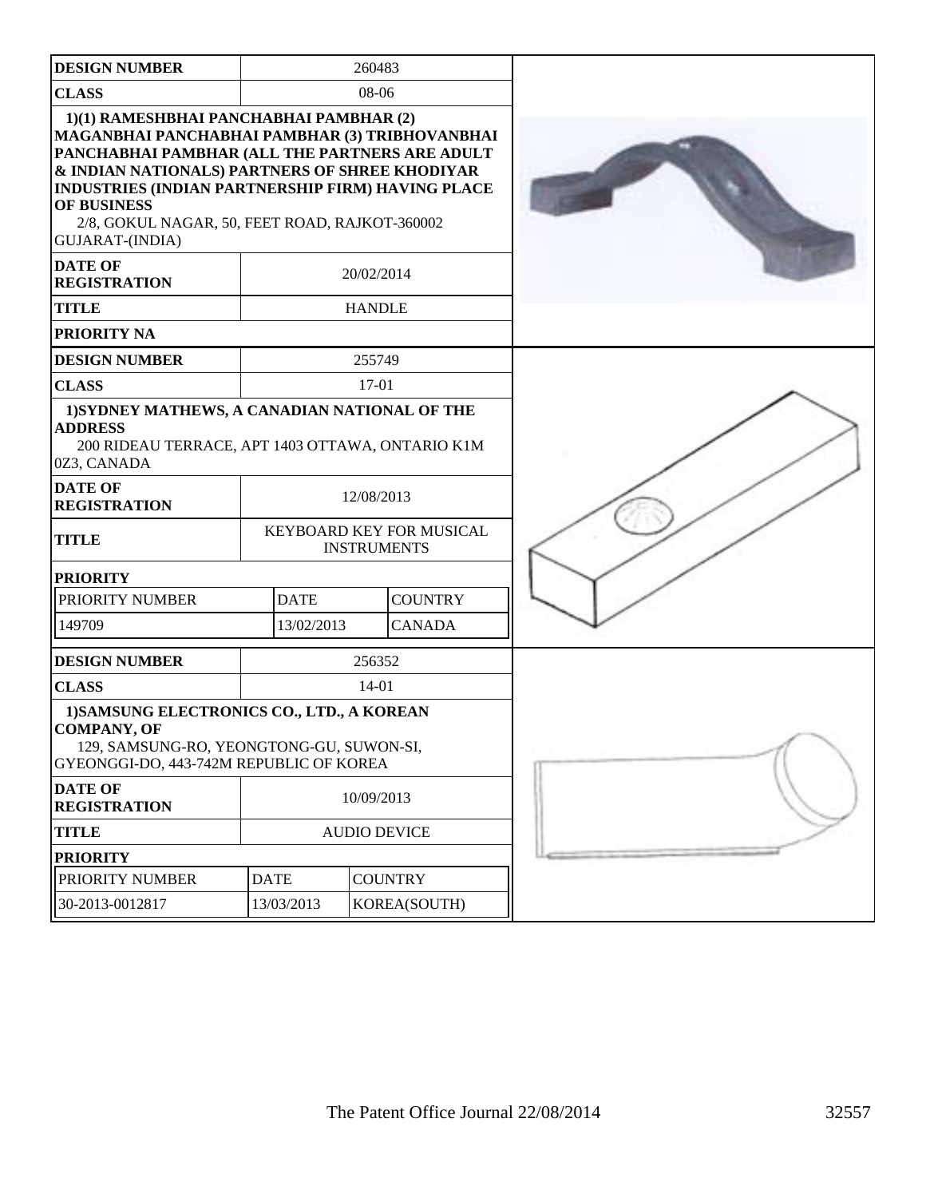| DESIGN NUMBER | 260483 |
|---|---|
| CLASS | 08-06 |
| 1)(1) RAMESHBHAI PANCHABHAI PAMBHAR (2) MAGANBHAI PANCHABHAI PAMBHAR (3) TRIBHOVANBHAI PANCHABHAI PAMBHAR (ALL THE PARTNERS ARE ADULT & INDIAN NATIONALS) PARTNERS OF SHREE KHODIYAR INDUSTRIES (INDIAN PARTNERSHIP FIRM) HAVING PLACE OF BUSINESS 2/8, GOKUL NAGAR, 50, FEET ROAD, RAJKOT-360002 GUJARAT-(INDIA) | |
| DATE OF REGISTRATION | 20/02/2014 |
| TITLE | HANDLE |
| PRIORITY NA | |

| DESIGN NUMBER | 255749 | |
|---|---|---|
| CLASS | 17-01 | |
| 1)SYDNEY MATHEWS, A CANADIAN NATIONAL OF THE ADDRESS 200 RIDEAU TERRACE, APT 1403 OTTAWA, ONTARIO K1M 0Z3, CANADA | | |
| DATE OF REGISTRATION | 12/08/2013 | |
| TITLE | KEYBOARD KEY FOR MUSICAL INSTRUMENTS | |
| PRIORITY | | |
| PRIORITY NUMBER | DATE | COUNTRY |
| 149709 | 13/02/2013 | CANADA |

| DESIGN NUMBER | 256352 | |
|---|---|---|
| CLASS | 14-01 | |
| 1)SAMSUNG ELECTRONICS CO., LTD., A KOREAN COMPANY, OF 129, SAMSUNG-RO, YEONGTONG-GU, SUWON-SI, GYEONGGI-DO, 443-742M REPUBLIC OF KOREA | | |
| DATE OF REGISTRATION | 10/09/2013 | |
| TITLE | AUDIO DEVICE | |
| PRIORITY | | |
| PRIORITY NUMBER | DATE | COUNTRY |
| 30-2013-0012817 | 13/03/2013 | KOREA(SOUTH) |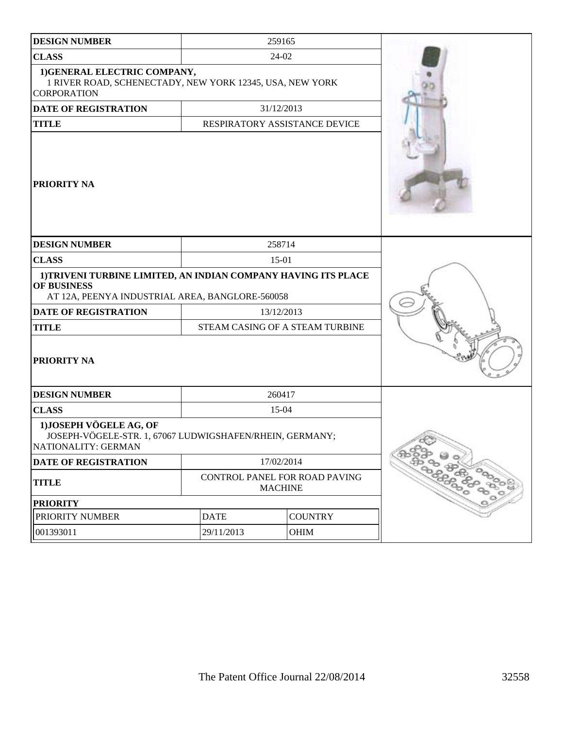| DESIGN NUMBER | 259165 |
|---|---|
| CLASS | 24-02 |
| 1)GENERAL ELECTRIC COMPANY, 1 RIVER ROAD, SCHENECTADY, NEW YORK 12345, USA, NEW YORK CORPORATION | |
| DATE OF REGISTRATION | 31/12/2013 |
| TITLE | RESPIRATORY ASSISTANCE DEVICE |
| PRIORITY NA | |

| DESIGN NUMBER | 258714 |
|---|---|
| CLASS | 15-01 |
| 1)TRIVENI TURBINE LIMITED, AN INDIAN COMPANY HAVING ITS PLACE OF BUSINESS AT 12A, PEENYA INDUSTRIAL AREA, BANGLORE-560058 | |
| DATE OF REGISTRATION | 13/12/2013 |
| TITLE | STEAM CASING OF A STEAM TURBINE |
| PRIORITY NA | |

| DESIGN NUMBER | 260417 | |
|---|---|---|
| CLASS | 15-04 | |
| 1)JOSEPH VÖGELE AG, OF JOSEPH-VÖGELE-STR. 1, 67067 LUDWIGSHAFEN/RHEIN, GERMANY; NATIONALITY: GERMAN | | |
| DATE OF REGISTRATION | 17/02/2014 | |
| TITLE | CONTROL PANEL FOR ROAD PAVING MACHINE | |
| PRIORITY | | |
| PRIORITY NUMBER | DATE | COUNTRY |
| 001393011 | 29/11/2013 | OHIM |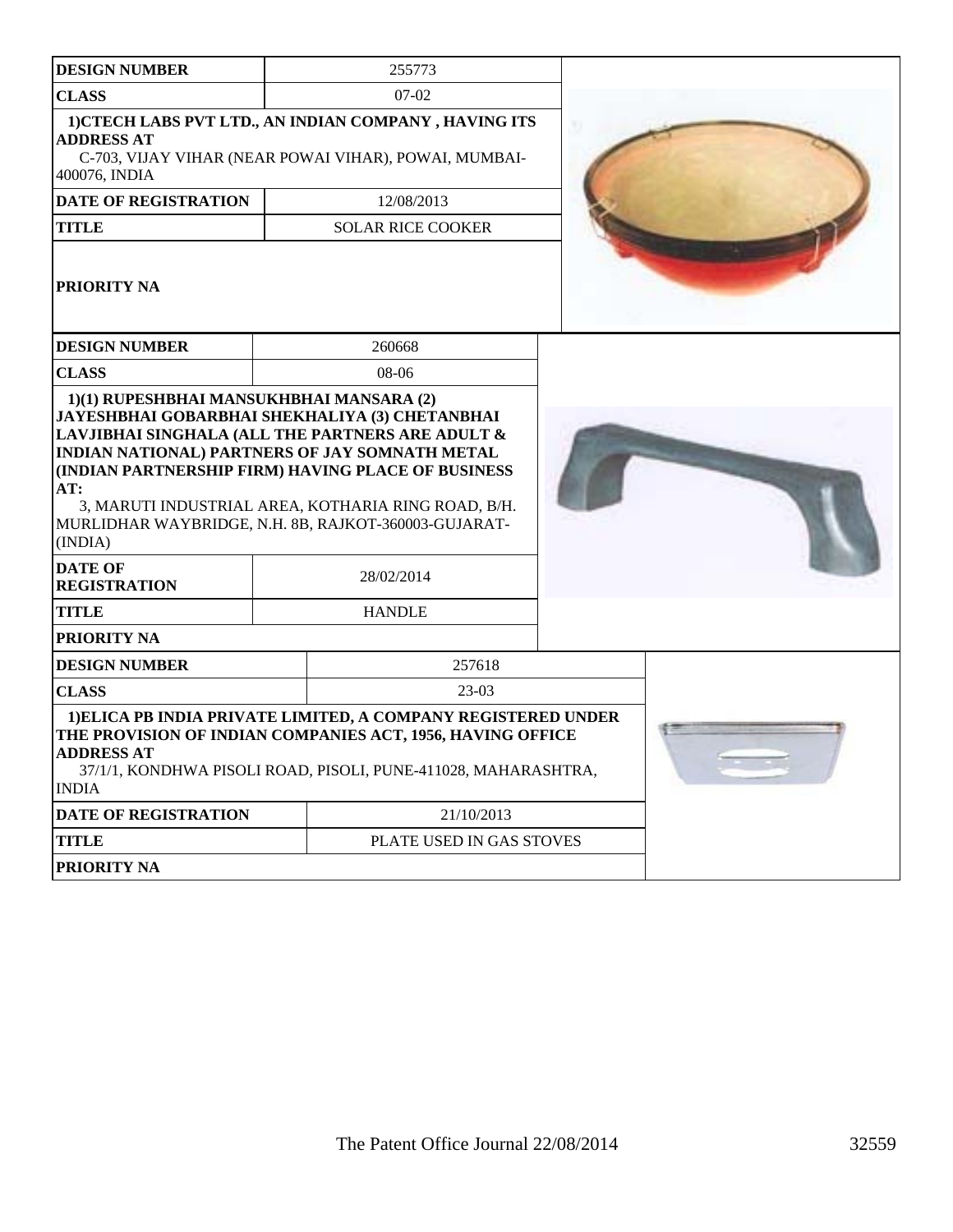| DESIGN NUMBER | 255773 |
| --- | --- |
| CLASS | 07-02 |
| 1)CTECH LABS PVT LTD., AN INDIAN COMPANY , HAVING ITS ADDRESS AT C-703, VIJAY VIHAR (NEAR POWAI VIHAR), POWAI, MUMBAI-400076, INDIA | |
| DATE OF REGISTRATION | 12/08/2013 |
| TITLE | SOLAR RICE COOKER |
| PRIORITY NA | |

| DESIGN NUMBER | 260668 |
| --- | --- |
| CLASS | 08-06 |
| 1)(1) RUPESHBHAI MANSUKHBHAI MANSARA (2) JAYESHBHAI GOBARBHAI SHEKHALIYA (3) CHETANBHAI LAVJIBHAI SINGHALA (ALL THE PARTNERS ARE ADULT & INDIAN NATIONAL) PARTNERS OF JAY SOMNATH METAL (INDIAN PARTNERSHIP FIRM) HAVING PLACE OF BUSINESS AT: 3, MARUTI INDUSTRIAL AREA, KOTHARIA RING ROAD, B/H. MURLIDHAR WAYBRIDGE, N.H. 8B, RAJKOT-360003-GUJARAT-(INDIA) | |
| DATE OF REGISTRATION | 28/02/2014 |
| TITLE | HANDLE |
| PRIORITY NA | |

| DESIGN NUMBER | 257618 |
| --- | --- |
| CLASS | 23-03 |
| 1)ELICA PB INDIA PRIVATE LIMITED, A COMPANY REGISTERED UNDER THE PROVISION OF INDIAN COMPANIES ACT, 1956, HAVING OFFICE ADDRESS AT 37/1/1, KONDHWA PISOLI ROAD, PISOLI, PUNE-411028, MAHARASHTRA, INDIA | |
| DATE OF REGISTRATION | 21/10/2013 |
| TITLE | PLATE USED IN GAS STOVES |
| PRIORITY NA | |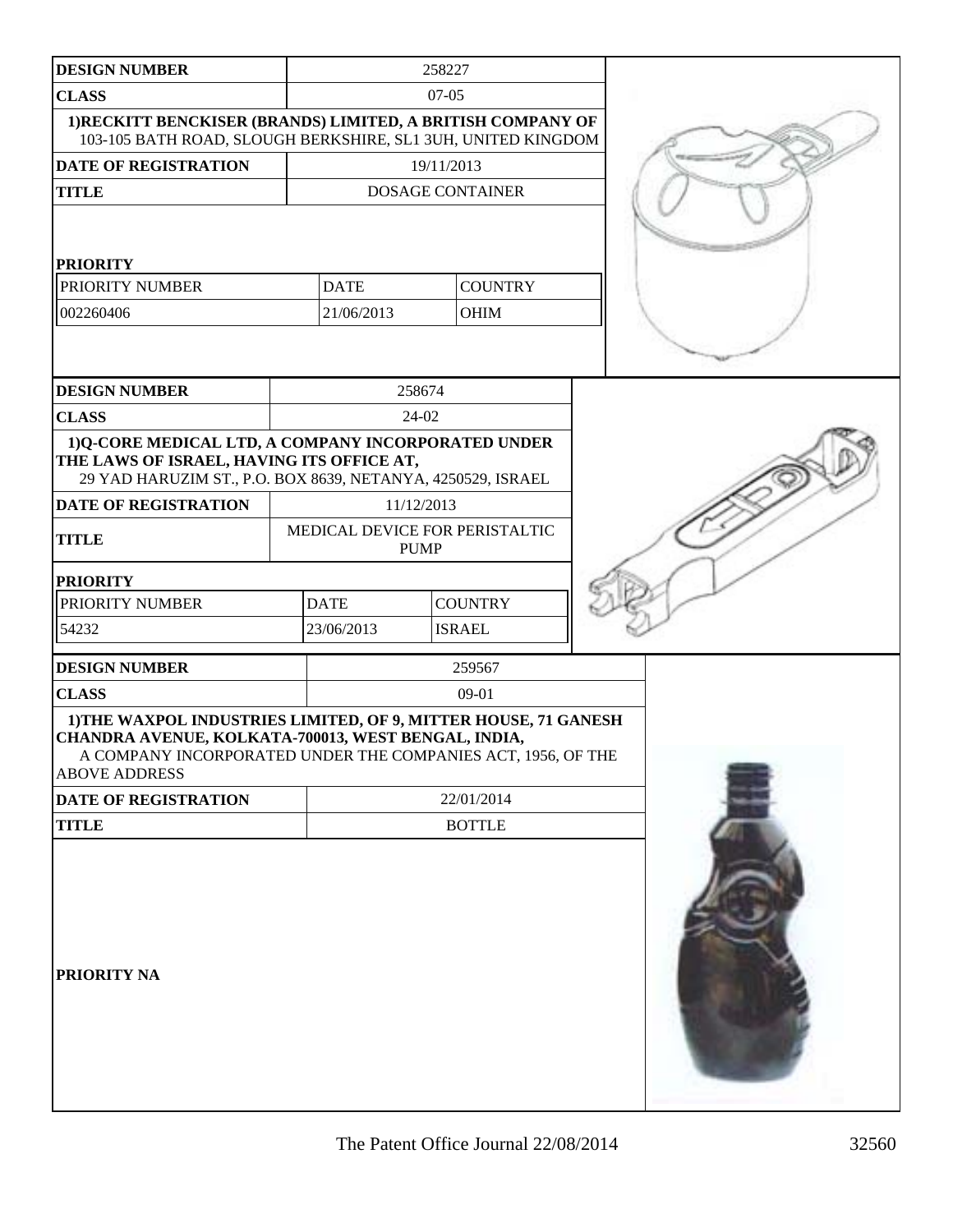| DESIGN NUMBER | 258227 | |
|---|---|---|
| CLASS | 07-05 | |
| 1)RECKITT BENCKISER (BRANDS) LIMITED, A BRITISH COMPANY OF 103-105 BATH ROAD, SLOUGH BERKSHIRE, SL1 3UH, UNITED KINGDOM | | |
| DATE OF REGISTRATION | 19/11/2013 | |
| TITLE | DOSAGE CONTAINER | |
| PRIORITY | | |
| PRIORITY NUMBER | DATE | COUNTRY |
| 002260406 | 21/06/2013 | OHIM |

| DESIGN NUMBER | 258674 | |
|---|---|---|
| CLASS | 24-02 | |
| 1)Q-CORE MEDICAL LTD, A COMPANY INCORPORATED UNDER THE LAWS OF ISRAEL, HAVING ITS OFFICE AT, 29 YAD HARUZIM ST., P.O. BOX 8639, NETANYA, 4250529, ISRAEL | | |
| DATE OF REGISTRATION | 11/12/2013 | |
| TITLE | MEDICAL DEVICE FOR PERISTALTIC PUMP | |
| PRIORITY | | |
| PRIORITY NUMBER | DATE | COUNTRY |
| 54232 | 23/06/2013 | ISRAEL |

| DESIGN NUMBER | 259567 |
|---|---|
| CLASS | 09-01 |
| 1)THE WAXPOL INDUSTRIES LIMITED, OF 9, MITTER HOUSE, 71 GANESH CHANDRA AVENUE, KOLKATA-700013, WEST BENGAL, INDIA, A COMPANY INCORPORATED UNDER THE COMPANIES ACT, 1956, OF THE ABOVE ADDRESS | |
| DATE OF REGISTRATION | 22/01/2014 |
| TITLE | BOTTLE |
| PRIORITY NA | |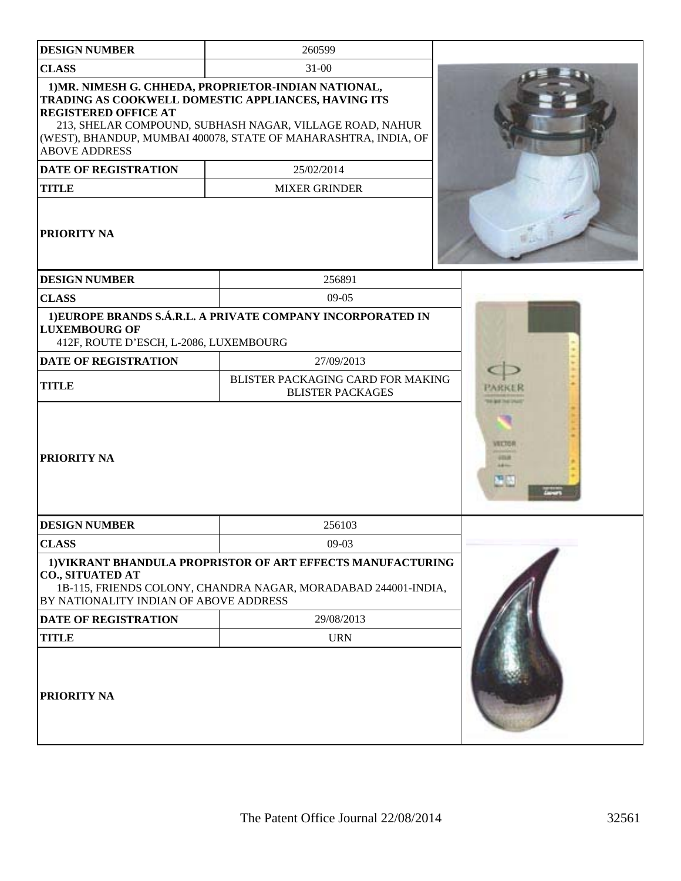| DESIGN NUMBER | 260599 |
| --- | --- |
| CLASS | 31-00 |
| 1)MR. NIMESH G. CHHEDA, PROPRIETOR-INDIAN NATIONAL, TRADING AS COOKWELL DOMESTIC APPLIANCES, HAVING ITS REGISTERED OFFICE AT 213, SHELAR COMPOUND, SUBHASH NAGAR, VILLAGE ROAD, NAHUR (WEST), BHANDUP, MUMBAI 400078, STATE OF MAHARASHTRA, INDIA, OF ABOVE ADDRESS | |
| DATE OF REGISTRATION | 25/02/2014 |
| TITLE | MIXER GRINDER |
| PRIORITY NA | |

| DESIGN NUMBER | 256891 |
| --- | --- |
| CLASS | 09-05 |
| 1)EUROPE BRANDS S.Á.R.L. A PRIVATE COMPANY INCORPORATED IN LUXEMBOURG OF 412F, ROUTE D'ESCH, L-2086, LUXEMBOURG | |
| DATE OF REGISTRATION | 27/09/2013 |
| TITLE | BLISTER PACKAGING CARD FOR MAKING BLISTER PACKAGES |
| PRIORITY NA | |

| DESIGN NUMBER | 256103 |
| --- | --- |
| CLASS | 09-03 |
| 1)VIKRANT BHANDULA PROPRISTOR OF ART EFFECTS MANUFACTURING CO., SITUATED AT 1B-115, FRIENDS COLONY, CHANDRA NAGAR, MORADABAD 244001-INDIA, BY NATIONALITY INDIAN OF ABOVE ADDRESS | |
| DATE OF REGISTRATION | 29/08/2013 |
| TITLE | URN |
| PRIORITY NA | |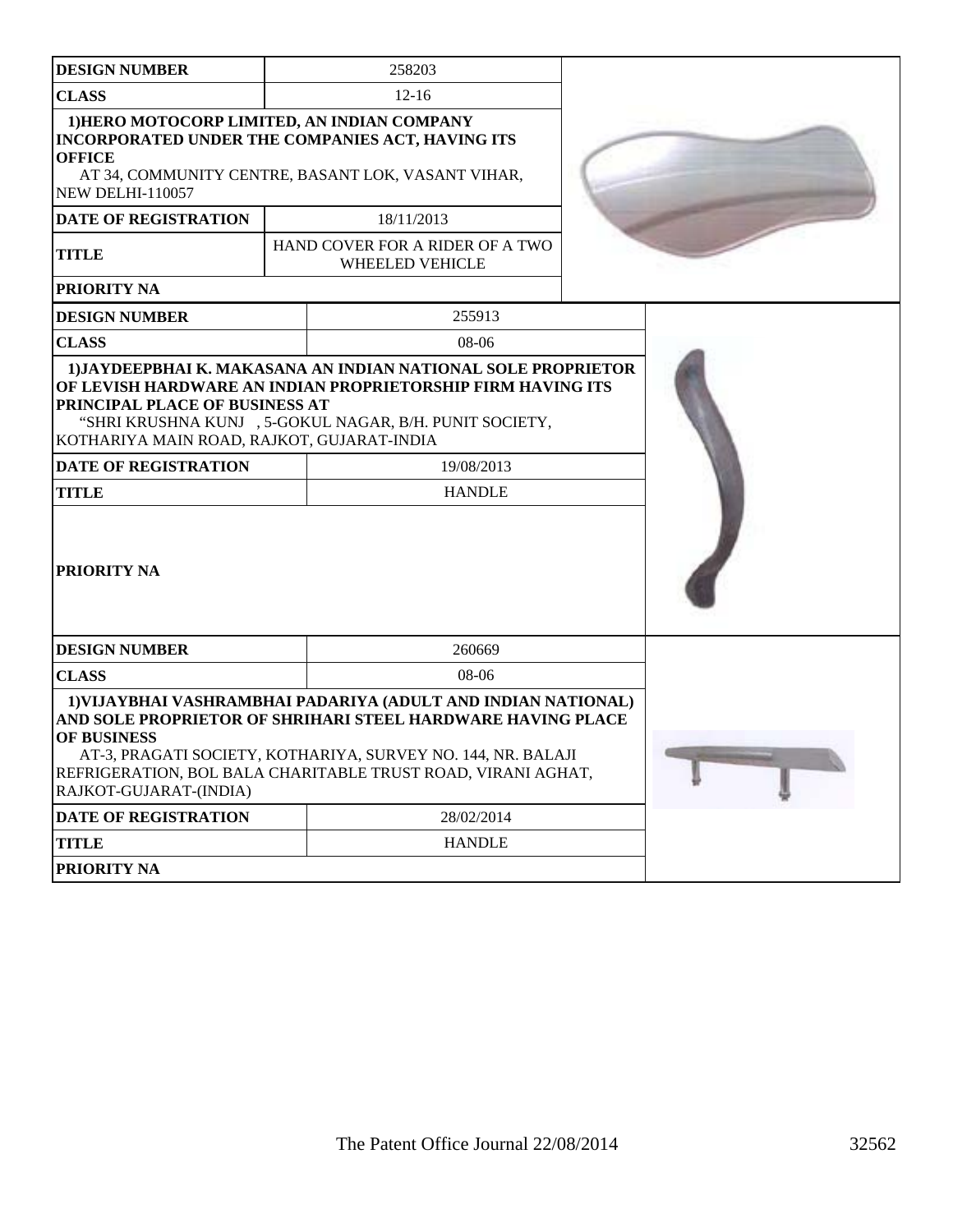| DESIGN NUMBER | 258203 |
|---|---|
| CLASS | 12-16 |
| 1)HERO MOTOCORP LIMITED, AN INDIAN COMPANY INCORPORATED UNDER THE COMPANIES ACT, HAVING ITS OFFICE AT 34, COMMUNITY CENTRE, BASANT LOK, VASANT VIHAR, NEW DELHI-110057 | |
| DATE OF REGISTRATION | 18/11/2013 |
| TITLE | HAND COVER FOR A RIDER OF A TWO WHEELED VEHICLE |
| PRIORITY NA | |

| DESIGN NUMBER | 255913 |
|---|---|
| CLASS | 08-06 |
| 1)JAYDEEPBHAI K. MAKASANA AN INDIAN NATIONAL SOLE PROPRIETOR OF LEVISH HARDWARE AN INDIAN PROPRIETORSHIP FIRM HAVING ITS PRINCIPAL PLACE OF BUSINESS AT "SHRI KRUSHNA KUNJ , 5-GOKUL NAGAR, B/H. PUNIT SOCIETY, KOTHARIYA MAIN ROAD, RAJKOT, GUJARAT-INDIA | |
| DATE OF REGISTRATION | 19/08/2013 |
| TITLE | HANDLE |
| PRIORITY NA | |

| DESIGN NUMBER | 260669 |
|---|---|
| CLASS | 08-06 |
| 1)VIJAYBHAI VASHRAMBHAI PADARIYA (ADULT AND INDIAN NATIONAL) AND SOLE PROPRIETOR OF SHRIHARI STEEL HARDWARE HAVING PLACE OF BUSINESS AT-3, PRAGATI SOCIETY, KOTHARIYA, SURVEY NO. 144, NR. BALAJI REFRIGERATION, BOL BALA CHARITABLE TRUST ROAD, VIRANI AGHAT, RAJKOT-GUJARAT-(INDIA) | |
| DATE OF REGISTRATION | 28/02/2014 |
| TITLE | HANDLE |
| PRIORITY NA | |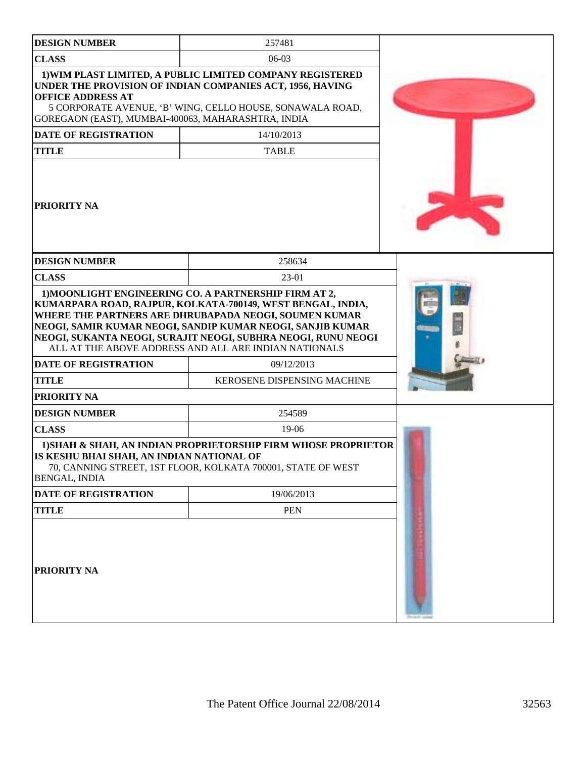| DESIGN NUMBER | 257481 |
| --- | --- |
| CLASS | 06-03 |
| 1)WIM PLAST LIMITED, A PUBLIC LIMITED COMPANY REGISTERED UNDER THE PROVISION OF INDIAN COMPANIES ACT, 1956, HAVING OFFICE ADDRESS AT 5 CORPORATE AVENUE, 'B' WING, CELLO HOUSE, SONAWALA ROAD, GOREGAON (EAST), MUMBAI-400063, MAHARASHTRA, INDIA | |
| DATE OF REGISTRATION | 14/10/2013 |
| TITLE | TABLE |
| PRIORITY NA | |

| DESIGN NUMBER | 258634 |
| --- | --- |
| CLASS | 23-01 |
| 1)MOONLIGHT ENGINEERING CO. A PARTNERSHIP FIRM AT 2, KUMARPARA ROAD, RAJPUR, KOLKATA-700149, WEST BENGAL, INDIA, WHERE THE PARTNERS ARE DHRUBAPADA NEOGI, SOUMEN KUMAR NEOGI, SAMIR KUMAR NEOGI, SANDIP KUMAR NEOGI, SANJIB KUMAR NEOGI, SUKANTA NEOGI, SURAJIT NEOGI, SUBHRA NEOGI, RUNU NEOGI ALL AT THE ABOVE ADDRESS AND ALL ARE INDIAN NATIONALS | |
| DATE OF REGISTRATION | 09/12/2013 |
| TITLE | KEROSENE DISPENSING MACHINE |
| PRIORITY NA | |

| DESIGN NUMBER | 254589 |
| --- | --- |
| CLASS | 19-06 |
| 1)SHAH & SHAH, AN INDIAN PROPRIETORSHIP FIRM WHOSE PROPRIETOR IS KESHU BHAI SHAH, AN INDIAN NATIONAL OF 70, CANNING STREET, 1ST FLOOR, KOLKATA 700001, STATE OF WEST BENGAL, INDIA | |
| DATE OF REGISTRATION | 19/06/2013 |
| TITLE | PEN |
| PRIORITY NA | |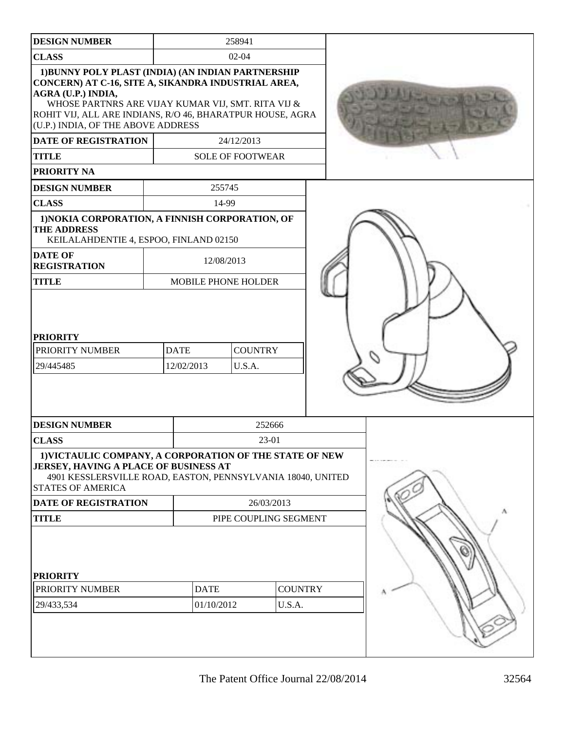| DESIGN NUMBER | 258941 |
|---|---|
| CLASS | 02-04 |
| 1)BUNNY POLY PLAST (INDIA) (AN INDIAN PARTNERSHIP CONCERN) AT C-16, SITE A, SIKANDRA INDUSTRIAL AREA, AGRA (U.P.) INDIA, WHOSE PARTNRS ARE VIJAY KUMAR VIJ, SMT. RITA VIJ & ROHIT VIJ, ALL ARE INDIANS, R/O 46, BHARATPUR HOUSE, AGRA (U.P.) INDIA, OF THE ABOVE ADDRESS | |
| DATE OF REGISTRATION | 24/12/2013 |
| TITLE | SOLE OF FOOTWEAR |
| PRIORITY NA | |

| DESIGN NUMBER | 255745 |
|---|---|
| CLASS | 14-99 |
| 1)NOKIA CORPORATION, A FINNISH CORPORATION, OF THE ADDRESS KEILALAHDENTIE 4, ESPOO, FINLAND 02150 | |
| DATE OF REGISTRATION | 12/08/2013 |
| TITLE | MOBILE PHONE HOLDER |

**PRIORITY**

| PRIORITY NUMBER | DATE | COUNTRY |
|---|---|---|
| 29/445485 | 12/02/2013 | U.S.A. |

| DESIGN NUMBER | 252666 |
|---|---|
| CLASS | 23-01 |
| 1)VICTAULIC COMPANY, A CORPORATION OF THE STATE OF NEW JERSEY, HAVING A PLACE OF BUSINESS AT 4901 KESSLERSVILLE ROAD, EASTON, PENNSYLVANIA 18040, UNITED STATES OF AMERICA | |
| DATE OF REGISTRATION | 26/03/2013 |
| TITLE | PIPE COUPLING SEGMENT |

**PRIORITY**

| PRIORITY NUMBER | DATE | COUNTRY |
|---|---|---|
| 29/433,534 | 01/10/2012 | U.S.A. |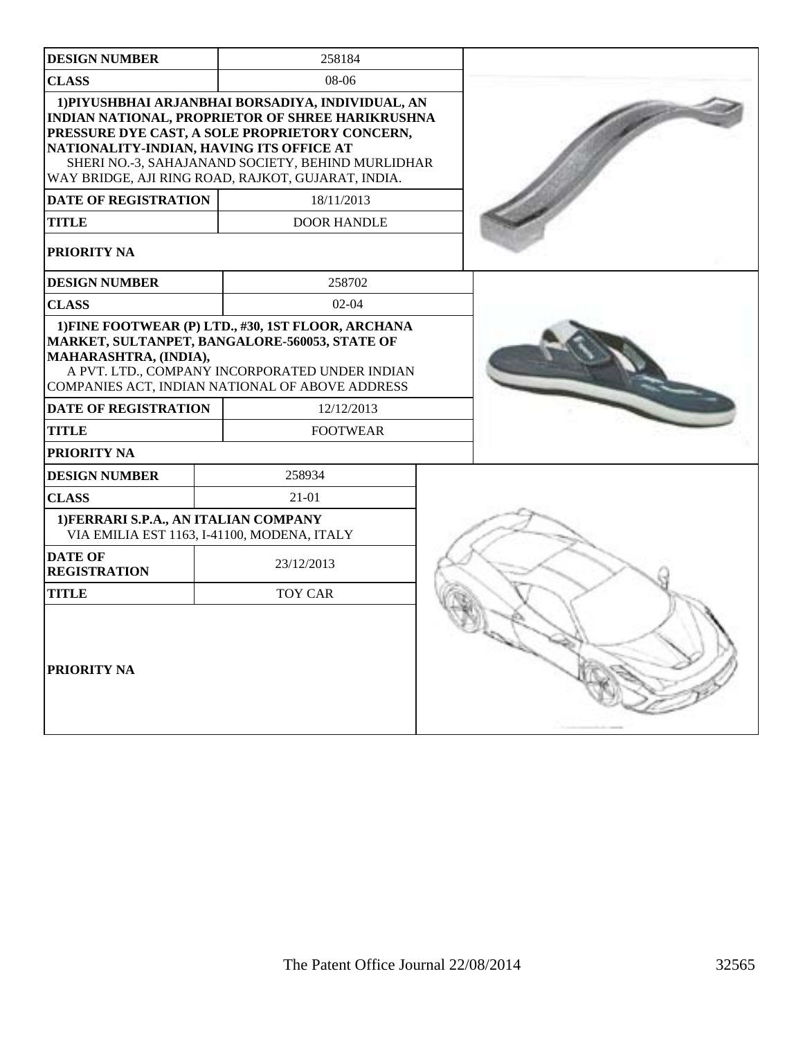| DESIGN NUMBER | 258184 |
|---|---|
| CLASS | 08-06 |
| 1)PIYUSHBHAI ARJANBHAI BORSADIYA, INDIVIDUAL, AN INDIAN NATIONAL, PROPRIETOR OF SHREE HARIKRUSHNA PRESSURE DYE CAST, A SOLE PROPRIETORY CONCERN, NATIONALITY-INDIAN, HAVING ITS OFFICE AT SHERI NO.-3, SAHAJANAND SOCIETY, BEHIND MURLIDHAR WAY BRIDGE, AJI RING ROAD, RAJKOT, GUJARAT, INDIA. | |
| DATE OF REGISTRATION | 18/11/2013 |
| TITLE | DOOR HANDLE |
| PRIORITY NA | |

| DESIGN NUMBER | 258702 |
|---|---|
| CLASS | 02-04 |
| 1)FINE FOOTWEAR (P) LTD., #30, 1ST FLOOR, ARCHANA MARKET, SULTANPET, BANGALORE-560053, STATE OF MAHARASHTRA, (INDIA), A PVT. LTD., COMPANY INCORPORATED UNDER INDIAN COMPANIES ACT, INDIAN NATIONAL OF ABOVE ADDRESS | |
| DATE OF REGISTRATION | 12/12/2013 |
| TITLE | FOOTWEAR |
| PRIORITY NA | |

| DESIGN NUMBER | 258934 |
|---|---|
| CLASS | 21-01 |
| 1)FERRARI S.P.A., AN ITALIAN COMPANY VIA EMILIA EST 1163, I-41100, MODENA, ITALY | |
| DATE OF REGISTRATION | 23/12/2013 |
| TITLE | TOY CAR |
| PRIORITY NA | |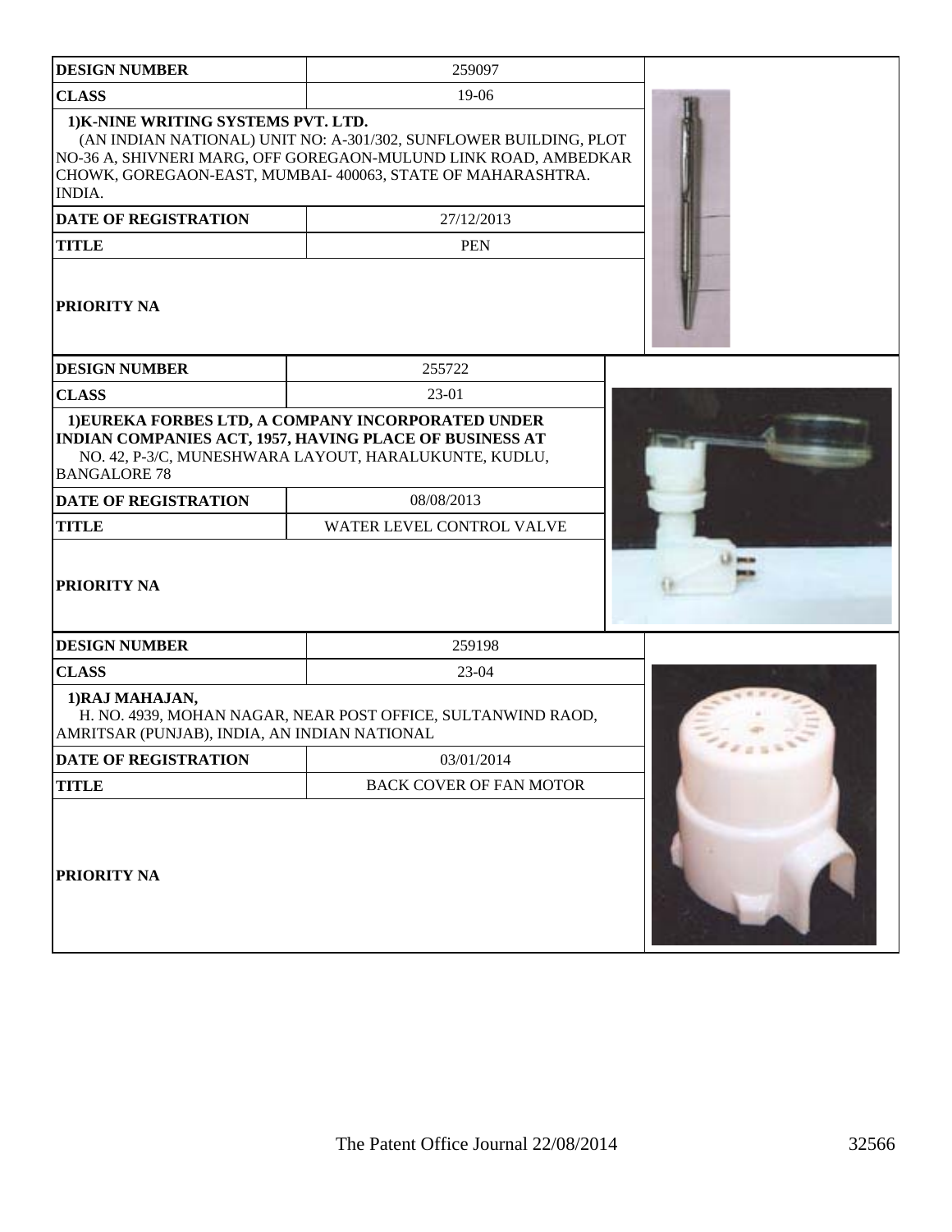| DESIGN NUMBER | 259097 |
| --- | --- |
| CLASS | 19-06 |
| 1)K-NINE WRITING SYSTEMS PVT. LTD. (AN INDIAN NATIONAL) UNIT NO: A-301/302, SUNFLOWER BUILDING, PLOT NO-36 A, SHIVNERI MARG, OFF GOREGAON-MULUND LINK ROAD, AMBEDKAR CHOWK, GOREGAON-EAST, MUMBAI- 400063, STATE OF MAHARASHTRA. INDIA. | |
| DATE OF REGISTRATION | 27/12/2013 |
| TITLE | PEN |
| PRIORITY NA | |

| DESIGN NUMBER | 255722 |
| --- | --- |
| CLASS | 23-01 |
| 1)EUREKA FORBES LTD, A COMPANY INCORPORATED UNDER INDIAN COMPANIES ACT, 1957, HAVING PLACE OF BUSINESS AT NO. 42, P-3/C, MUNESHWARA LAYOUT, HARALUKUNTE, KUDLU, BANGALORE 78 | |
| DATE OF REGISTRATION | 08/08/2013 |
| TITLE | WATER LEVEL CONTROL VALVE |
| PRIORITY NA | |

| DESIGN NUMBER | 259198 |
| --- | --- |
| CLASS | 23-04 |
| 1)RAJ MAHAJAN, H. NO. 4939, MOHAN NAGAR, NEAR POST OFFICE, SULTANWIND RAOD, AMRITSAR (PUNJAB), INDIA, AN INDIAN NATIONAL | |
| DATE OF REGISTRATION | 03/01/2014 |
| TITLE | BACK COVER OF FAN MOTOR |
| PRIORITY NA | |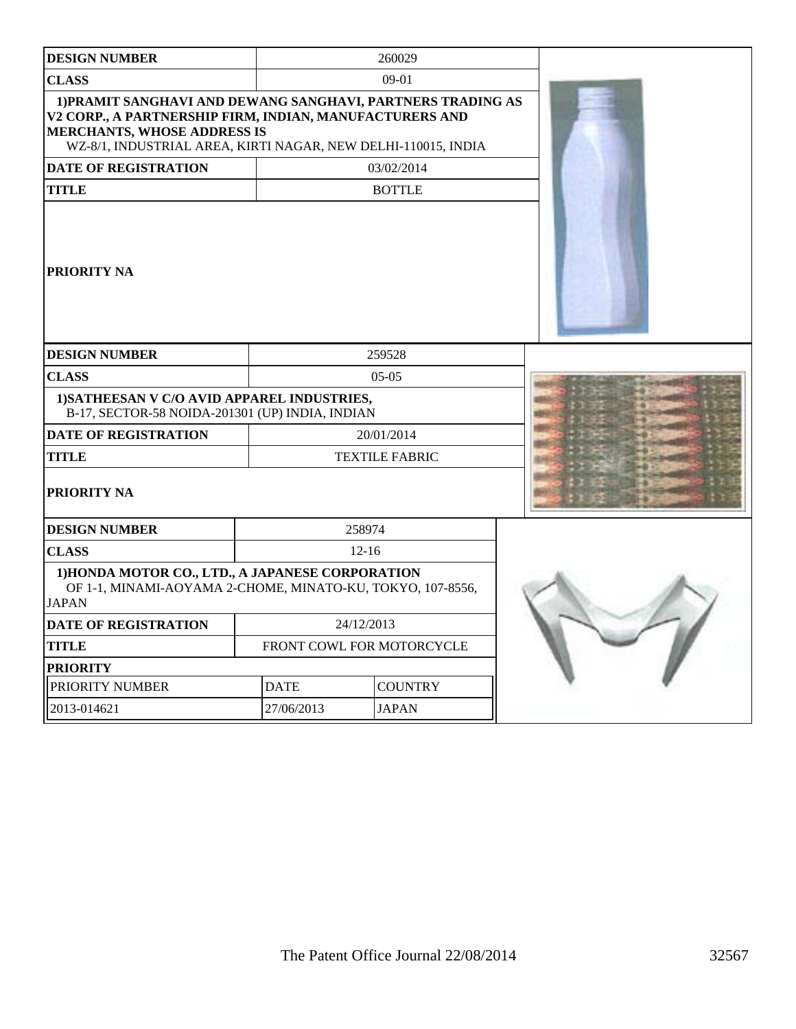| DESIGN NUMBER | 260029 |
|---|---|
| CLASS | 09-01 |
| 1)PRAMIT SANGHAVI AND DEWANG SANGHAVI, PARTNERS TRADING AS V2 CORP., A PARTNERSHIP FIRM, INDIAN, MANUFACTURERS AND MERCHANTS, WHOSE ADDRESS IS WZ-8/1, INDUSTRIAL AREA, KIRTI NAGAR, NEW DELHI-110015, INDIA | |
| DATE OF REGISTRATION | 03/02/2014 |
| TITLE | BOTTLE |
| PRIORITY NA | |

| DESIGN NUMBER | 259528 |
|---|---|
| CLASS | 05-05 |
| 1)SATHEESAN V C/O AVID APPAREL INDUSTRIES, B-17, SECTOR-58 NOIDA-201301 (UP) INDIA, INDIAN | |
| DATE OF REGISTRATION | 20/01/2014 |
| TITLE | TEXTILE FABRIC |
| PRIORITY NA | |

| DESIGN NUMBER | 258974 | |
|---|---|---|
| CLASS | 12-16 | |
| 1)HONDA MOTOR CO., LTD., A JAPANESE CORPORATION OF 1-1, MINAMI-AOYAMA 2-CHOME, MINATO-KU, TOKYO, 107-8556, JAPAN | | |
| DATE OF REGISTRATION | 24/12/2013 | |
| TITLE | FRONT COWL FOR MOTORCYCLE | |
| PRIORITY | | |
| PRIORITY NUMBER | DATE | COUNTRY |
| 2013-014621 | 27/06/2013 | JAPAN |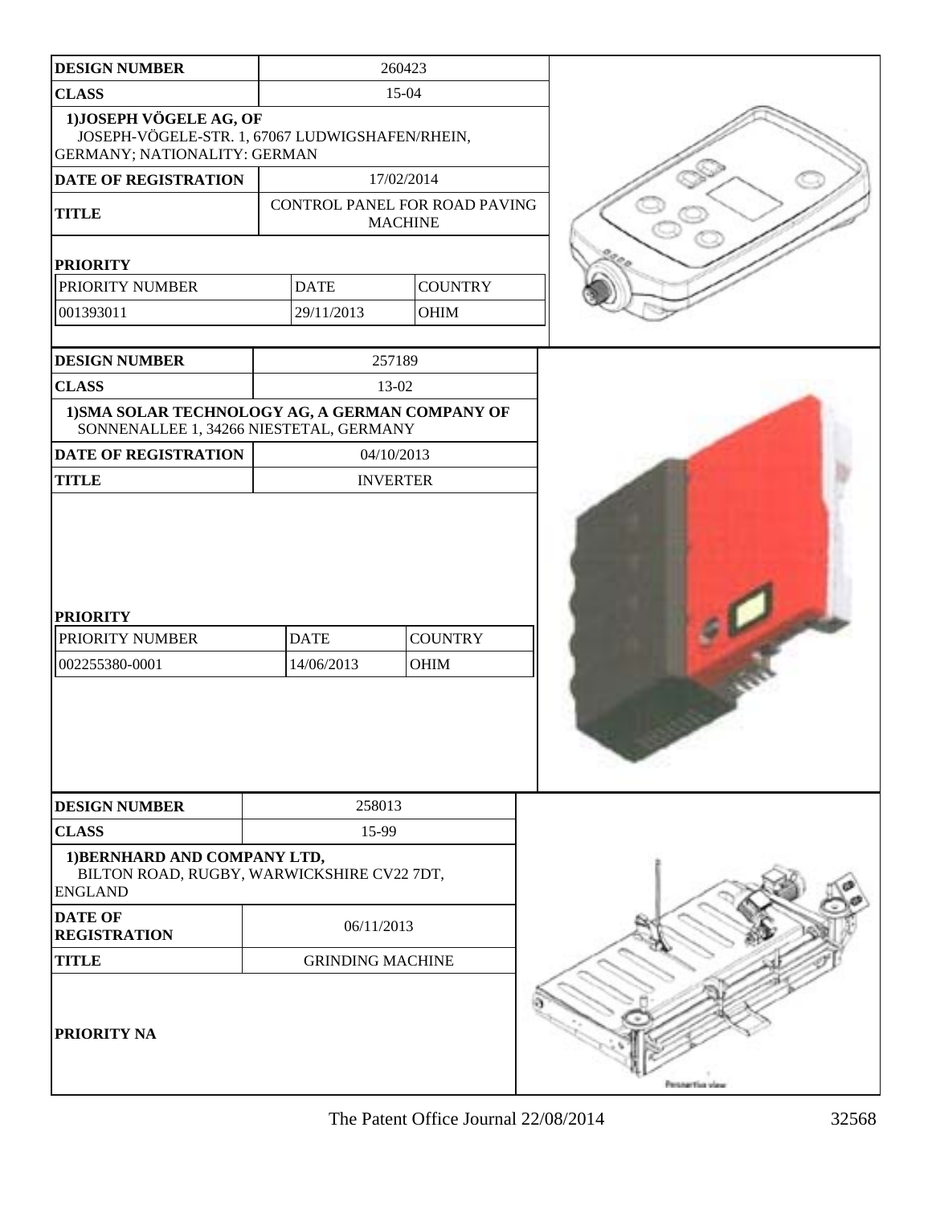| DESIGN NUMBER | 260423 | |
|---|---|---|
| CLASS | 15-04 | |
| 1)JOSEPH VÖGELE AG, OF JOSEPH-VÖGELE-STR. 1, 67067 LUDWIGSHAFEN/RHEIN, GERMANY; NATIONALITY: GERMAN | | |
| DATE OF REGISTRATION | 17/02/2014 | |
| TITLE | CONTROL PANEL FOR ROAD PAVING MACHINE | |
| **PRIORITY** | | |
| PRIORITY NUMBER | DATE | COUNTRY |
| 001393011 | 29/11/2013 | OHIM |

| DESIGN NUMBER | 257189 | |
|---|---|---|
| CLASS | 13-02 | |
| 1)SMA SOLAR TECHNOLOGY AG, A GERMAN COMPANY OF SONNENALLEE 1, 34266 NIESTETAL, GERMANY | | |
| DATE OF REGISTRATION | 04/10/2013 | |
| TITLE | INVERTER | |
| **PRIORITY** | | |
| PRIORITY NUMBER | DATE | COUNTRY |
| 002255380-0001 | 14/06/2013 | OHIM |

| DESIGN NUMBER | 258013 |
|---|---|
| CLASS | 15-99 |
| 1)BERNHARD AND COMPANY LTD, BILTON ROAD, RUGBY, WARWICKSHIRE CV22 7DT, ENGLAND | |
| DATE OF REGISTRATION | 06/11/2013 |
| TITLE | GRINDING MACHINE |
| PRIORITY NA | |

Perspective view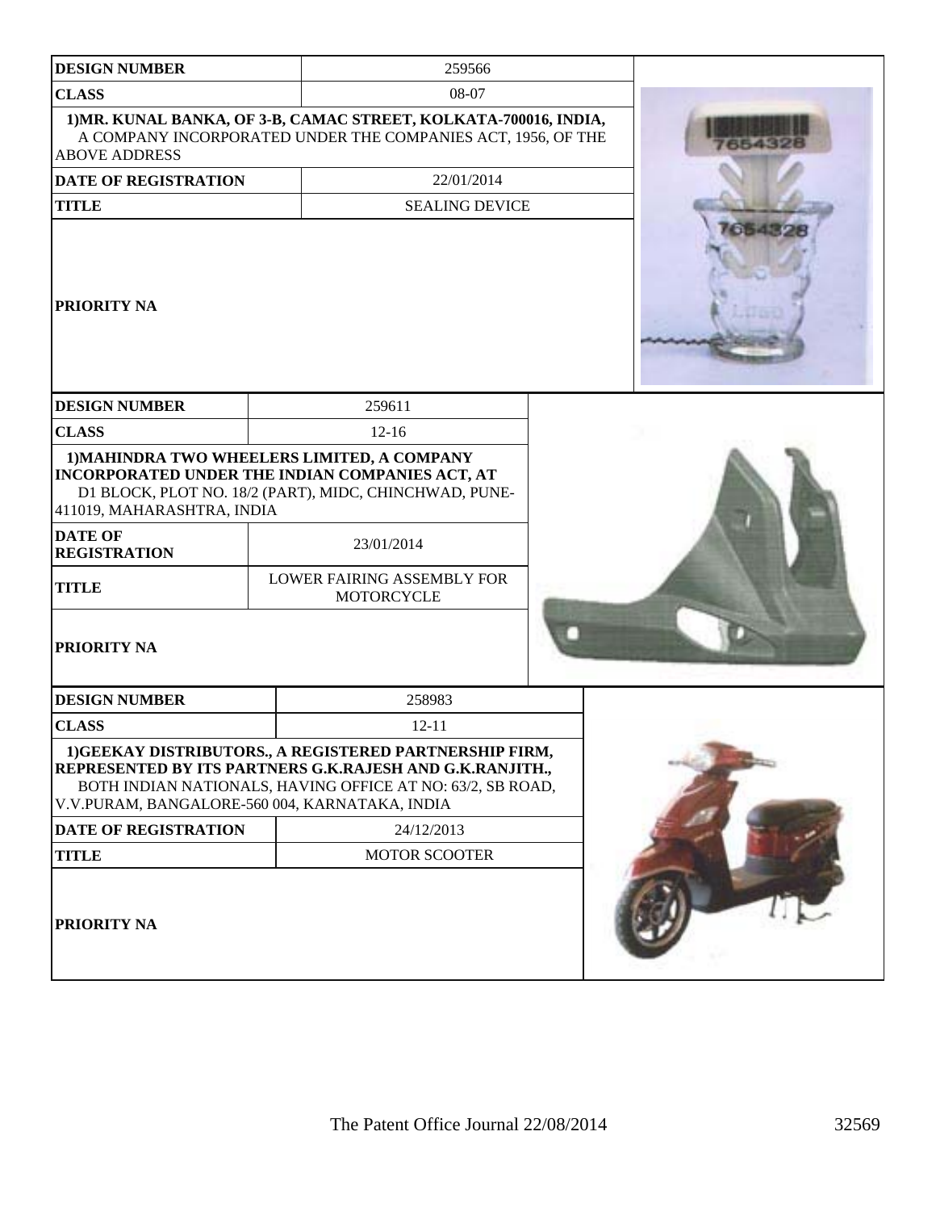| DESIGN NUMBER | 259566 |
| --- | --- |
| CLASS | 08-07 |
| 1)MR. KUNAL BANKA, OF 3-B, CAMAC STREET, KOLKATA-700016, INDIA, A COMPANY INCORPORATED UNDER THE COMPANIES ACT, 1956, OF THE ABOVE ADDRESS | |
| DATE OF REGISTRATION | 22/01/2014 |
| TITLE | SEALING DEVICE |
| PRIORITY NA | |

| DESIGN NUMBER | 259611 |
| --- | --- |
| CLASS | 12-16 |
| 1)MAHINDRA TWO WHEELERS LIMITED, A COMPANY INCORPORATED UNDER THE INDIAN COMPANIES ACT, AT D1 BLOCK, PLOT NO. 18/2 (PART), MIDC, CHINCHWAD, PUNE-411019, MAHARASHTRA, INDIA | |
| DATE OF REGISTRATION | 23/01/2014 |
| TITLE | LOWER FAIRING ASSEMBLY FOR MOTORCYCLE |
| PRIORITY NA | |

| DESIGN NUMBER | 258983 |
| --- | --- |
| CLASS | 12-11 |
| 1)GEEKAY DISTRIBUTORS., A REGISTERED PARTNERSHIP FIRM, REPRESENTED BY ITS PARTNERS G.K.RAJESH AND G.K.RANJITH., BOTH INDIAN NATIONALS, HAVING OFFICE AT NO: 63/2, SB ROAD, V.V.PURAM, BANGALORE-560 004, KARNATAKA, INDIA | |
| DATE OF REGISTRATION | 24/12/2013 |
| TITLE | MOTOR SCOOTER |
| PRIORITY NA | |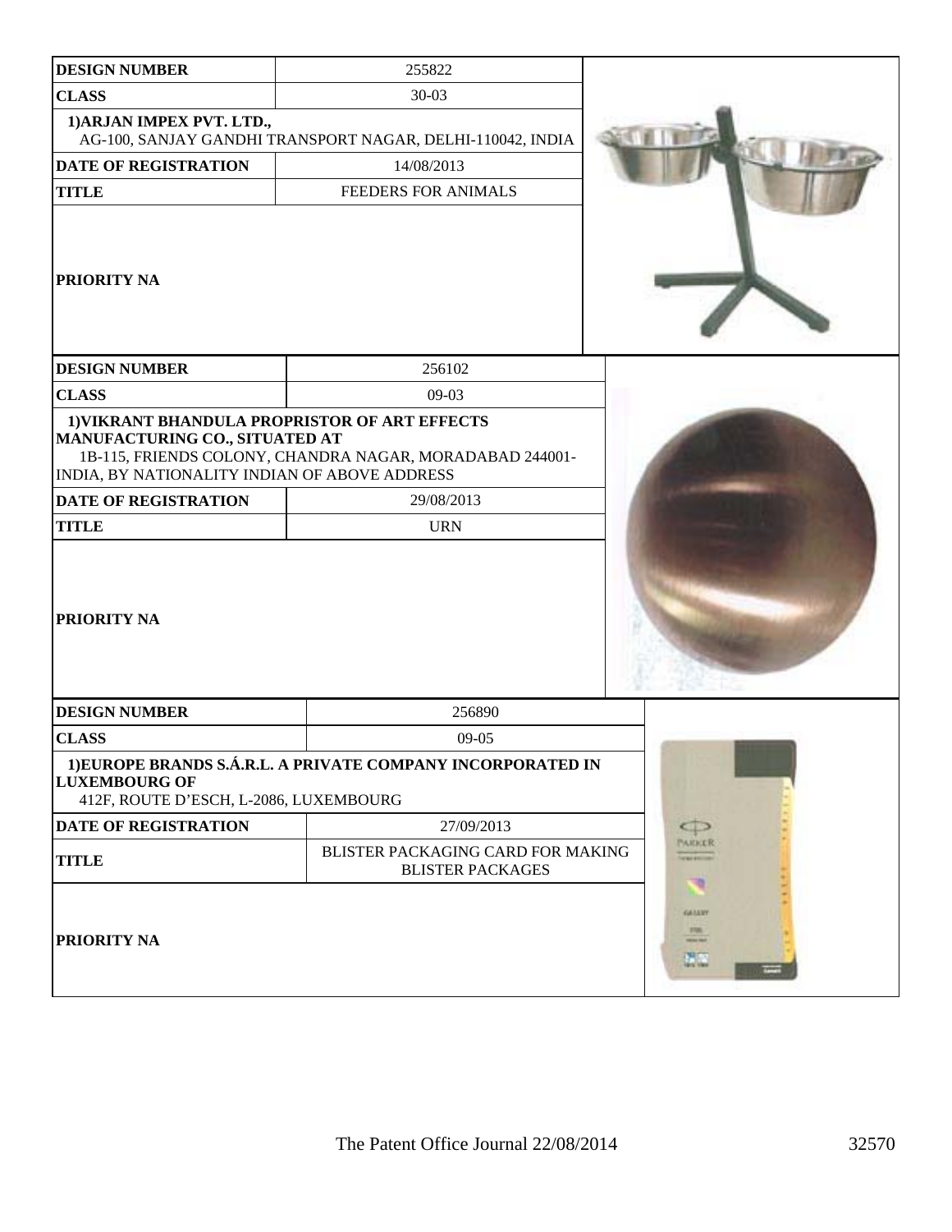| DESIGN NUMBER | 255822 |
| --- | --- |
| CLASS | 30-03 |
| 1)ARJAN IMPEX PVT. LTD., AG-100, SANJAY GANDHI TRANSPORT NAGAR, DELHI-110042, INDIA | |
| DATE OF REGISTRATION | 14/08/2013 |
| TITLE | FEEDERS FOR ANIMALS |
| PRIORITY NA | |

| DESIGN NUMBER | 256102 |
| --- | --- |
| CLASS | 09-03 |
| 1)VIKRANT BHANDULA PROPRISTOR OF ART EFFECTS MANUFACTURING CO., SITUATED AT 1B-115, FRIENDS COLONY, CHANDRA NAGAR, MORADABAD 244001-INDIA, BY NATIONALITY INDIAN OF ABOVE ADDRESS | |
| DATE OF REGISTRATION | 29/08/2013 |
| TITLE | URN |
| PRIORITY NA | |

| DESIGN NUMBER | 256890 |
| --- | --- |
| CLASS | 09-05 |
| 1)EUROPE BRANDS S.Á.R.L. A PRIVATE COMPANY INCORPORATED IN LUXEMBOURG OF 412F, ROUTE D'ESCH, L-2086, LUXEMBOURG | |
| DATE OF REGISTRATION | 27/09/2013 |
| TITLE | BLISTER PACKAGING CARD FOR MAKING BLISTER PACKAGES |
| PRIORITY NA | |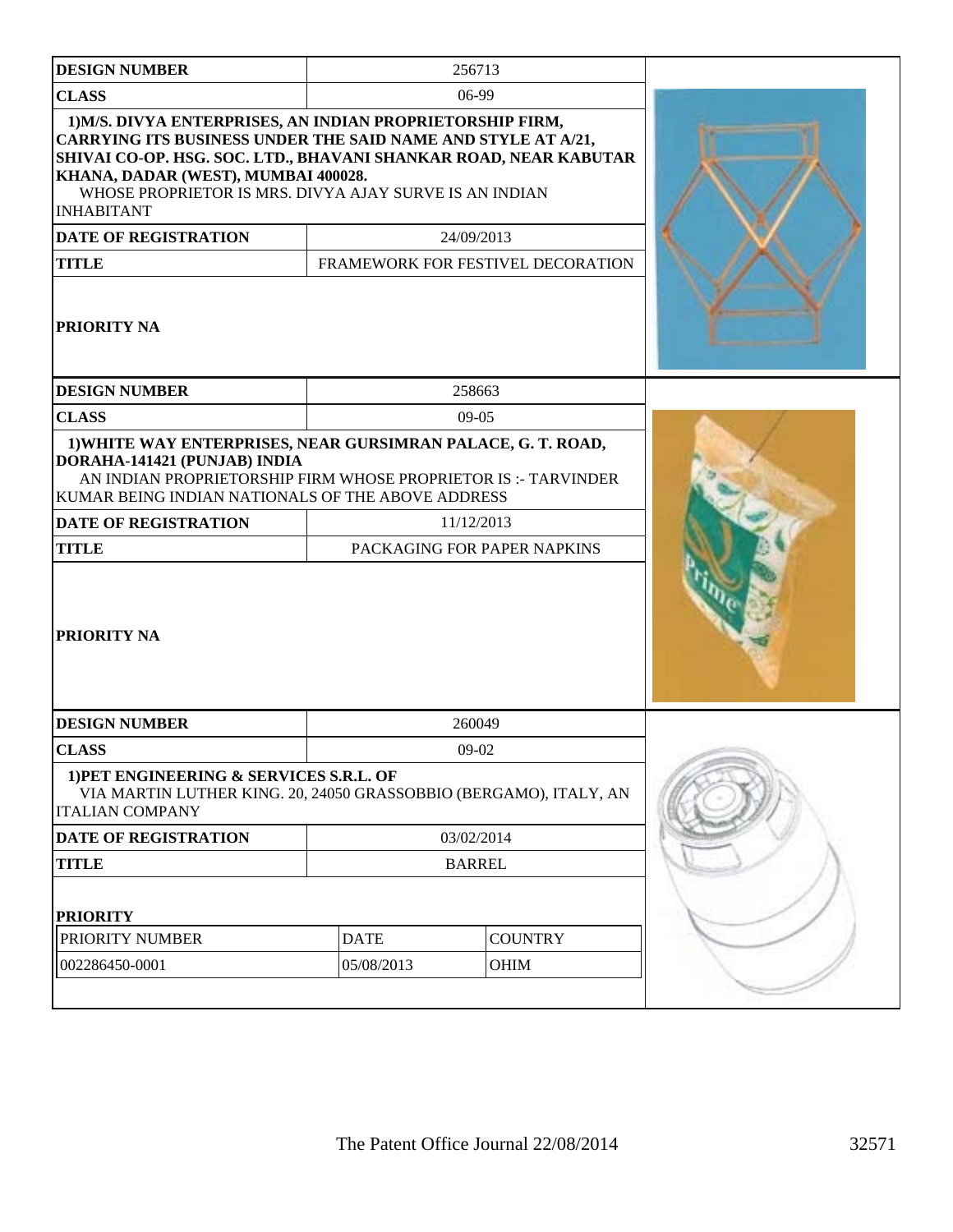| DESIGN NUMBER | 256713 |
|---|---|
| CLASS | 06-99 |
| 1)M/S. DIVYA ENTERPRISES, AN INDIAN PROPRIETORSHIP FIRM, CARRYING ITS BUSINESS UNDER THE SAID NAME AND STYLE AT A/21, SHIVAI CO-OP. HSG. SOC. LTD., BHAVANI SHANKAR ROAD, NEAR KABUTAR KHANA, DADAR (WEST), MUMBAI 400028. WHOSE PROPRIETOR IS MRS. DIVYA AJAY SURVE IS AN INDIAN INHABITANT | |
| DATE OF REGISTRATION | 24/09/2013 |
| TITLE | FRAMEWORK FOR FESTIVEL DECORATION |
| PRIORITY NA | |

| DESIGN NUMBER | 258663 |
|---|---|
| CLASS | 09-05 |
| 1)WHITE WAY ENTERPRISES, NEAR GURSIMRAN PALACE, G. T. ROAD, DORAHA-141421 (PUNJAB) INDIA AN INDIAN PROPRIETORSHIP FIRM WHOSE PROPRIETOR IS :- TARVINDER KUMAR BEING INDIAN NATIONALS OF THE ABOVE ADDRESS | |
| DATE OF REGISTRATION | 11/12/2013 |
| TITLE | PACKAGING FOR PAPER NAPKINS |
| PRIORITY NA | |

| DESIGN NUMBER | 260049 | |
|---|---|---|
| CLASS | 09-02 | |
| 1)PET ENGINEERING & SERVICES S.R.L. OF VIA MARTIN LUTHER KING. 20, 24050 GRASSOBBIO (BERGAMO), ITALY, AN ITALIAN COMPANY | | |
| DATE OF REGISTRATION | 03/02/2014 | |
| TITLE | BARREL | |
| PRIORITY | | |
| PRIORITY NUMBER | DATE | COUNTRY |
| 002286450-0001 | 05/08/2013 | OHIM |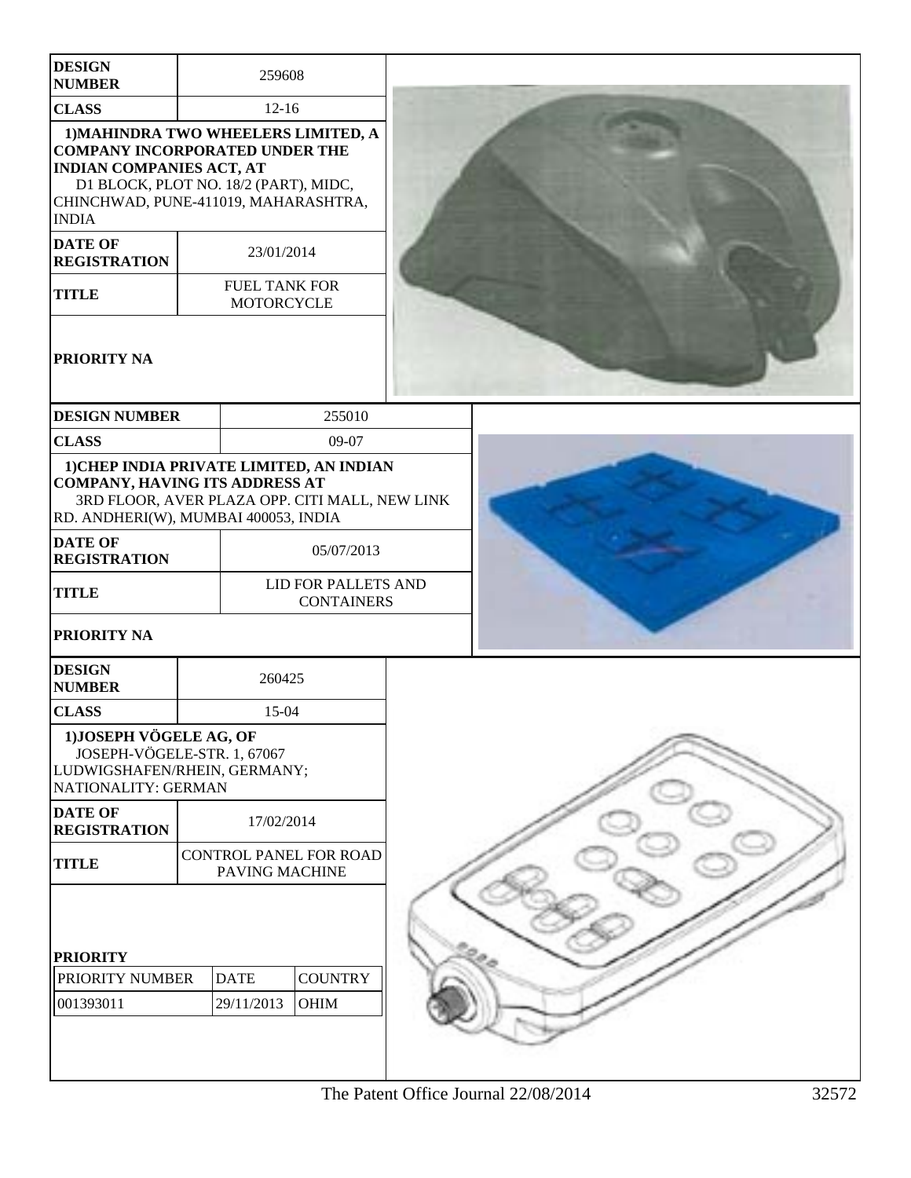| DESIGN NUMBER | 259608 |
|---|---|
| CLASS | 12-16 |
| 1)MAHINDRA TWO WHEELERS LIMITED, A COMPANY INCORPORATED UNDER THE INDIAN COMPANIES ACT, AT D1 BLOCK, PLOT NO. 18/2 (PART), MIDC, CHINCHWAD, PUNE-411019, MAHARASHTRA, INDIA | |
| DATE OF REGISTRATION | 23/01/2014 |
| TITLE | FUEL TANK FOR MOTORCYCLE |
| PRIORITY NA | |

| DESIGN NUMBER | 255010 |
|---|---|
| CLASS | 09-07 |
| 1)CHEP INDIA PRIVATE LIMITED, AN INDIAN COMPANY, HAVING ITS ADDRESS AT 3RD FLOOR, AVER PLAZA OPP. CITI MALL, NEW LINK RD. ANDHERI(W), MUMBAI 400053, INDIA | |
| DATE OF REGISTRATION | 05/07/2013 |
| TITLE | LID FOR PALLETS AND CONTAINERS |
| PRIORITY NA | |

| DESIGN NUMBER | 260425 |
|---|---|
| CLASS | 15-04 |
| 1)JOSEPH VÖGELE AG, OF JOSEPH-VÖGELE-STR. 1, 67067 LUDWIGSHAFEN/RHEIN, GERMANY; NATIONALITY: GERMAN | |
| DATE OF REGISTRATION | 17/02/2014 |
| TITLE | CONTROL PANEL FOR ROAD PAVING MACHINE |

**PRIORITY**

| PRIORITY NUMBER | DATE | COUNTRY |
|---|---|---|
| 001393011 | 29/11/2013 | OHIM |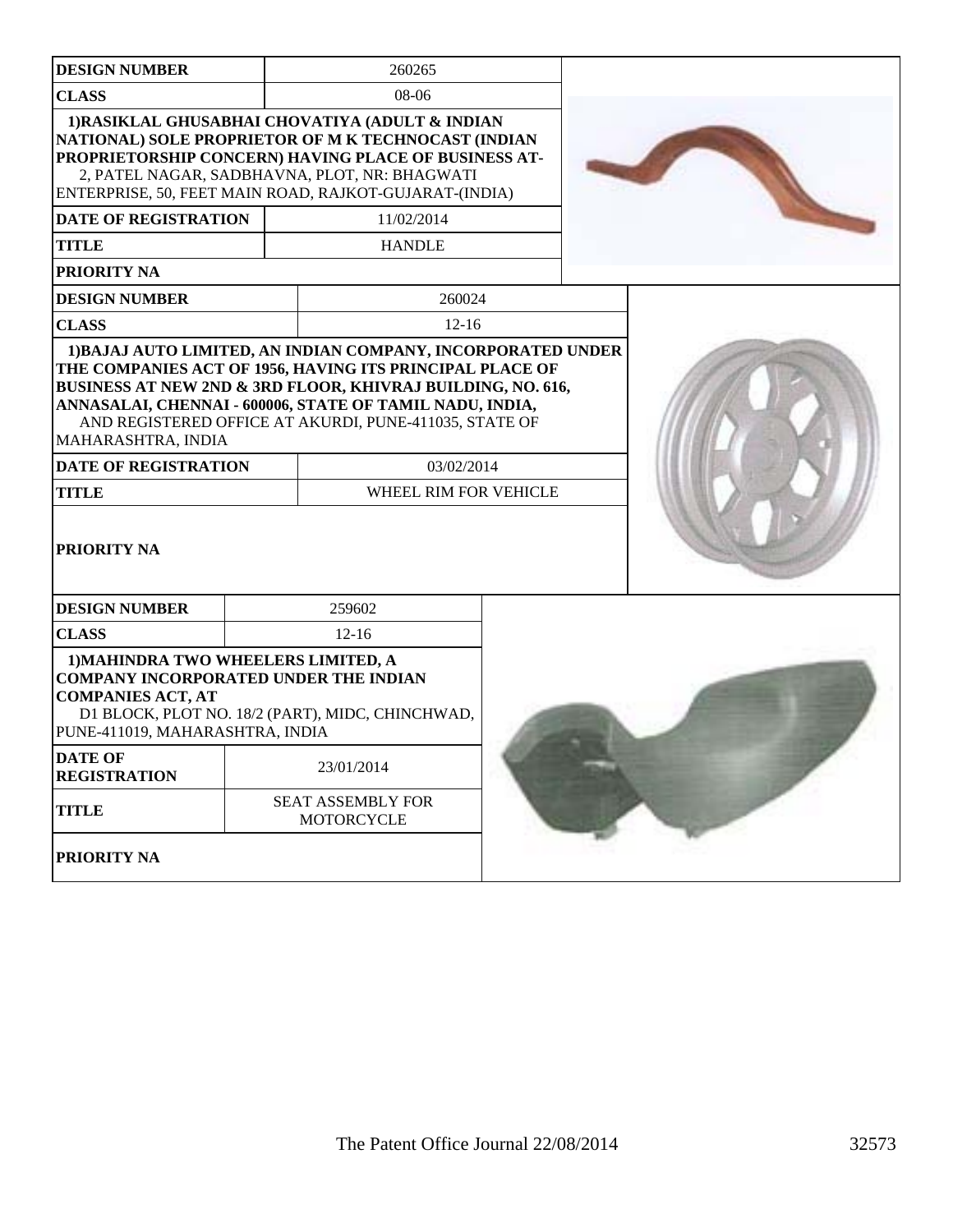| DESIGN NUMBER | 260265 |
|---|---|
| CLASS | 08-06 |
| 1)RASIKLAL GHUSABHAI CHOVATIYA (ADULT & INDIAN NATIONAL) SOLE PROPRIETOR OF M K TECHNOCAST (INDIAN PROPRIETORSHIP CONCERN) HAVING PLACE OF BUSINESS AT- 2, PATEL NAGAR, SADBHAVNA, PLOT, NR: BHAGWATI ENTERPRISE, 50, FEET MAIN ROAD, RAJKOT-GUJARAT-(INDIA) | |
| DATE OF REGISTRATION | 11/02/2014 |
| TITLE | HANDLE |
| PRIORITY NA | |

| DESIGN NUMBER | 260024 |
|---|---|
| CLASS | 12-16 |
| 1)BAJAJ AUTO LIMITED, AN INDIAN COMPANY, INCORPORATED UNDER THE COMPANIES ACT OF 1956, HAVING ITS PRINCIPAL PLACE OF BUSINESS AT NEW 2ND & 3RD FLOOR, KHIVRAJ BUILDING, NO. 616, ANNASALAI, CHENNAI - 600006, STATE OF TAMIL NADU, INDIA, AND REGISTERED OFFICE AT AKURDI, PUNE-411035, STATE OF MAHARASHTRA, INDIA | |
| DATE OF REGISTRATION | 03/02/2014 |
| TITLE | WHEEL RIM FOR VEHICLE |
| PRIORITY NA | |

| DESIGN NUMBER | 259602 |
|---|---|
| CLASS | 12-16 |
| 1)MAHINDRA TWO WHEELERS LIMITED, A COMPANY INCORPORATED UNDER THE INDIAN COMPANIES ACT, AT D1 BLOCK, PLOT NO. 18/2 (PART), MIDC, CHINCHWAD, PUNE-411019, MAHARASHTRA, INDIA | |
| DATE OF REGISTRATION | 23/01/2014 |
| TITLE | SEAT ASSEMBLY FOR MOTORCYCLE |
| PRIORITY NA | |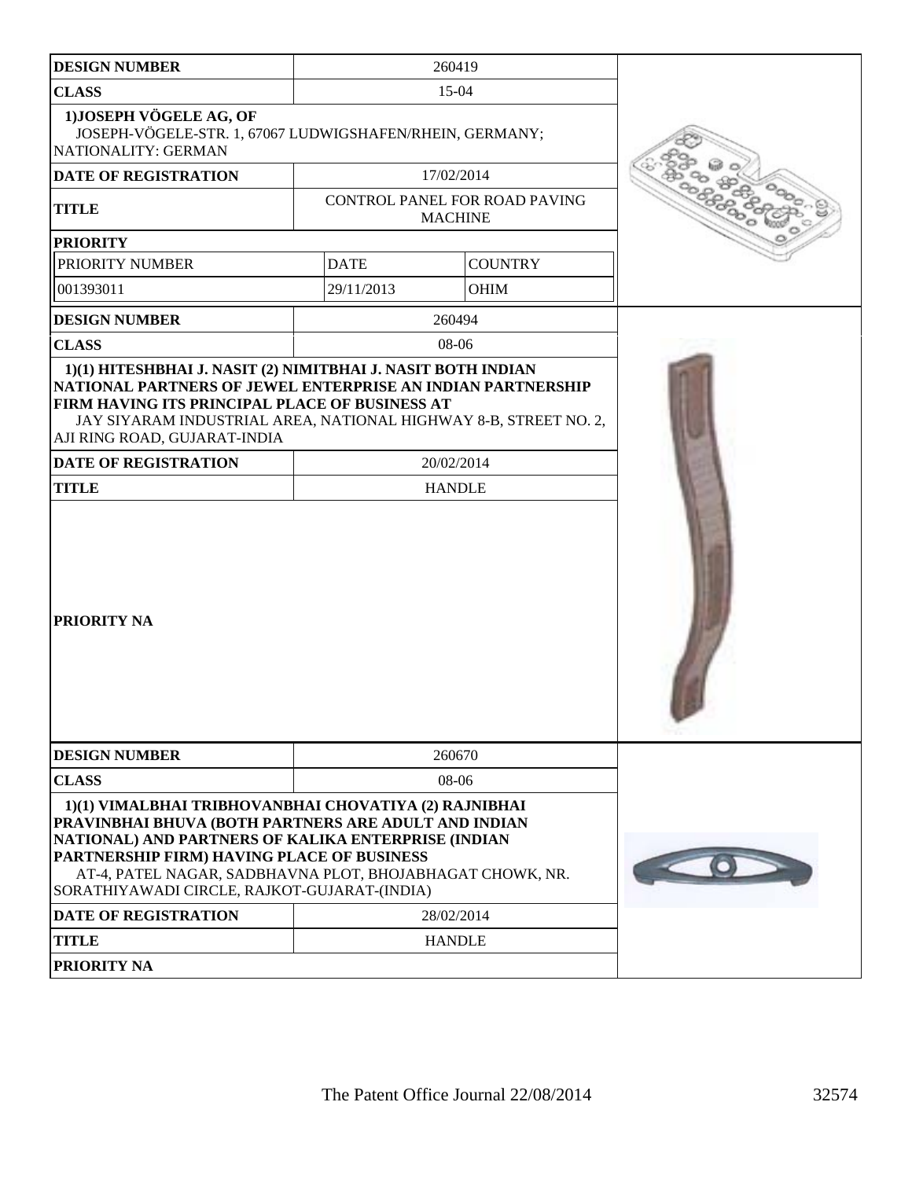| **DESIGN NUMBER** | 260419 | |
|---|---|---|
| **CLASS** | 15-04 | |
| **1)JOSEPH VÖGELE AG, OF** JOSEPH-VÖGELE-STR. 1, 67067 LUDWIGSHAFEN/RHEIN, GERMANY; NATIONALITY: GERMAN | | |
| **DATE OF REGISTRATION** | 17/02/2014 | |
| **TITLE** | CONTROL PANEL FOR ROAD PAVING MACHINE | |
| **PRIORITY** | | |
| PRIORITY NUMBER | DATE | COUNTRY |
| 001393011 | 29/11/2013 | OHIM |

| **DESIGN NUMBER** | 260494 |
|---|---|
| **CLASS** | 08-06 |
| **1)(1) HITESHBHAI J. NASIT (2) NIMITBHAI J. NASIT BOTH INDIAN NATIONAL PARTNERS OF JEWEL ENTERPRISE AN INDIAN PARTNERSHIP FIRM HAVING ITS PRINCIPAL PLACE OF BUSINESS AT** JAY SIYARAM INDUSTRIAL AREA, NATIONAL HIGHWAY 8-B, STREET NO. 2, AJI RING ROAD, GUJARAT-INDIA | |
| **DATE OF REGISTRATION** | 20/02/2014 |
| **TITLE** | HANDLE |
| **PRIORITY NA** | |

| **DESIGN NUMBER** | 260670 |
|---|---|
| **CLASS** | 08-06 |
| **1)(1) VIMALBHAI TRIBHOVANBHAI CHOVATIYA (2) RAJNIBHAI PRAVINBHAI BHUVA (BOTH PARTNERS ARE ADULT AND INDIAN NATIONAL) AND PARTNERS OF KALIKA ENTERPRISE (INDIAN PARTNERSHIP FIRM) HAVING PLACE OF BUSINESS** AT-4, PATEL NAGAR, SADBHAVNA PLOT, BHOJABHAGAT CHOWK, NR. SORATHIYAWADI CIRCLE, RAJKOT-GUJARAT-(INDIA) | |
| **DATE OF REGISTRATION** | 28/02/2014 |
| **TITLE** | HANDLE |
| **PRIORITY NA** | |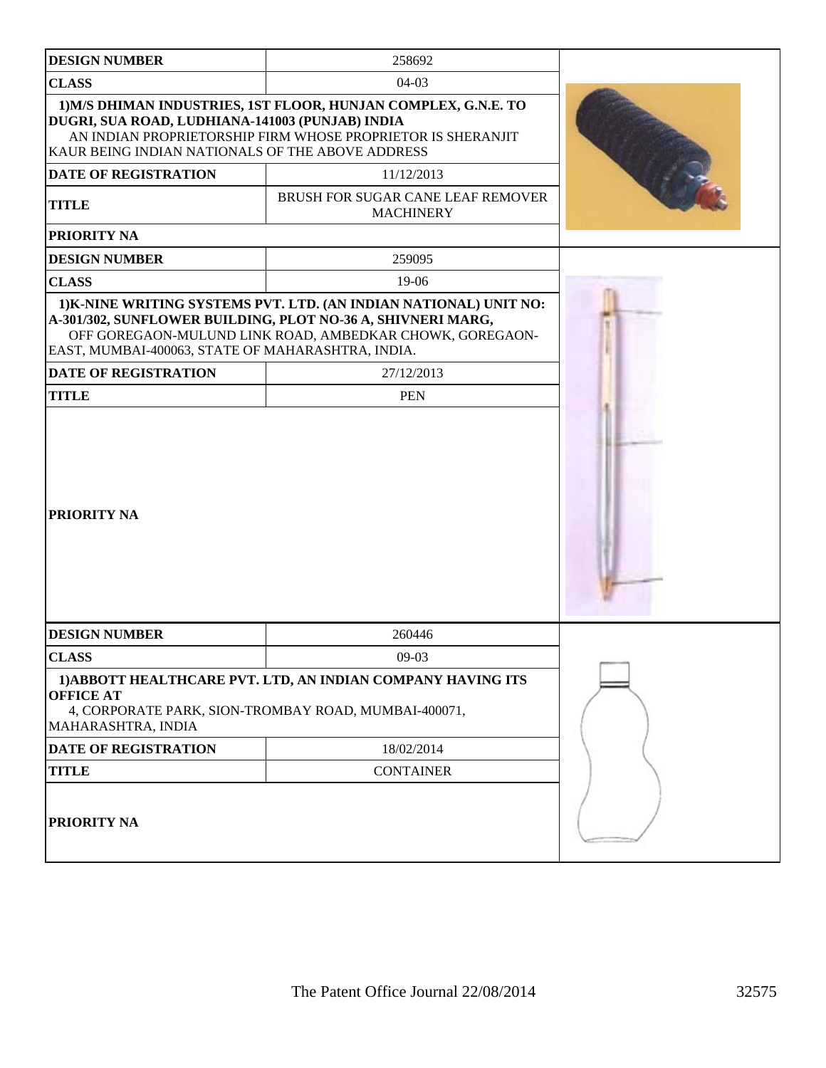| DESIGN NUMBER | 258692 |
| --- | --- |
| CLASS | 04-03 |
| 1)M/S DHIMAN INDUSTRIES, 1ST FLOOR, HUNJAN COMPLEX, G.N.E. TO DUGRI, SUA ROAD, LUDHIANA-141003 (PUNJAB) INDIA AN INDIAN PROPRIETORSHIP FIRM WHOSE PROPRIETOR IS SHERANJIT KAUR BEING INDIAN NATIONALS OF THE ABOVE ADDRESS | |
| DATE OF REGISTRATION | 11/12/2013 |
| TITLE | BRUSH FOR SUGAR CANE LEAF REMOVER MACHINERY |
| PRIORITY NA | |

| DESIGN NUMBER | 259095 |
| --- | --- |
| CLASS | 19-06 |
| 1)K-NINE WRITING SYSTEMS PVT. LTD. (AN INDIAN NATIONAL) UNIT NO: A-301/302, SUNFLOWER BUILDING, PLOT NO-36 A, SHIVNERI MARG, OFF GOREGAON-MULUND LINK ROAD, AMBEDKAR CHOWK, GOREGAON-EAST, MUMBAI-400063, STATE OF MAHARASHTRA, INDIA. | |
| DATE OF REGISTRATION | 27/12/2013 |
| TITLE | PEN |
| PRIORITY NA | |

| DESIGN NUMBER | 260446 |
| --- | --- |
| CLASS | 09-03 |
| 1)ABBOTT HEALTHCARE PVT. LTD, AN INDIAN COMPANY HAVING ITS OFFICE AT 4, CORPORATE PARK, SION-TROMBAY ROAD, MUMBAI-400071, MAHARASHTRA, INDIA | |
| DATE OF REGISTRATION | 18/02/2014 |
| TITLE | CONTAINER |
| PRIORITY NA | |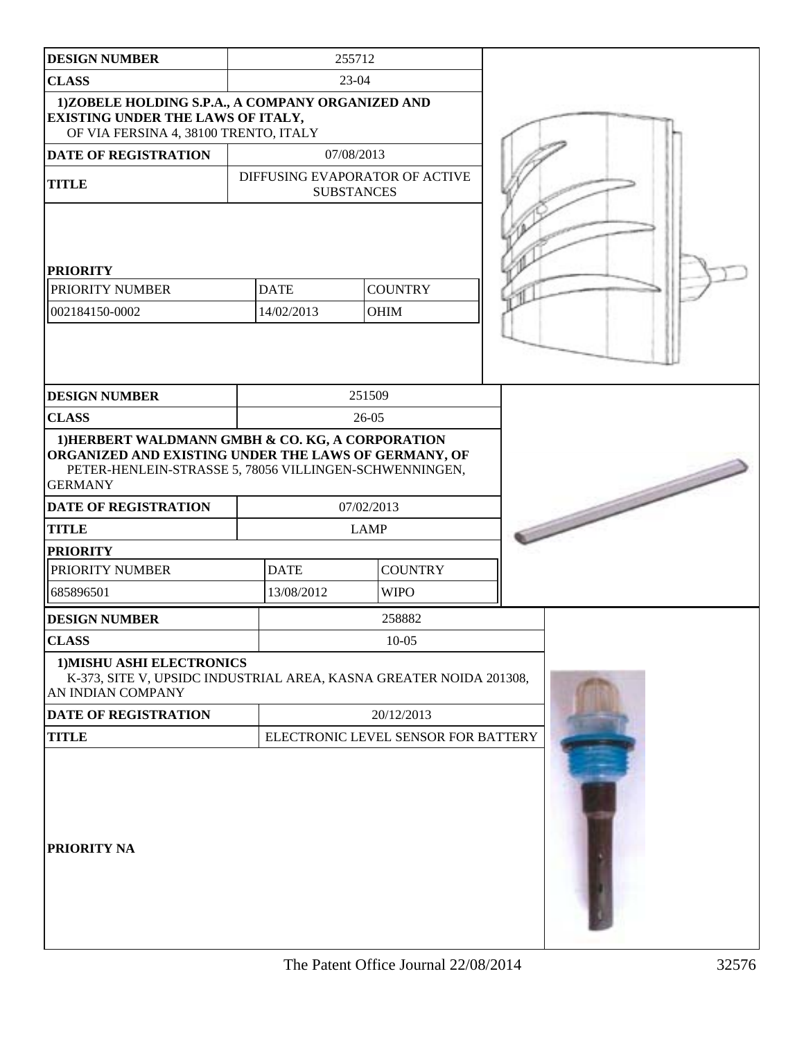| DESIGN NUMBER | 255712 | |
|---|---|---|
| CLASS | 23-04 | |
| 1)ZOBELE HOLDING S.P.A., A COMPANY ORGANIZED AND EXISTING UNDER THE LAWS OF ITALY, OF VIA FERSINA 4, 38100 TRENTO, ITALY | | |
| DATE OF REGISTRATION | 07/08/2013 | |
| TITLE | DIFFUSING EVAPORATOR OF ACTIVE SUBSTANCES | |
| **PRIORITY** | | |
| PRIORITY NUMBER | DATE | COUNTRY |
| 002184150-0002 | 14/02/2013 | OHIM |

| DESIGN NUMBER | 251509 | |
|---|---|---|
| CLASS | 26-05 | |
| 1)HERBERT WALDMANN GMBH & CO. KG, A CORPORATION ORGANIZED AND EXISTING UNDER THE LAWS OF GERMANY, OF PETER-HENLEIN-STRASSE 5, 78056 VILLINGEN-SCHWENNINGEN, GERMANY | | |
| DATE OF REGISTRATION | 07/02/2013 | |
| TITLE | LAMP | |
| **PRIORITY** | | |
| PRIORITY NUMBER | DATE | COUNTRY |
| 685896501 | 13/08/2012 | WIPO |

| DESIGN NUMBER | 258882 |
|---|---|
| CLASS | 10-05 |
| 1)MISHU ASHI ELECTRONICS K-373, SITE V, UPSIDC INDUSTRIAL AREA, KASNA GREATER NOIDA 201308, AN INDIAN COMPANY | |
| DATE OF REGISTRATION | 20/12/2013 |
| TITLE | ELECTRONIC LEVEL SENSOR FOR BATTERY |
| PRIORITY NA | |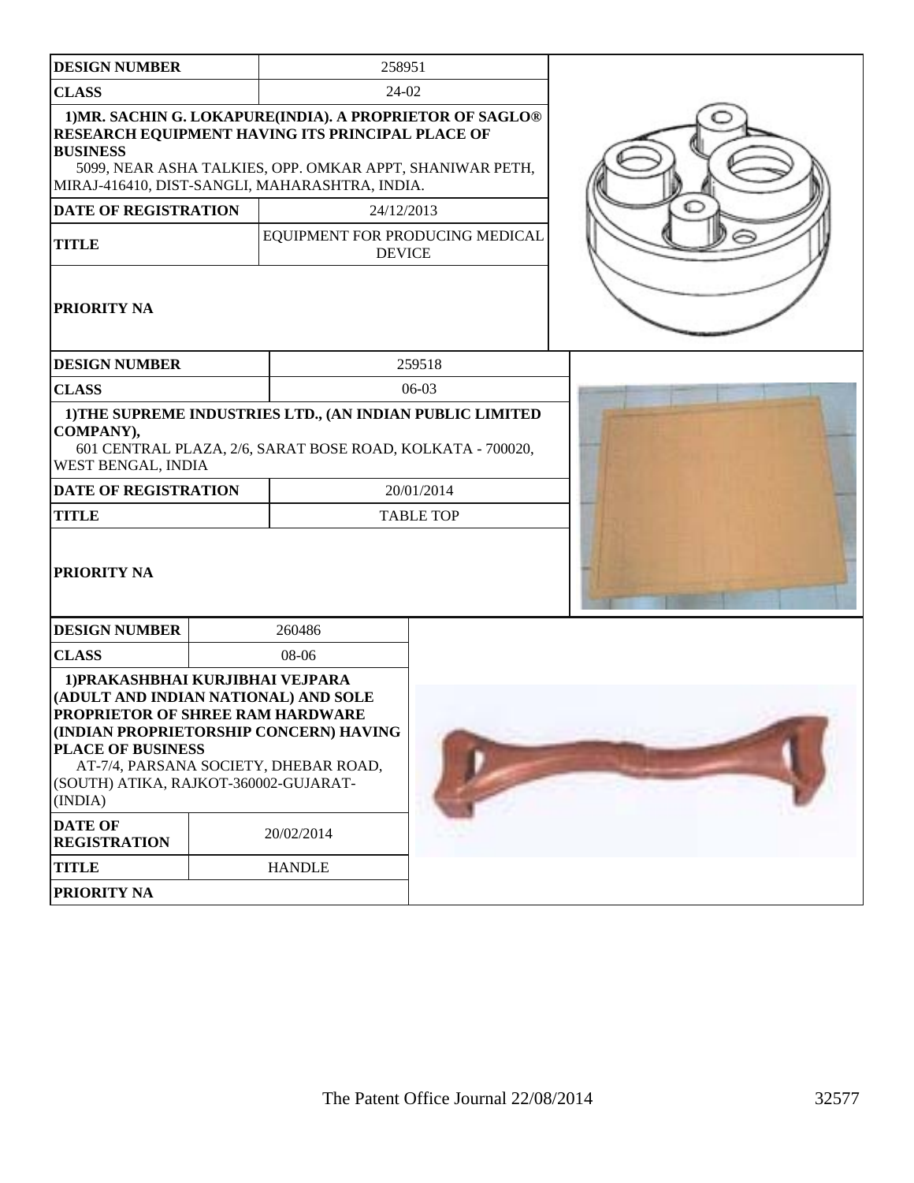| DESIGN NUMBER | 258951 |
| --- | --- |
| CLASS | 24-02 |
| 1)MR. SACHIN G. LOKAPURE(INDIA). A PROPRIETOR OF SAGLO® RESEARCH EQUIPMENT HAVING ITS PRINCIPAL PLACE OF BUSINESS 5099, NEAR ASHA TALKIES, OPP. OMKAR APPT, SHANIWAR PETH, MIRAJ-416410, DIST-SANGLI, MAHARASHTRA, INDIA. | |
| DATE OF REGISTRATION | 24/12/2013 |
| TITLE | EQUIPMENT FOR PRODUCING MEDICAL DEVICE |
| PRIORITY NA | |

| DESIGN NUMBER | 259518 |
| --- | --- |
| CLASS | 06-03 |
| 1)THE SUPREME INDUSTRIES LTD., (AN INDIAN PUBLIC LIMITED COMPANY), 601 CENTRAL PLAZA, 2/6, SARAT BOSE ROAD, KOLKATA - 700020, WEST BENGAL, INDIA | |
| DATE OF REGISTRATION | 20/01/2014 |
| TITLE | TABLE TOP |
| PRIORITY NA | |

| DESIGN NUMBER | 260486 |
| --- | --- |
| CLASS | 08-06 |
| 1)PRAKASHBHAI KURJIBHAI VEJPARA (ADULT AND INDIAN NATIONAL) AND SOLE PROPRIETOR OF SHREE RAM HARDWARE (INDIAN PROPRIETORSHIP CONCERN) HAVING PLACE OF BUSINESS AT-7/4, PARSANA SOCIETY, DHEBAR ROAD, (SOUTH) ATIKA, RAJKOT-360002-GUJARAT-(INDIA) | |
| DATE OF REGISTRATION | 20/02/2014 |
| TITLE | HANDLE |
| PRIORITY NA | |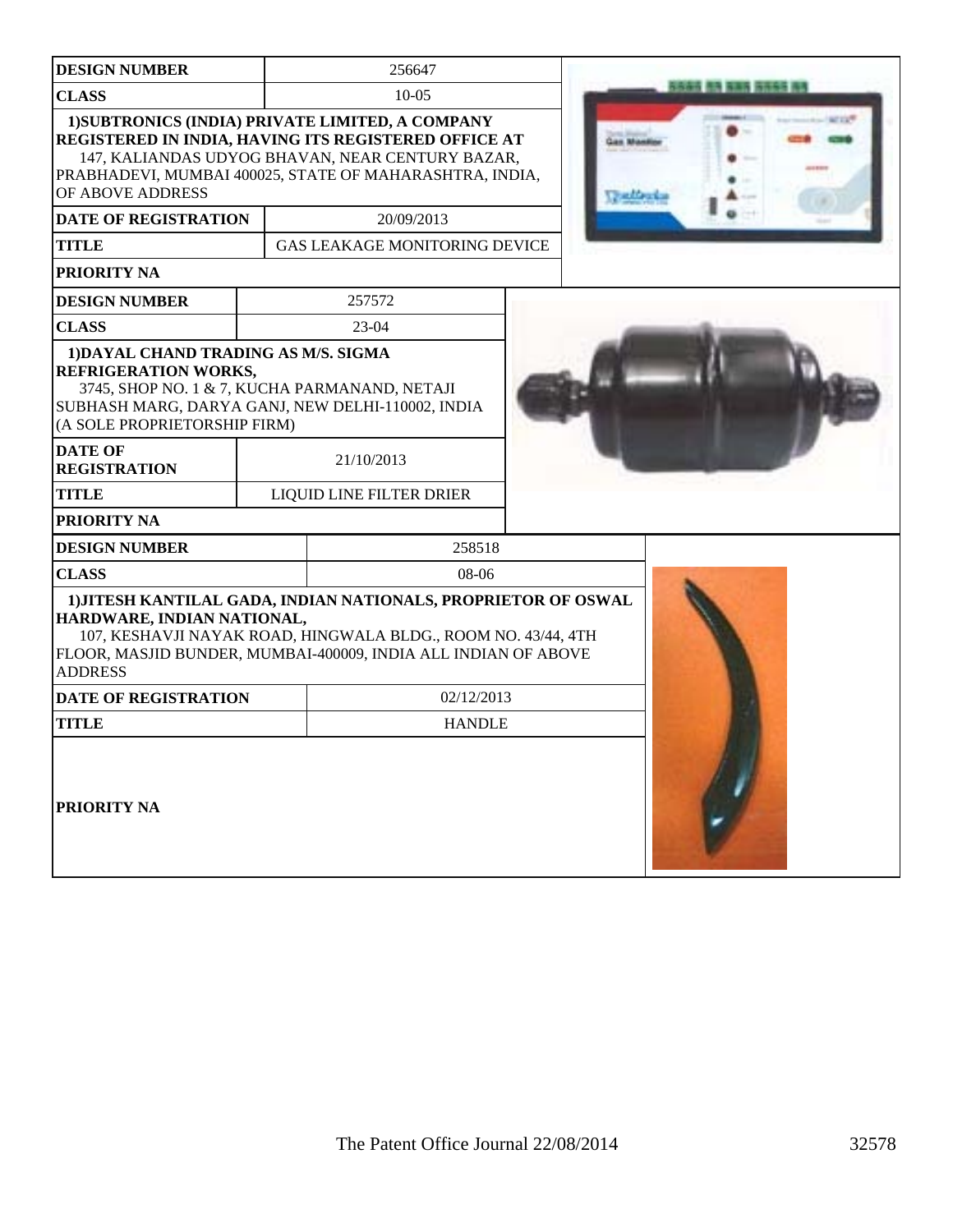| DESIGN NUMBER | 256647 |
|---|---|
| CLASS | 10-05 |
| 1)SUBTRONICS (INDIA) PRIVATE LIMITED, A COMPANY REGISTERED IN INDIA, HAVING ITS REGISTERED OFFICE AT 147, KALIANDAS UDYOG BHAVAN, NEAR CENTURY BAZAR, PRABHADEVI, MUMBAI 400025, STATE OF MAHARASHTRA, INDIA, OF ABOVE ADDRESS | |
| DATE OF REGISTRATION | 20/09/2013 |
| TITLE | GAS LEAKAGE MONITORING DEVICE |
| PRIORITY NA | |

| DESIGN NUMBER | 257572 |
|---|---|
| CLASS | 23-04 |
| 1)DAYAL CHAND TRADING AS M/S. SIGMA REFRIGERATION WORKS, 3745, SHOP NO. 1 & 7, KUCHA PARMANAND, NETAJI SUBHASH MARG, DARYA GANJ, NEW DELHI-110002, INDIA (A SOLE PROPRIETORSHIP FIRM) | |
| DATE OF REGISTRATION | 21/10/2013 |
| TITLE | LIQUID LINE FILTER DRIER |
| PRIORITY NA | |

| DESIGN NUMBER | 258518 |
|---|---|
| CLASS | 08-06 |
| 1)JITESH KANTILAL GADA, INDIAN NATIONALS, PROPRIETOR OF OSWAL HARDWARE, INDIAN NATIONAL, 107, KESHAVJI NAYAK ROAD, HINGWALA BLDG., ROOM NO. 43/44, 4TH FLOOR, MASJID BUNDER, MUMBAI-400009, INDIA ALL INDIAN OF ABOVE ADDRESS | |
| DATE OF REGISTRATION | 02/12/2013 |
| TITLE | HANDLE |
| PRIORITY NA | |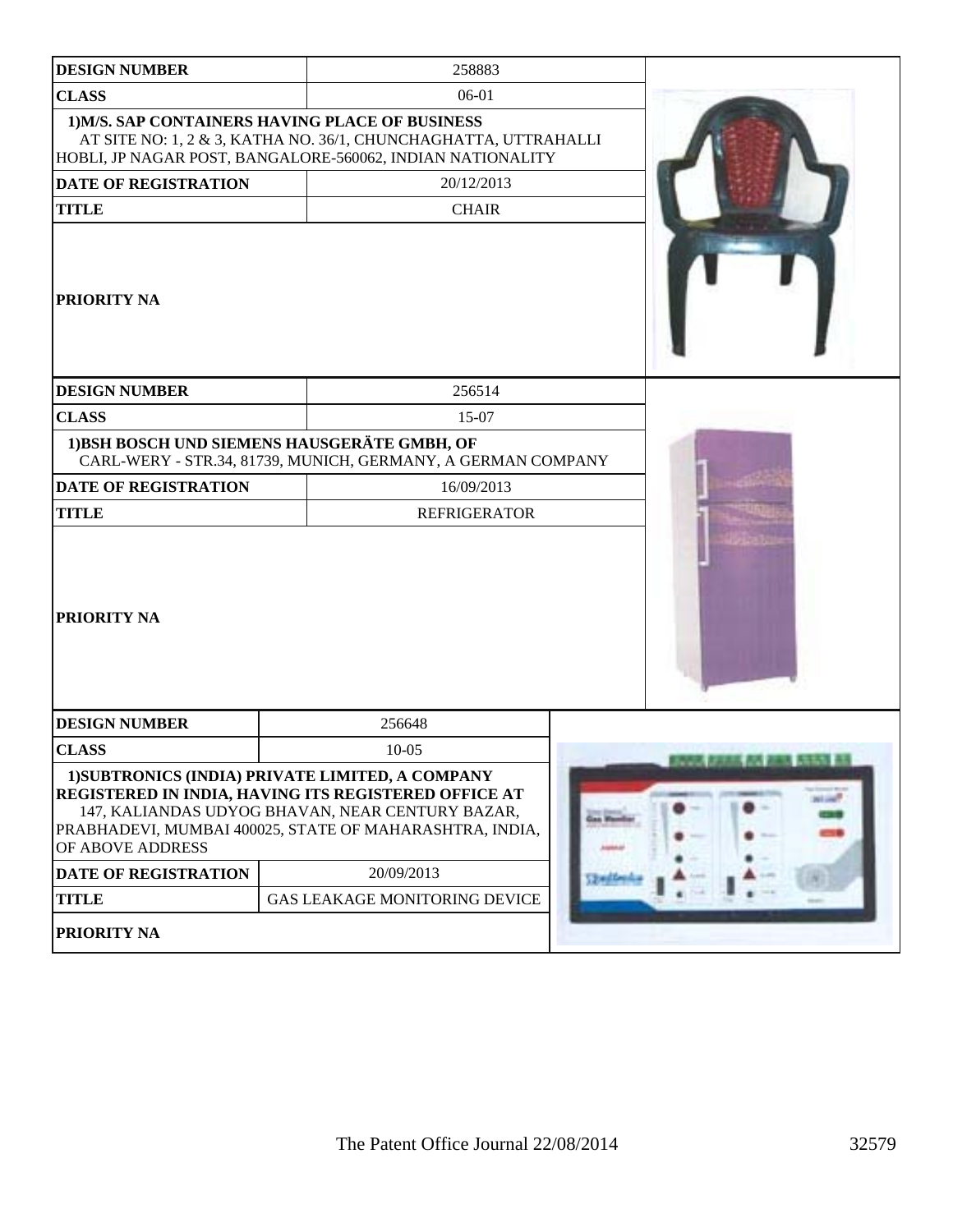| DESIGN NUMBER | 258883 |
| --- | --- |
| CLASS | 06-01 |
| 1)M/S. SAP CONTAINERS HAVING PLACE OF BUSINESS AT SITE NO: 1, 2 & 3, KATHA NO. 36/1, CHUNCHAGHATTA, UTTRAHALLI HOBLI, JP NAGAR POST, BANGALORE-560062, INDIAN NATIONALITY | |
| DATE OF REGISTRATION | 20/12/2013 |
| TITLE | CHAIR |
| PRIORITY NA | |

| DESIGN NUMBER | 256514 |
| --- | --- |
| CLASS | 15-07 |
| 1)BSH BOSCH UND SIEMENS HAUSGERÄTE GMBH, OF CARL-WERY - STR.34, 81739, MUNICH, GERMANY, A GERMAN COMPANY | |
| DATE OF REGISTRATION | 16/09/2013 |
| TITLE | REFRIGERATOR |
| PRIORITY NA | |

| DESIGN NUMBER | 256648 |
| --- | --- |
| CLASS | 10-05 |
| 1)SUBTRONICS (INDIA) PRIVATE LIMITED, A COMPANY REGISTERED IN INDIA, HAVING ITS REGISTERED OFFICE AT 147, KALIANDAS UDYOG BHAVAN, NEAR CENTURY BAZAR, PRABHADEVI, MUMBAI 400025, STATE OF MAHARASHTRA, INDIA, OF ABOVE ADDRESS | |
| DATE OF REGISTRATION | 20/09/2013 |
| TITLE | GAS LEAKAGE MONITORING DEVICE |
| PRIORITY NA | |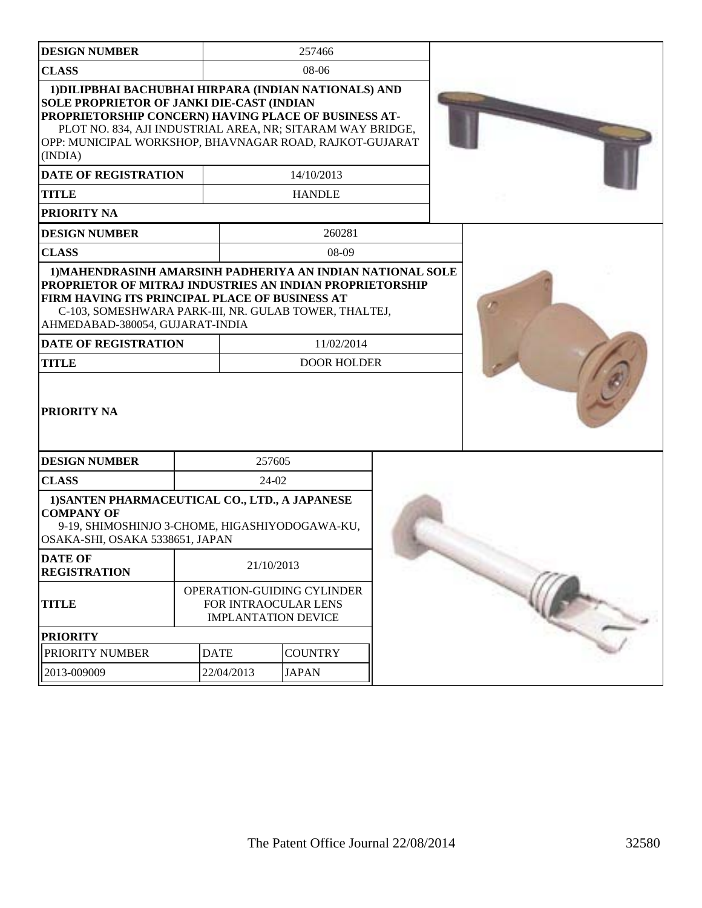| | |
|---|---|
| **DESIGN NUMBER** | 257466 |
| **CLASS** | 08-06 |
| **1)DILIPBHAI BACHUBHAI HIRPARA (INDIAN NATIONALS) AND SOLE PROPRIETOR OF JANKI DIE-CAST (INDIAN PROPRIETORSHIP CONCERN) HAVING PLACE OF BUSINESS AT-** PLOT NO. 834, AJI INDUSTRIAL AREA, NR; SITARAM WAY BRIDGE, OPP: MUNICIPAL WORKSHOP, BHAVNAGAR ROAD, RAJKOT-GUJARAT (INDIA) | |
| **DATE OF REGISTRATION** | 14/10/2013 |
| **TITLE** | HANDLE |
| **PRIORITY NA** | |

| | |
|---|---|
| **DESIGN NUMBER** | 260281 |
| **CLASS** | 08-09 |
| **1)MAHENDRASINH AMARSINH PADHERIYA AN INDIAN NATIONAL SOLE PROPRIETOR OF MITRAJ INDUSTRIES AN INDIAN PROPRIETORSHIP FIRM HAVING ITS PRINCIPAL PLACE OF BUSINESS AT** C-103, SOMESHWARA PARK-III, NR. GULAB TOWER, THALTEJ, AHMEDABAD-380054, GUJARAT-INDIA | |
| **DATE OF REGISTRATION** | 11/02/2014 |
| **TITLE** | DOOR HOLDER |
| **PRIORITY NA** | |

| | | |
|---|---|---|
| **DESIGN NUMBER** | 257605 | |
| **CLASS** | 24-02 | |
| **1)SANTEN PHARMACEUTICAL CO., LTD., A JAPANESE COMPANY OF** 9-19, SHIMOSHINJO 3-CHOME, HIGASHIYODOGAWA-KU, OSAKA-SHI, OSAKA 5338651, JAPAN | | |
| **DATE OF REGISTRATION** | 21/10/2013 | |
| **TITLE** | OPERATION-GUIDING CYLINDER FOR INTRAOCULAR LENS IMPLANTATION DEVICE | |
| **PRIORITY** | | |
| PRIORITY NUMBER | DATE | COUNTRY |
| 2013-009009 | 22/04/2013 | JAPAN |